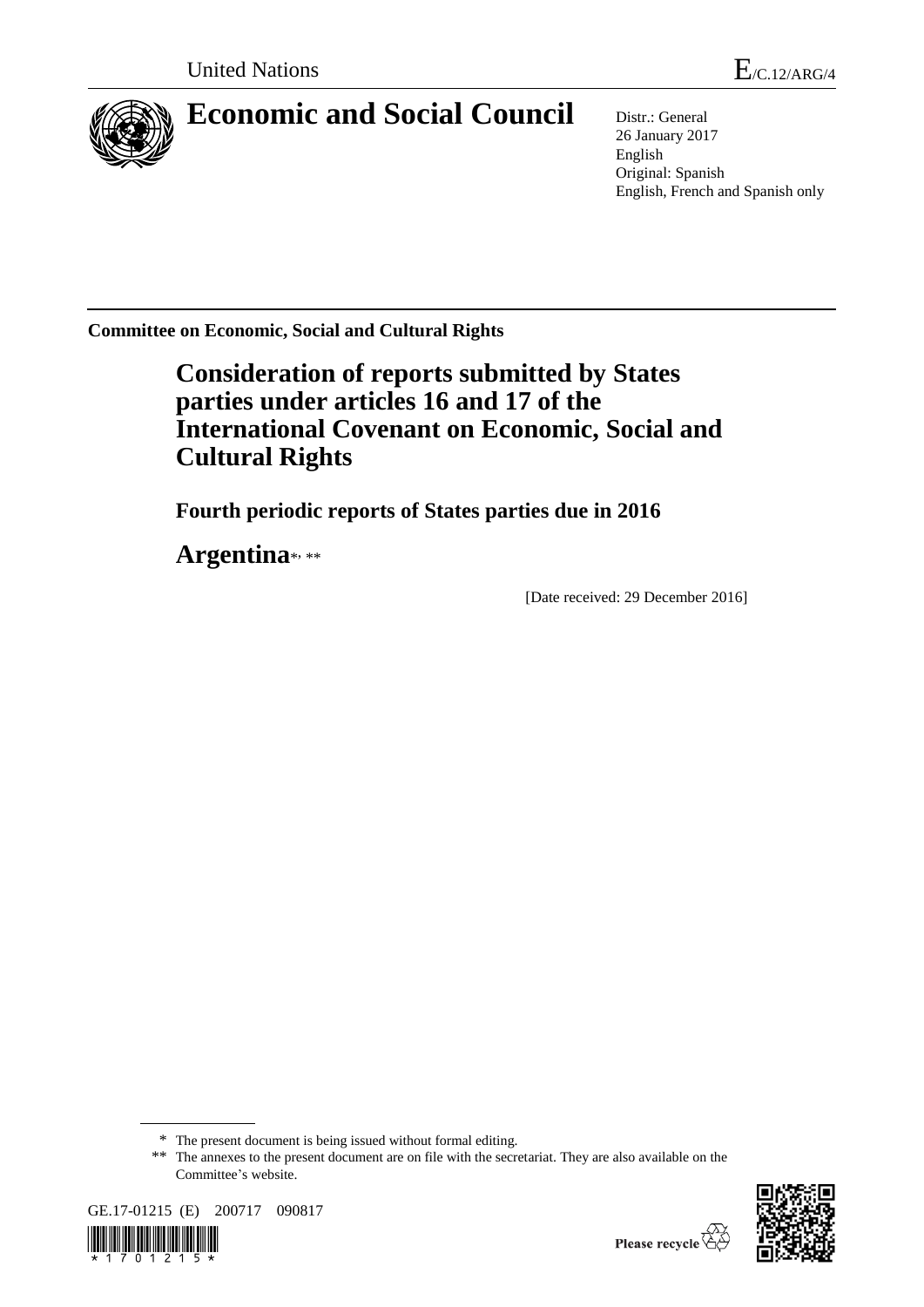United Nations E/C.12/ARG/4

# Economic and Social Council

Distr.: General
26 January 2017
English
Original: Spanish
English, French and Spanish only

**Committee on Economic, Social and Cultural Rights**

## Consideration of reports submitted by States parties under articles 16 and 17 of the International Covenant on Economic, Social and Cultural Rights

### Fourth periodic reports of States parties due in 2016

## Argentina*, **

[Date received: 29 December 2016]

\* The present document is being issued without formal editing.

\*\* The annexes to the present document are on file with the secretariat. They are also available on the Committee's website.

GE.17-01215 (E) 200717 090817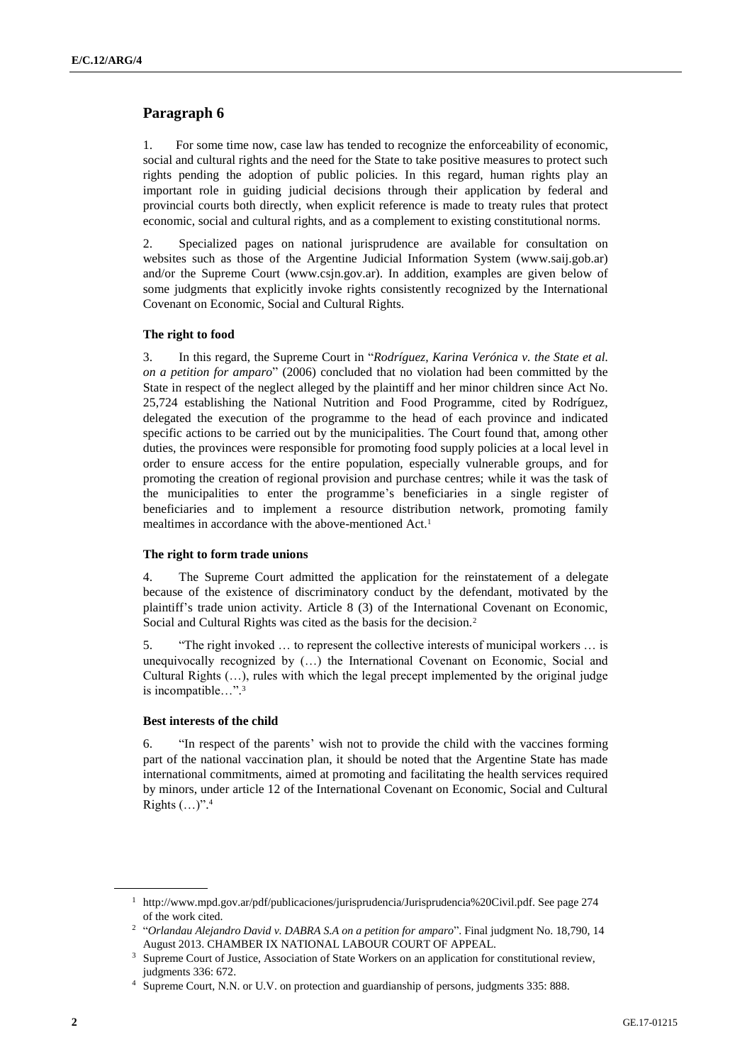## Paragraph 6

1. For some time now, case law has tended to recognize the enforceability of economic, social and cultural rights and the need for the State to take positive measures to protect such rights pending the adoption of public policies. In this regard, human rights play an important role in guiding judicial decisions through their application by federal and provincial courts both directly, when explicit reference is made to treaty rules that protect economic, social and cultural rights, and as a complement to existing constitutional norms.

2. Specialized pages on national jurisprudence are available for consultation on websites such as those of the Argentine Judicial Information System (www.saij.gob.ar) and/or the Supreme Court (www.csjn.gov.ar). In addition, examples are given below of some judgments that explicitly invoke rights consistently recognized by the International Covenant on Economic, Social and Cultural Rights.

#### The right to food

3. In this regard, the Supreme Court in "*Rodríguez, Karina Verónica v. the State et al. on a petition for amparo*" (2006) concluded that no violation had been committed by the State in respect of the neglect alleged by the plaintiff and her minor children since Act No. 25,724 establishing the National Nutrition and Food Programme, cited by Rodríguez, delegated the execution of the programme to the head of each province and indicated specific actions to be carried out by the municipalities. The Court found that, among other duties, the provinces were responsible for promoting food supply policies at a local level in order to ensure access for the entire population, especially vulnerable groups, and for promoting the creation of regional provision and purchase centres; while it was the task of the municipalities to enter the programme's beneficiaries in a single register of beneficiaries and to implement a resource distribution network, promoting family mealtimes in accordance with the above-mentioned Act.[1]

#### The right to form trade unions

4. The Supreme Court admitted the application for the reinstatement of a delegate because of the existence of discriminatory conduct by the defendant, motivated by the plaintiff's trade union activity. Article 8 (3) of the International Covenant on Economic, Social and Cultural Rights was cited as the basis for the decision.[2]

5. "The right invoked … to represent the collective interests of municipal workers … is unequivocally recognized by (…) the International Covenant on Economic, Social and Cultural Rights (…), rules with which the legal precept implemented by the original judge is incompatible…".[3]

#### Best interests of the child

6. "In respect of the parents' wish not to provide the child with the vaccines forming part of the national vaccination plan, it should be noted that the Argentine State has made international commitments, aimed at promoting and facilitating the health services required by minors, under article 12 of the International Covenant on Economic, Social and Cultural Rights (…)".[4]

---

[1] http://www.mpd.gov.ar/pdf/publicaciones/jurisprudencia/Jurisprudencia%20Civil.pdf. See page 274 of the work cited.

[2] "*Orlandau Alejandro David v. DABRA S.A on a petition for amparo*". Final judgment No. 18,790, 14 August 2013. CHAMBER IX NATIONAL LABOUR COURT OF APPEAL.

[3] Supreme Court of Justice, Association of State Workers on an application for constitutional review, judgments 336: 672.

[4] Supreme Court, N.N. or U.V. on protection and guardianship of persons, judgments 335: 888.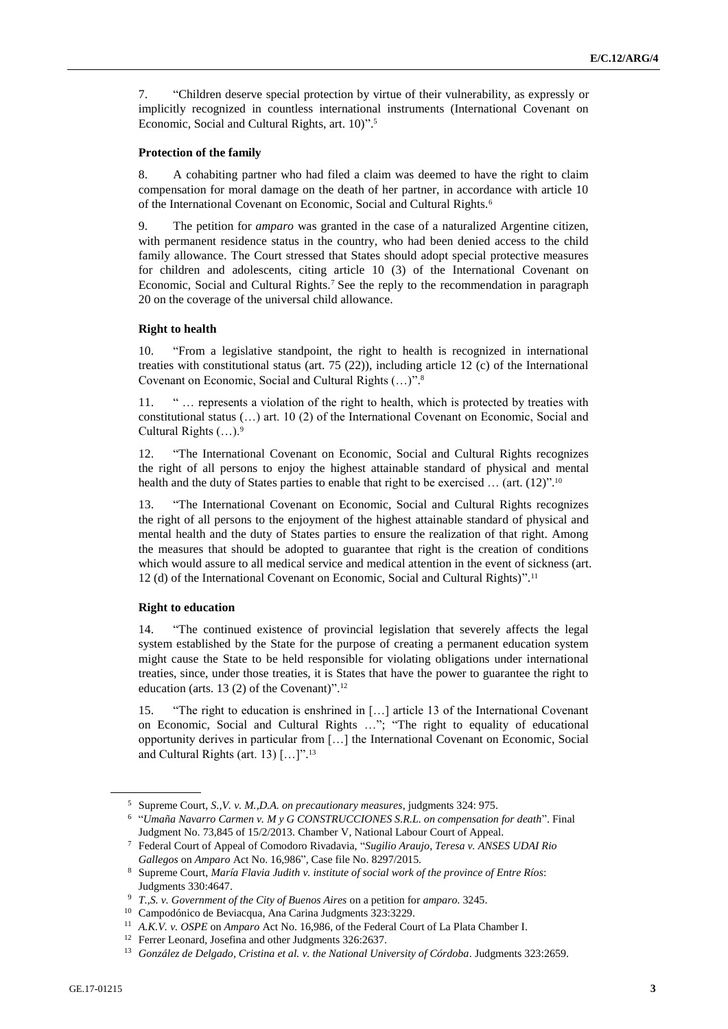7. "Children deserve special protection by virtue of their vulnerability, as expressly or implicitly recognized in countless international instruments (International Covenant on Economic, Social and Cultural Rights, art. 10)".[5]

**Protection of the family**

8. A cohabiting partner who had filed a claim was deemed to have the right to claim compensation for moral damage on the death of her partner, in accordance with article 10 of the International Covenant on Economic, Social and Cultural Rights.[6]

9. The petition for *amparo* was granted in the case of a naturalized Argentine citizen, with permanent residence status in the country, who had been denied access to the child family allowance. The Court stressed that States should adopt special protective measures for children and adolescents, citing article 10 (3) of the International Covenant on Economic, Social and Cultural Rights.[7] See the reply to the recommendation in paragraph 20 on the coverage of the universal child allowance.

**Right to health**

10. "From a legislative standpoint, the right to health is recognized in international treaties with constitutional status (art. 75 (22)), including article 12 (c) of the International Covenant on Economic, Social and Cultural Rights (…)".[8]

11. " … represents a violation of the right to health, which is protected by treaties with constitutional status (…) art. 10 (2) of the International Covenant on Economic, Social and Cultural Rights (…).[9]

12. "The International Covenant on Economic, Social and Cultural Rights recognizes the right of all persons to enjoy the highest attainable standard of physical and mental health and the duty of States parties to enable that right to be exercised … (art. (12)".[10]

13. "The International Covenant on Economic, Social and Cultural Rights recognizes the right of all persons to the enjoyment of the highest attainable standard of physical and mental health and the duty of States parties to ensure the realization of that right. Among the measures that should be adopted to guarantee that right is the creation of conditions which would assure to all medical service and medical attention in the event of sickness (art. 12 (d) of the International Covenant on Economic, Social and Cultural Rights)".[11]

**Right to education**

14. "The continued existence of provincial legislation that severely affects the legal system established by the State for the purpose of creating a permanent education system might cause the State to be held responsible for violating obligations under international treaties, since, under those treaties, it is States that have the power to guarantee the right to education (arts. 13 (2) of the Covenant)".[12]

15. "The right to education is enshrined in […] article 13 of the International Covenant on Economic, Social and Cultural Rights …"; "The right to equality of educational opportunity derives in particular from […] the International Covenant on Economic, Social and Cultural Rights (art. 13) […]".[13]

---

[5] Supreme Court, *S.,V. v. M.,D.A. on precautionary measures*, judgments 324: 975.

[6] "*Umaña Navarro Carmen v. M y G CONSTRUCCIONES S.R.L. on compensation for death*". Final Judgment No. 73,845 of 15/2/2013. Chamber V, National Labour Court of Appeal.

[7] Federal Court of Appeal of Comodoro Rivadavia, "*Sugilio Araujo, Teresa v. ANSES UDAI Rio Gallegos* on *Amparo* Act No. 16,986", Case file No. 8297/2015.

[8] Supreme Court, *María Flavia Judith v. institute of social work of the province of Entre Ríos*: Judgments 330:4647.

[9] *T.,S. v. Government of the City of Buenos Aires* on a petition for *amparo*. 3245.

[10] Campodónico de Beviacqua, Ana Carina Judgments 323:3229.

[11] *A.K.V. v. OSPE* on *Amparo* Act No. 16,986, of the Federal Court of La Plata Chamber I.

[12] Ferrer Leonard, Josefina and other Judgments 326:2637.

[13] *González de Delgado, Cristina et al. v. the National University of Córdoba*. Judgments 323:2659.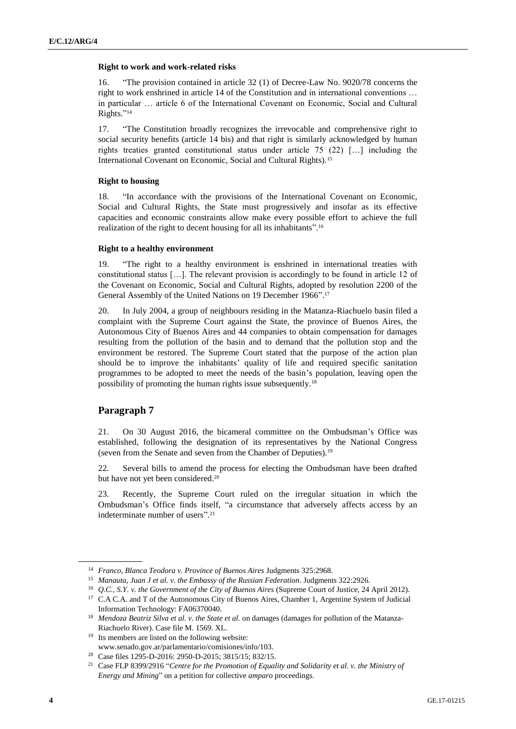#### Right to work and work-related risks

16. "The provision contained in article 32 (1) of Decree-Law No. 9020/78 concerns the right to work enshrined in article 14 of the Constitution and in international conventions … in particular … article 6 of the International Covenant on Economic, Social and Cultural Rights."[14]

17. "The Constitution broadly recognizes the irrevocable and comprehensive right to social security benefits (article 14 bis) and that right is similarly acknowledged by human rights treaties granted constitutional status under article 75 (22) […] including the International Covenant on Economic, Social and Cultural Rights).[15]

#### Right to housing

18. "In accordance with the provisions of the International Covenant on Economic, Social and Cultural Rights, the State must progressively and insofar as its effective capacities and economic constraints allow make every possible effort to achieve the full realization of the right to decent housing for all its inhabitants".[16]

#### Right to a healthy environment

19. "The right to a healthy environment is enshrined in international treaties with constitutional status […]. The relevant provision is accordingly to be found in article 12 of the Covenant on Economic, Social and Cultural Rights, adopted by resolution 2200 of the General Assembly of the United Nations on 19 December 1966".[17]

20. In July 2004, a group of neighbours residing in the Matanza-Riachuelo basin filed a complaint with the Supreme Court against the State, the province of Buenos Aires, the Autonomous City of Buenos Aires and 44 companies to obtain compensation for damages resulting from the pollution of the basin and to demand that the pollution stop and the environment be restored. The Supreme Court stated that the purpose of the action plan should be to improve the inhabitants' quality of life and required specific sanitation programmes to be adopted to meet the needs of the basin's population, leaving open the possibility of promoting the human rights issue subsequently.[18]

## Paragraph 7

21. On 30 August 2016, the bicameral committee on the Ombudsman's Office was established, following the designation of its representatives by the National Congress (seven from the Senate and seven from the Chamber of Deputies).[19]

22. Several bills to amend the process for electing the Ombudsman have been drafted but have not yet been considered.[20]

23. Recently, the Supreme Court ruled on the irregular situation in which the Ombudsman's Office finds itself, "a circumstance that adversely affects access by an indeterminate number of users".[21]

---

[14] *Franco, Blanca Teodora v. Province of Buenos Aires* Judgments 325:2968.

[15] *Manauta, Juan J et al. v. the Embassy of the Russian Federation*. Judgments 322:2926.

[16] *Q.C., S.Y. v. the Government of the City of Buenos Aires* (Supreme Court of Justice, 24 April 2012).

[17] C.A C.A. and T of the Autonomous City of Buenos Aires, Chamber 1, Argentine System of Judicial Information Technology: FA06370040.

[18] *Mendoza Beatriz Silva et al. v. the State et al.* on damages (damages for pollution of the Matanza-Riachuelo River). Case file M. 1569. XL.

[19] Its members are listed on the following website: www.senado.gov.ar/parlamentario/comisiones/info/103.

[20] Case files 1295-D-2016: 2950-D-2015; 3815/15; 832/15.

[21] Case FLP 8399/2916 "*Centre for the Promotion of Equality and Solidarity et al. v. the Ministry of Energy and Mining*" on a petition for collective *amparo* proceedings.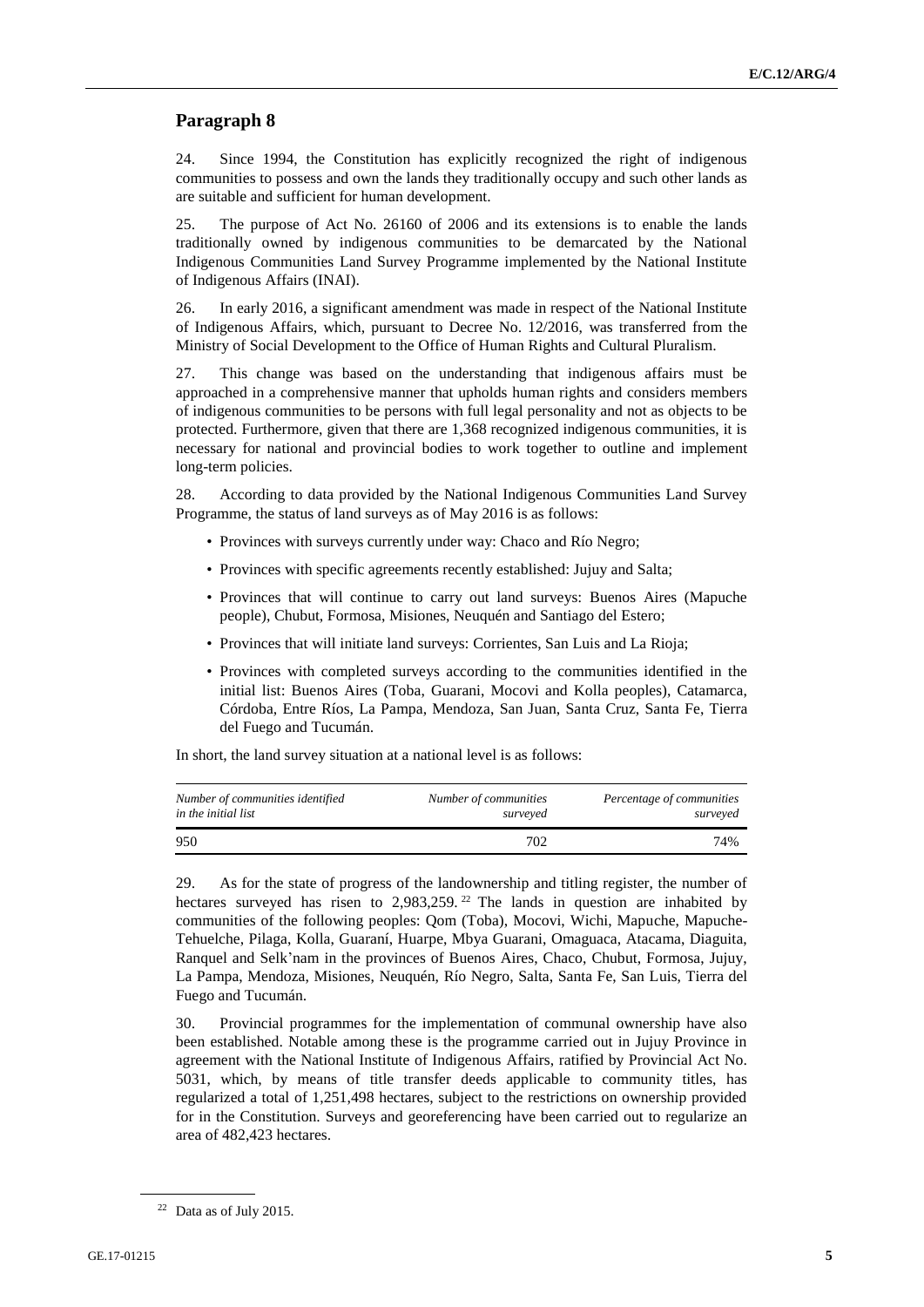## Paragraph 8

24. Since 1994, the Constitution has explicitly recognized the right of indigenous communities to possess and own the lands they traditionally occupy and such other lands as are suitable and sufficient for human development.

25. The purpose of Act No. 26160 of 2006 and its extensions is to enable the lands traditionally owned by indigenous communities to be demarcated by the National Indigenous Communities Land Survey Programme implemented by the National Institute of Indigenous Affairs (INAI).

26. In early 2016, a significant amendment was made in respect of the National Institute of Indigenous Affairs, which, pursuant to Decree No. 12/2016, was transferred from the Ministry of Social Development to the Office of Human Rights and Cultural Pluralism.

27. This change was based on the understanding that indigenous affairs must be approached in a comprehensive manner that upholds human rights and considers members of indigenous communities to be persons with full legal personality and not as objects to be protected. Furthermore, given that there are 1,368 recognized indigenous communities, it is necessary for national and provincial bodies to work together to outline and implement long-term policies.

28. According to data provided by the National Indigenous Communities Land Survey Programme, the status of land surveys as of May 2016 is as follows:

- Provinces with surveys currently under way: Chaco and Río Negro;
- Provinces with specific agreements recently established: Jujuy and Salta;
- Provinces that will continue to carry out land surveys: Buenos Aires (Mapuche people), Chubut, Formosa, Misiones, Neuquén and Santiago del Estero;
- Provinces that will initiate land surveys: Corrientes, San Luis and La Rioja;
- Provinces with completed surveys according to the communities identified in the initial list: Buenos Aires (Toba, Guarani, Mocovi and Kolla peoples), Catamarca, Córdoba, Entre Ríos, La Pampa, Mendoza, San Juan, Santa Cruz, Santa Fe, Tierra del Fuego and Tucumán.

In short, the land survey situation at a national level is as follows:

| *Number of communities identified in the initial list* | *Number of communities surveyed* | *Percentage of communities surveyed* |
|---|---|---|
| 950 | 702 | 74% |

29. As for the state of progress of the landownership and titling register, the number of hectares surveyed has risen to 2,983,259.[22] The lands in question are inhabited by communities of the following peoples: Qom (Toba), Mocovi, Wichi, Mapuche, Mapuche-Tehuelche, Pilaga, Kolla, Guaraní, Huarpe, Mbya Guarani, Omaguaca, Atacama, Diaguita, Ranquel and Selk'nam in the provinces of Buenos Aires, Chaco, Chubut, Formosa, Jujuy, La Pampa, Mendoza, Misiones, Neuquén, Río Negro, Salta, Santa Fe, San Luis, Tierra del Fuego and Tucumán.

30. Provincial programmes for the implementation of communal ownership have also been established. Notable among these is the programme carried out in Jujuy Province in agreement with the National Institute of Indigenous Affairs, ratified by Provincial Act No. 5031, which, by means of title transfer deeds applicable to community titles, has regularized a total of 1,251,498 hectares, subject to the restrictions on ownership provided for in the Constitution. Surveys and georeferencing have been carried out to regularize an area of 482,423 hectares.

[22] Data as of July 2015.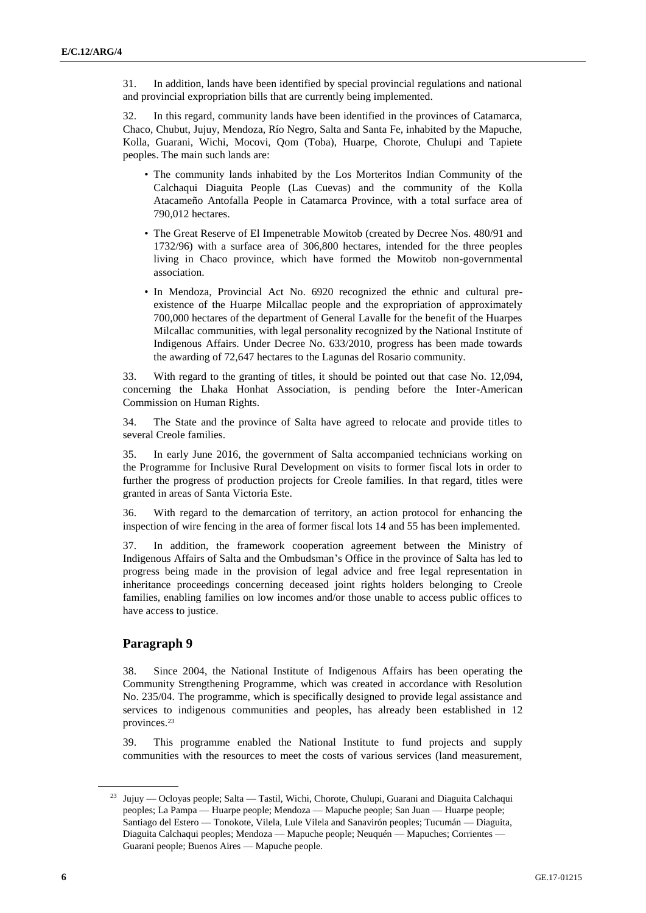31. In addition, lands have been identified by special provincial regulations and national and provincial expropriation bills that are currently being implemented.

32. In this regard, community lands have been identified in the provinces of Catamarca, Chaco, Chubut, Jujuy, Mendoza, Río Negro, Salta and Santa Fe, inhabited by the Mapuche, Kolla, Guarani, Wichi, Mocovi, Qom (Toba), Huarpe, Chorote, Chulupi and Tapiete peoples. The main such lands are:

- The community lands inhabited by the Los Morteritos Indian Community of the Calchaqui Diaguita People (Las Cuevas) and the community of the Kolla Atacameño Antofalla People in Catamarca Province, with a total surface area of 790,012 hectares.
- The Great Reserve of El Impenetrable Mowitob (created by Decree Nos. 480/91 and 1732/96) with a surface area of 306,800 hectares, intended for the three peoples living in Chaco province, which have formed the Mowitob non-governmental association.
- In Mendoza, Provincial Act No. 6920 recognized the ethnic and cultural pre-existence of the Huarpe Milcallac people and the expropriation of approximately 700,000 hectares of the department of General Lavalle for the benefit of the Huarpes Milcallac communities, with legal personality recognized by the National Institute of Indigenous Affairs. Under Decree No. 633/2010, progress has been made towards the awarding of 72,647 hectares to the Lagunas del Rosario community.

33. With regard to the granting of titles, it should be pointed out that case No. 12,094, concerning the Lhaka Honhat Association, is pending before the Inter-American Commission on Human Rights.

34. The State and the province of Salta have agreed to relocate and provide titles to several Creole families.

35. In early June 2016, the government of Salta accompanied technicians working on the Programme for Inclusive Rural Development on visits to former fiscal lots in order to further the progress of production projects for Creole families. In that regard, titles were granted in areas of Santa Victoria Este.

36. With regard to the demarcation of territory, an action protocol for enhancing the inspection of wire fencing in the area of former fiscal lots 14 and 55 has been implemented.

37. In addition, the framework cooperation agreement between the Ministry of Indigenous Affairs of Salta and the Ombudsman's Office in the province of Salta has led to progress being made in the provision of legal advice and free legal representation in inheritance proceedings concerning deceased joint rights holders belonging to Creole families, enabling families on low incomes and/or those unable to access public offices to have access to justice.

## Paragraph 9

38. Since 2004, the National Institute of Indigenous Affairs has been operating the Community Strengthening Programme, which was created in accordance with Resolution No. 235/04. The programme, which is specifically designed to provide legal assistance and services to indigenous communities and peoples, has already been established in 12 provinces.[23]

39. This programme enabled the National Institute to fund projects and supply communities with the resources to meet the costs of various services (land measurement,

---

[23] Jujuy — Ocloyas people; Salta — Tastil, Wichi, Chorote, Chulupi, Guarani and Diaguita Calchaqui peoples; La Pampa — Huarpe people; Mendoza — Mapuche people; San Juan — Huarpe people; Santiago del Estero — Tonokote, Vilela, Lule Vilela and Sanavirón peoples; Tucumán — Diaguita, Diaguita Calchaqui peoples; Mendoza — Mapuche people; Neuquén — Mapuches; Corrientes — Guarani people; Buenos Aires — Mapuche people.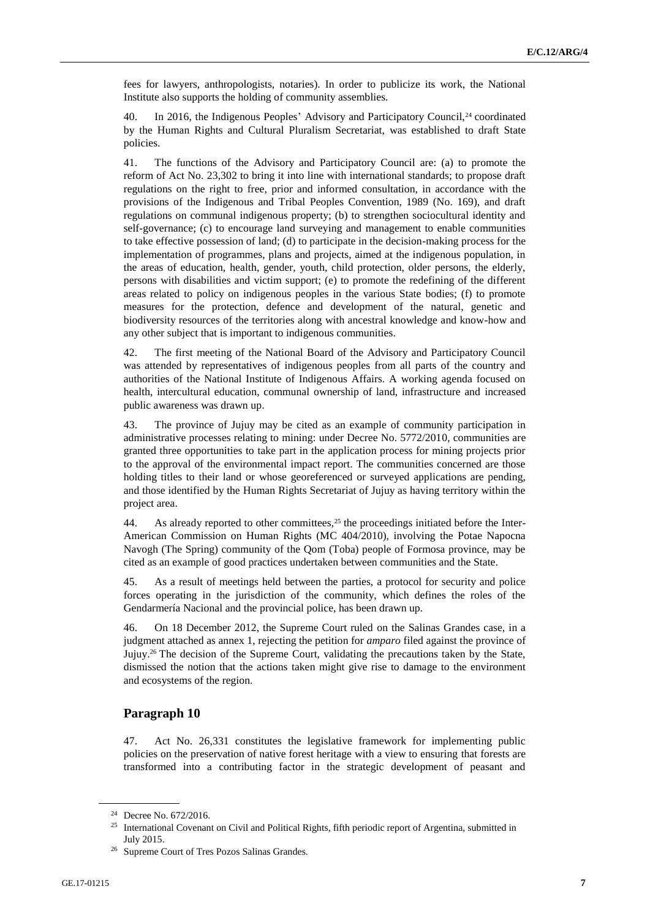fees for lawyers, anthropologists, notaries). In order to publicize its work, the National Institute also supports the holding of community assemblies.

40. In 2016, the Indigenous Peoples' Advisory and Participatory Council,[24] coordinated by the Human Rights and Cultural Pluralism Secretariat, was established to draft State policies.

41. The functions of the Advisory and Participatory Council are: (a) to promote the reform of Act No. 23,302 to bring it into line with international standards; to propose draft regulations on the right to free, prior and informed consultation, in accordance with the provisions of the Indigenous and Tribal Peoples Convention, 1989 (No. 169), and draft regulations on communal indigenous property; (b) to strengthen sociocultural identity and self-governance; (c) to encourage land surveying and management to enable communities to take effective possession of land; (d) to participate in the decision-making process for the implementation of programmes, plans and projects, aimed at the indigenous population, in the areas of education, health, gender, youth, child protection, older persons, the elderly, persons with disabilities and victim support; (e) to promote the redefining of the different areas related to policy on indigenous peoples in the various State bodies; (f) to promote measures for the protection, defence and development of the natural, genetic and biodiversity resources of the territories along with ancestral knowledge and know-how and any other subject that is important to indigenous communities.

42. The first meeting of the National Board of the Advisory and Participatory Council was attended by representatives of indigenous peoples from all parts of the country and authorities of the National Institute of Indigenous Affairs. A working agenda focused on health, intercultural education, communal ownership of land, infrastructure and increased public awareness was drawn up.

43. The province of Jujuy may be cited as an example of community participation in administrative processes relating to mining: under Decree No. 5772/2010, communities are granted three opportunities to take part in the application process for mining projects prior to the approval of the environmental impact report. The communities concerned are those holding titles to their land or whose georeferenced or surveyed applications are pending, and those identified by the Human Rights Secretariat of Jujuy as having territory within the project area.

44. As already reported to other committees,[25] the proceedings initiated before the Inter-American Commission on Human Rights (MC 404/2010), involving the Potae Napocna Navogh (The Spring) community of the Qom (Toba) people of Formosa province, may be cited as an example of good practices undertaken between communities and the State.

45. As a result of meetings held between the parties, a protocol for security and police forces operating in the jurisdiction of the community, which defines the roles of the Gendarmería Nacional and the provincial police, has been drawn up.

46. On 18 December 2012, the Supreme Court ruled on the Salinas Grandes case, in a judgment attached as annex 1, rejecting the petition for *amparo* filed against the province of Jujuy.[26] The decision of the Supreme Court, validating the precautions taken by the State, dismissed the notion that the actions taken might give rise to damage to the environment and ecosystems of the region.

## Paragraph 10

47. Act No. 26,331 constitutes the legislative framework for implementing public policies on the preservation of native forest heritage with a view to ensuring that forests are transformed into a contributing factor in the strategic development of peasant and

---

[24] Decree No. 672/2016.

[25] International Covenant on Civil and Political Rights, fifth periodic report of Argentina, submitted in July 2015.

[26] Supreme Court of Tres Pozos Salinas Grandes.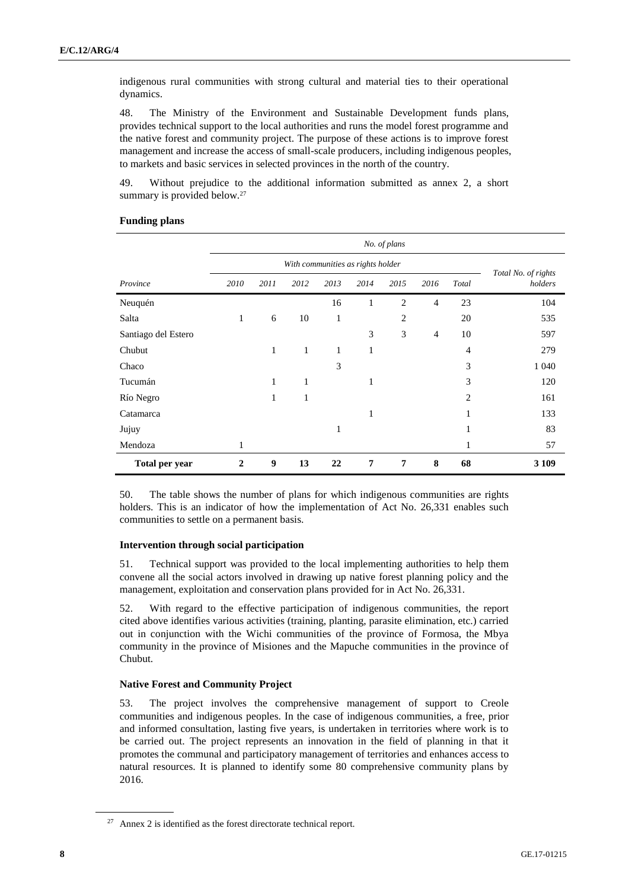indigenous rural communities with strong cultural and material ties to their operational dynamics.

48. The Ministry of the Environment and Sustainable Development funds plans, provides technical support to the local authorities and runs the model forest programme and the native forest and community project. The purpose of these actions is to improve forest management and increase the access of small-scale producers, including indigenous peoples, to markets and basic services in selected provinces in the north of the country.

49. Without prejudice to the additional information submitted as annex 2, a short summary is provided below.[27]

**Funding plans**

| | *No. of plans* | | | | | | | | |
|---|---|---|---|---|---|---|---|---|---|
| | *With communities as rights holder* | | | | | | | | *Total No. of rights holders* |
| *Province* | *2010* | *2011* | *2012* | *2013* | *2014* | *2015* | *2016* | *Total* | |
| Neuquén | | | | 16 | 1 | 2 | 4 | 23 | 104 |
| Salta | 1 | 6 | 10 | 1 | | 2 | | 20 | 535 |
| Santiago del Estero | | | | | 3 | 3 | 4 | 10 | 597 |
| Chubut | | 1 | 1 | 1 | 1 | | | 4 | 279 |
| Chaco | | | | 3 | | | | 3 | 1 040 |
| Tucumán | | 1 | 1 | | 1 | | | 3 | 120 |
| Río Negro | | 1 | 1 | | | | | 2 | 161 |
| Catamarca | | | | | 1 | | | 1 | 133 |
| Jujuy | | | | 1 | | | | 1 | 83 |
| Mendoza | 1 | | | | | | | 1 | 57 |
| **Total per year** | **2** | **9** | **13** | **22** | **7** | **7** | **8** | **68** | **3 109** |

50. The table shows the number of plans for which indigenous communities are rights holders. This is an indicator of how the implementation of Act No. 26,331 enables such communities to settle on a permanent basis.

**Intervention through social participation**

51. Technical support was provided to the local implementing authorities to help them convene all the social actors involved in drawing up native forest planning policy and the management, exploitation and conservation plans provided for in Act No. 26,331.

52. With regard to the effective participation of indigenous communities, the report cited above identifies various activities (training, planting, parasite elimination, etc.) carried out in conjunction with the Wichi communities of the province of Formosa, the Mbya community in the province of Misiones and the Mapuche communities in the province of Chubut.

**Native Forest and Community Project**

53. The project involves the comprehensive management of support to Creole communities and indigenous peoples. In the case of indigenous communities, a free, prior and informed consultation, lasting five years, is undertaken in territories where work is to be carried out. The project represents an innovation in the field of planning in that it promotes the communal and participatory management of territories and enhances access to natural resources. It is planned to identify some 80 comprehensive community plans by 2016.

[27] Annex 2 is identified as the forest directorate technical report.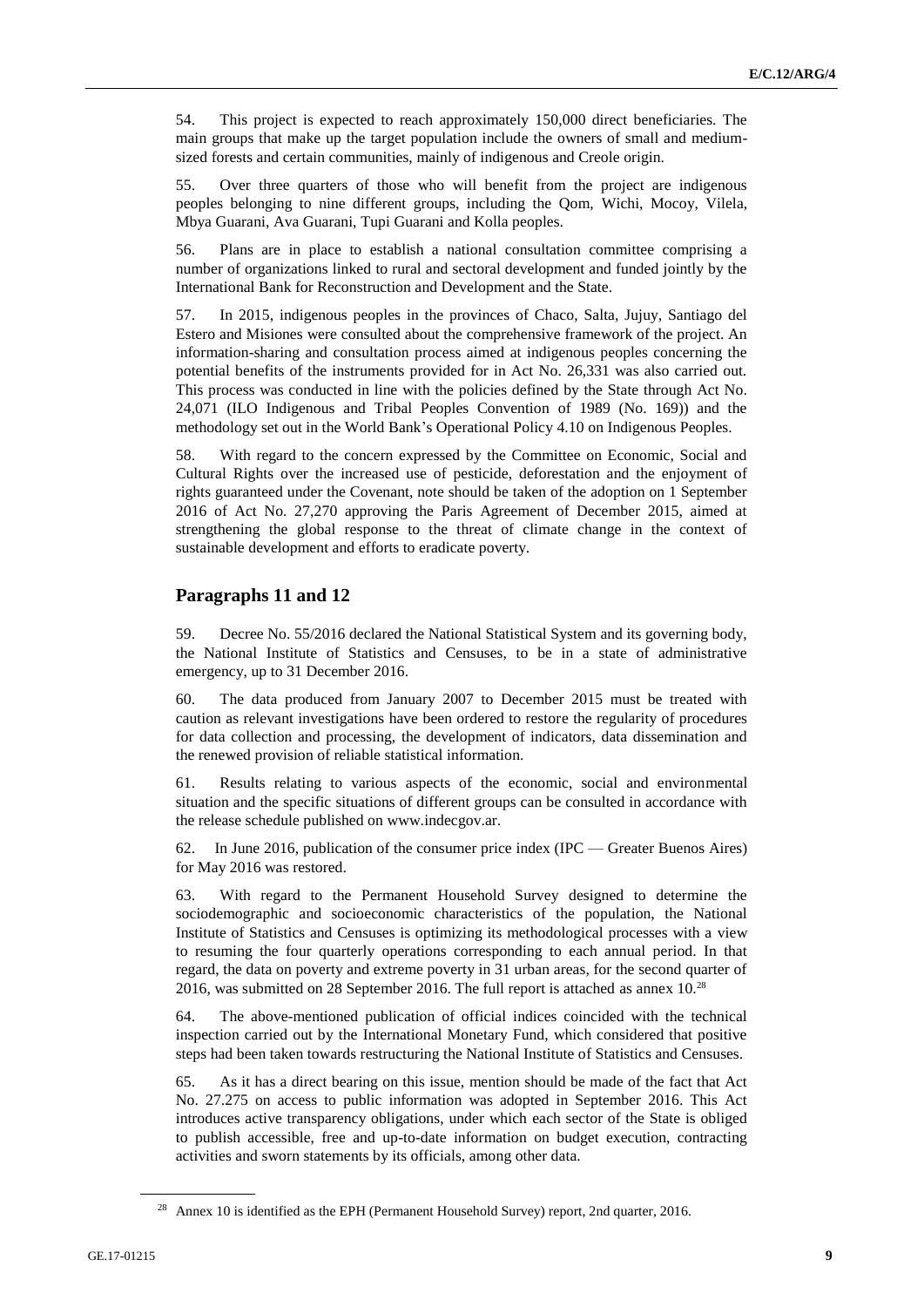54. This project is expected to reach approximately 150,000 direct beneficiaries. The main groups that make up the target population include the owners of small and medium-sized forests and certain communities, mainly of indigenous and Creole origin.

55. Over three quarters of those who will benefit from the project are indigenous peoples belonging to nine different groups, including the Qom, Wichi, Mocoy, Vilela, Mbya Guarani, Ava Guarani, Tupi Guarani and Kolla peoples.

56. Plans are in place to establish a national consultation committee comprising a number of organizations linked to rural and sectoral development and funded jointly by the International Bank for Reconstruction and Development and the State.

57. In 2015, indigenous peoples in the provinces of Chaco, Salta, Jujuy, Santiago del Estero and Misiones were consulted about the comprehensive framework of the project. An information-sharing and consultation process aimed at indigenous peoples concerning the potential benefits of the instruments provided for in Act No. 26,331 was also carried out. This process was conducted in line with the policies defined by the State through Act No. 24,071 (ILO Indigenous and Tribal Peoples Convention of 1989 (No. 169)) and the methodology set out in the World Bank's Operational Policy 4.10 on Indigenous Peoples.

58. With regard to the concern expressed by the Committee on Economic, Social and Cultural Rights over the increased use of pesticide, deforestation and the enjoyment of rights guaranteed under the Covenant, note should be taken of the adoption on 1 September 2016 of Act No. 27,270 approving the Paris Agreement of December 2015, aimed at strengthening the global response to the threat of climate change in the context of sustainable development and efforts to eradicate poverty.

## Paragraphs 11 and 12

59. Decree No. 55/2016 declared the National Statistical System and its governing body, the National Institute of Statistics and Censuses, to be in a state of administrative emergency, up to 31 December 2016.

60. The data produced from January 2007 to December 2015 must be treated with caution as relevant investigations have been ordered to restore the regularity of procedures for data collection and processing, the development of indicators, data dissemination and the renewed provision of reliable statistical information.

61. Results relating to various aspects of the economic, social and environmental situation and the specific situations of different groups can be consulted in accordance with the release schedule published on www.indecgov.ar.

62. In June 2016, publication of the consumer price index (IPC — Greater Buenos Aires) for May 2016 was restored.

63. With regard to the Permanent Household Survey designed to determine the sociodemographic and socioeconomic characteristics of the population, the National Institute of Statistics and Censuses is optimizing its methodological processes with a view to resuming the four quarterly operations corresponding to each annual period. In that regard, the data on poverty and extreme poverty in 31 urban areas, for the second quarter of 2016, was submitted on 28 September 2016. The full report is attached as annex 10.[28]

64. The above-mentioned publication of official indices coincided with the technical inspection carried out by the International Monetary Fund, which considered that positive steps had been taken towards restructuring the National Institute of Statistics and Censuses.

65. As it has a direct bearing on this issue, mention should be made of the fact that Act No. 27.275 on access to public information was adopted in September 2016. This Act introduces active transparency obligations, under which each sector of the State is obliged to publish accessible, free and up-to-date information on budget execution, contracting activities and sworn statements by its officials, among other data.

[28] Annex 10 is identified as the EPH (Permanent Household Survey) report, 2nd quarter, 2016.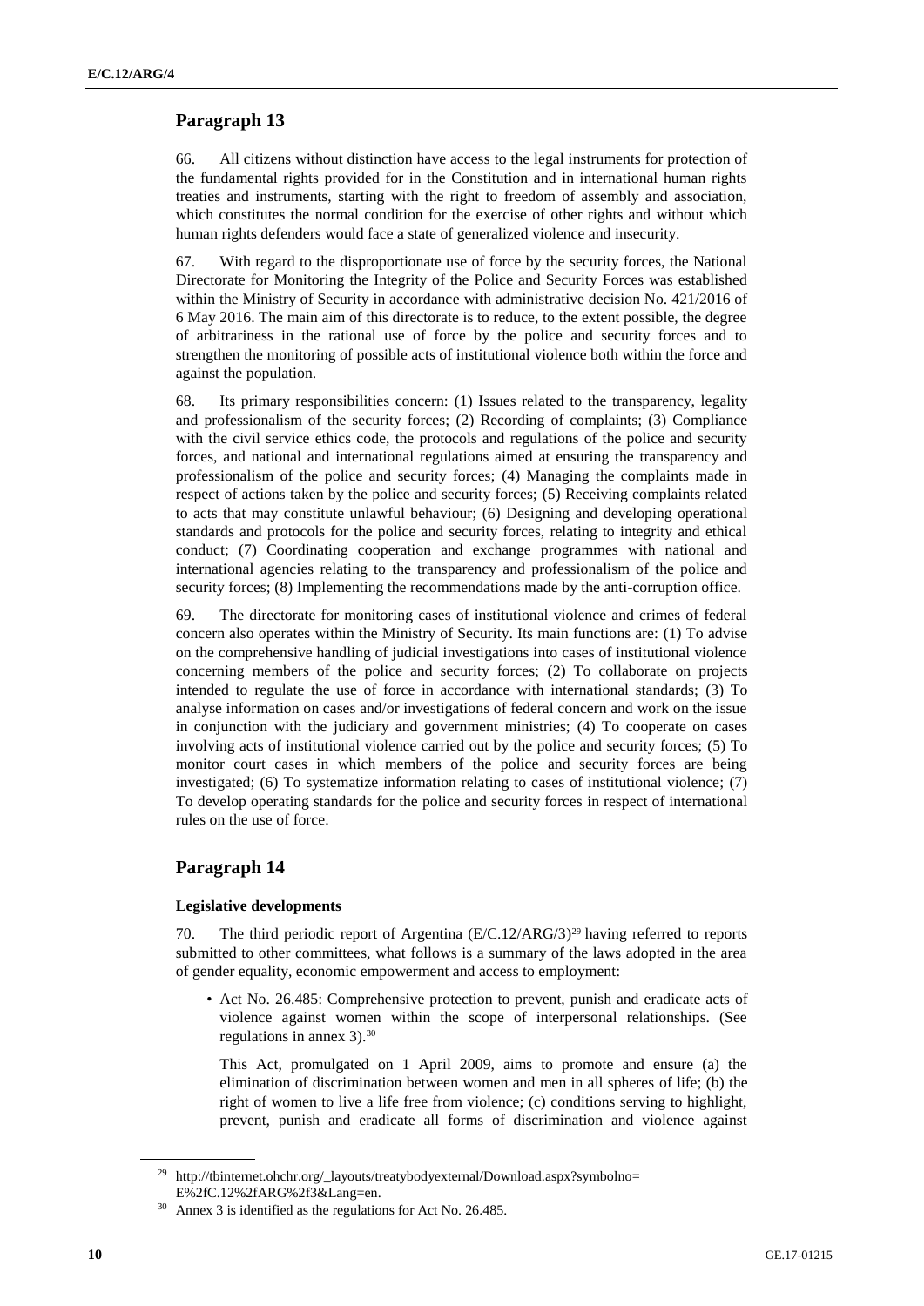## Paragraph 13

66. All citizens without distinction have access to the legal instruments for protection of the fundamental rights provided for in the Constitution and in international human rights treaties and instruments, starting with the right to freedom of assembly and association, which constitutes the normal condition for the exercise of other rights and without which human rights defenders would face a state of generalized violence and insecurity.

67. With regard to the disproportionate use of force by the security forces, the National Directorate for Monitoring the Integrity of the Police and Security Forces was established within the Ministry of Security in accordance with administrative decision No. 421/2016 of 6 May 2016. The main aim of this directorate is to reduce, to the extent possible, the degree of arbitrariness in the rational use of force by the police and security forces and to strengthen the monitoring of possible acts of institutional violence both within the force and against the population.

68. Its primary responsibilities concern: (1) Issues related to the transparency, legality and professionalism of the security forces; (2) Recording of complaints; (3) Compliance with the civil service ethics code, the protocols and regulations of the police and security forces, and national and international regulations aimed at ensuring the transparency and professionalism of the police and security forces; (4) Managing the complaints made in respect of actions taken by the police and security forces; (5) Receiving complaints related to acts that may constitute unlawful behaviour; (6) Designing and developing operational standards and protocols for the police and security forces, relating to integrity and ethical conduct; (7) Coordinating cooperation and exchange programmes with national and international agencies relating to the transparency and professionalism of the police and security forces; (8) Implementing the recommendations made by the anti-corruption office.

69. The directorate for monitoring cases of institutional violence and crimes of federal concern also operates within the Ministry of Security. Its main functions are: (1) To advise on the comprehensive handling of judicial investigations into cases of institutional violence concerning members of the police and security forces; (2) To collaborate on projects intended to regulate the use of force in accordance with international standards; (3) To analyse information on cases and/or investigations of federal concern and work on the issue in conjunction with the judiciary and government ministries; (4) To cooperate on cases involving acts of institutional violence carried out by the police and security forces; (5) To monitor court cases in which members of the police and security forces are being investigated; (6) To systematize information relating to cases of institutional violence; (7) To develop operating standards for the police and security forces in respect of international rules on the use of force.

## Paragraph 14

### Legislative developments

70. The third periodic report of Argentina (E/C.12/ARG/3)[29] having referred to reports submitted to other committees, what follows is a summary of the laws adopted in the area of gender equality, economic empowerment and access to employment:

- Act No. 26.485: Comprehensive protection to prevent, punish and eradicate acts of violence against women within the scope of interpersonal relationships. (See regulations in annex 3).[30]

  This Act, promulgated on 1 April 2009, aims to promote and ensure (a) the elimination of discrimination between women and men in all spheres of life; (b) the right of women to live a life free from violence; (c) conditions serving to highlight, prevent, punish and eradicate all forms of discrimination and violence against

[29] http://tbinternet.ohchr.org/_layouts/treatybodyexternal/Download.aspx?symbolno=E%2fC.12%2fARG%2f3&Lang=en.

[30] Annex 3 is identified as the regulations for Act No. 26.485.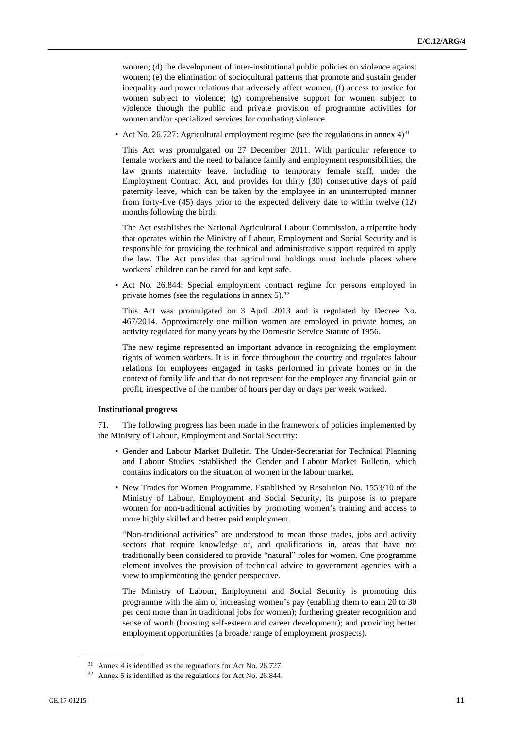women; (d) the development of inter-institutional public policies on violence against women; (e) the elimination of sociocultural patterns that promote and sustain gender inequality and power relations that adversely affect women; (f) access to justice for women subject to violence; (g) comprehensive support for women subject to violence through the public and private provision of programme activities for women and/or specialized services for combating violence.

- Act No. 26.727: Agricultural employment regime (see the regulations in annex 4)[31]

  This Act was promulgated on 27 December 2011. With particular reference to female workers and the need to balance family and employment responsibilities, the law grants maternity leave, including to temporary female staff, under the Employment Contract Act, and provides for thirty (30) consecutive days of paid paternity leave, which can be taken by the employee in an uninterrupted manner from forty-five (45) days prior to the expected delivery date to within twelve (12) months following the birth.

  The Act establishes the National Agricultural Labour Commission, a tripartite body that operates within the Ministry of Labour, Employment and Social Security and is responsible for providing the technical and administrative support required to apply the law. The Act provides that agricultural holdings must include places where workers' children can be cared for and kept safe.

- Act No. 26.844: Special employment contract regime for persons employed in private homes (see the regulations in annex 5).[32]

  This Act was promulgated on 3 April 2013 and is regulated by Decree No. 467/2014. Approximately one million women are employed in private homes, an activity regulated for many years by the Domestic Service Statute of 1956.

  The new regime represented an important advance in recognizing the employment rights of women workers. It is in force throughout the country and regulates labour relations for employees engaged in tasks performed in private homes or in the context of family life and that do not represent for the employer any financial gain or profit, irrespective of the number of hours per day or days per week worked.

**Institutional progress**

71. The following progress has been made in the framework of policies implemented by the Ministry of Labour, Employment and Social Security:

- Gender and Labour Market Bulletin. The Under-Secretariat for Technical Planning and Labour Studies established the Gender and Labour Market Bulletin, which contains indicators on the situation of women in the labour market.
- New Trades for Women Programme. Established by Resolution No. 1553/10 of the Ministry of Labour, Employment and Social Security, its purpose is to prepare women for non-traditional activities by promoting women's training and access to more highly skilled and better paid employment.

  "Non-traditional activities" are understood to mean those trades, jobs and activity sectors that require knowledge of, and qualifications in, areas that have not traditionally been considered to provide "natural" roles for women. One programme element involves the provision of technical advice to government agencies with a view to implementing the gender perspective.

  The Ministry of Labour, Employment and Social Security is promoting this programme with the aim of increasing women's pay (enabling them to earn 20 to 30 per cent more than in traditional jobs for women); furthering greater recognition and sense of worth (boosting self-esteem and career development); and providing better employment opportunities (a broader range of employment prospects).

[31] Annex 4 is identified as the regulations for Act No. 26.727.

[32] Annex 5 is identified as the regulations for Act No. 26.844.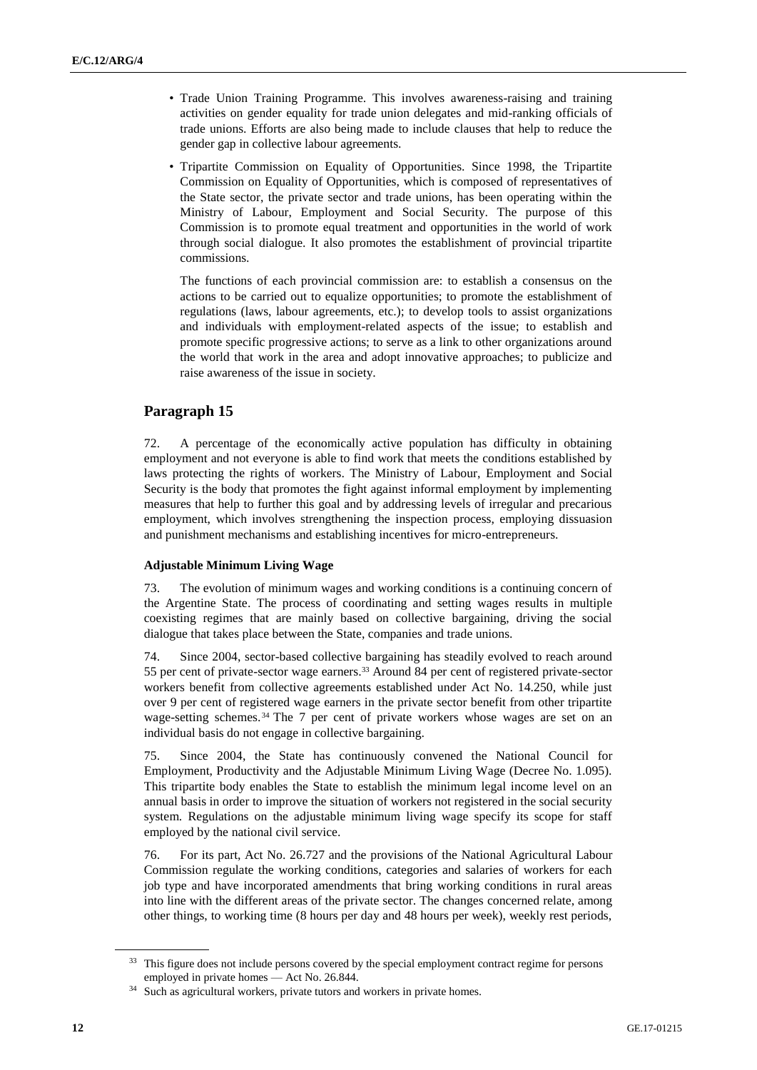- Trade Union Training Programme. This involves awareness-raising and training activities on gender equality for trade union delegates and mid-ranking officials of trade unions. Efforts are also being made to include clauses that help to reduce the gender gap in collective labour agreements.
- Tripartite Commission on Equality of Opportunities. Since 1998, the Tripartite Commission on Equality of Opportunities, which is composed of representatives of the State sector, the private sector and trade unions, has been operating within the Ministry of Labour, Employment and Social Security. The purpose of this Commission is to promote equal treatment and opportunities in the world of work through social dialogue. It also promotes the establishment of provincial tripartite commissions.

  The functions of each provincial commission are: to establish a consensus on the actions to be carried out to equalize opportunities; to promote the establishment of regulations (laws, labour agreements, etc.); to develop tools to assist organizations and individuals with employment-related aspects of the issue; to establish and promote specific progressive actions; to serve as a link to other organizations around the world that work in the area and adopt innovative approaches; to publicize and raise awareness of the issue in society.

## Paragraph 15

72. A percentage of the economically active population has difficulty in obtaining employment and not everyone is able to find work that meets the conditions established by laws protecting the rights of workers. The Ministry of Labour, Employment and Social Security is the body that promotes the fight against informal employment by implementing measures that help to further this goal and by addressing levels of irregular and precarious employment, which involves strengthening the inspection process, employing dissuasion and punishment mechanisms and establishing incentives for micro-entrepreneurs.

### Adjustable Minimum Living Wage

73. The evolution of minimum wages and working conditions is a continuing concern of the Argentine State. The process of coordinating and setting wages results in multiple coexisting regimes that are mainly based on collective bargaining, driving the social dialogue that takes place between the State, companies and trade unions.

74. Since 2004, sector-based collective bargaining has steadily evolved to reach around 55 per cent of private-sector wage earners.[33] Around 84 per cent of registered private-sector workers benefit from collective agreements established under Act No. 14.250, while just over 9 per cent of registered wage earners in the private sector benefit from other tripartite wage-setting schemes.[34] The 7 per cent of private workers whose wages are set on an individual basis do not engage in collective bargaining.

75. Since 2004, the State has continuously convened the National Council for Employment, Productivity and the Adjustable Minimum Living Wage (Decree No. 1.095). This tripartite body enables the State to establish the minimum legal income level on an annual basis in order to improve the situation of workers not registered in the social security system. Regulations on the adjustable minimum living wage specify its scope for staff employed by the national civil service.

76. For its part, Act No. 26.727 and the provisions of the National Agricultural Labour Commission regulate the working conditions, categories and salaries of workers for each job type and have incorporated amendments that bring working conditions in rural areas into line with the different areas of the private sector. The changes concerned relate, among other things, to working time (8 hours per day and 48 hours per week), weekly rest periods,

---

[33] This figure does not include persons covered by the special employment contract regime for persons employed in private homes — Act No. 26.844.

[34] Such as agricultural workers, private tutors and workers in private homes.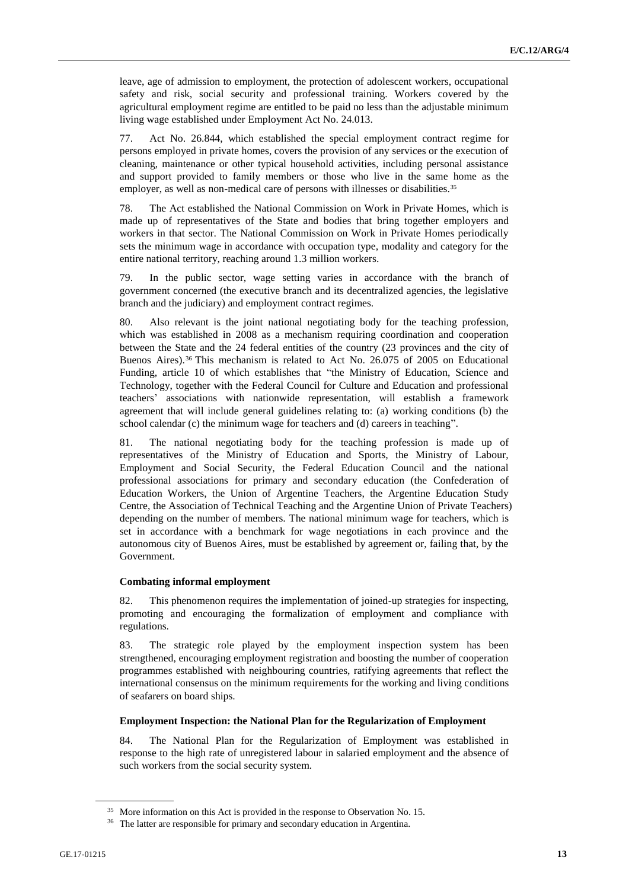leave, age of admission to employment, the protection of adolescent workers, occupational safety and risk, social security and professional training. Workers covered by the agricultural employment regime are entitled to be paid no less than the adjustable minimum living wage established under Employment Act No. 24.013.

77. Act No. 26.844, which established the special employment contract regime for persons employed in private homes, covers the provision of any services or the execution of cleaning, maintenance or other typical household activities, including personal assistance and support provided to family members or those who live in the same home as the employer, as well as non-medical care of persons with illnesses or disabilities.[35]

78. The Act established the National Commission on Work in Private Homes, which is made up of representatives of the State and bodies that bring together employers and workers in that sector. The National Commission on Work in Private Homes periodically sets the minimum wage in accordance with occupation type, modality and category for the entire national territory, reaching around 1.3 million workers.

79. In the public sector, wage setting varies in accordance with the branch of government concerned (the executive branch and its decentralized agencies, the legislative branch and the judiciary) and employment contract regimes.

80. Also relevant is the joint national negotiating body for the teaching profession, which was established in 2008 as a mechanism requiring coordination and cooperation between the State and the 24 federal entities of the country (23 provinces and the city of Buenos Aires).[36] This mechanism is related to Act No. 26.075 of 2005 on Educational Funding, article 10 of which establishes that "the Ministry of Education, Science and Technology, together with the Federal Council for Culture and Education and professional teachers' associations with nationwide representation, will establish a framework agreement that will include general guidelines relating to: (a) working conditions (b) the school calendar (c) the minimum wage for teachers and (d) careers in teaching".

81. The national negotiating body for the teaching profession is made up of representatives of the Ministry of Education and Sports, the Ministry of Labour, Employment and Social Security, the Federal Education Council and the national professional associations for primary and secondary education (the Confederation of Education Workers, the Union of Argentine Teachers, the Argentine Education Study Centre, the Association of Technical Teaching and the Argentine Union of Private Teachers) depending on the number of members. The national minimum wage for teachers, which is set in accordance with a benchmark for wage negotiations in each province and the autonomous city of Buenos Aires, must be established by agreement or, failing that, by the Government.

#### Combating informal employment

82. This phenomenon requires the implementation of joined-up strategies for inspecting, promoting and encouraging the formalization of employment and compliance with regulations.

83. The strategic role played by the employment inspection system has been strengthened, encouraging employment registration and boosting the number of cooperation programmes established with neighbouring countries, ratifying agreements that reflect the international consensus on the minimum requirements for the working and living conditions of seafarers on board ships.

#### Employment Inspection: the National Plan for the Regularization of Employment

84. The National Plan for the Regularization of Employment was established in response to the high rate of unregistered labour in salaried employment and the absence of such workers from the social security system.

---

[35] More information on this Act is provided in the response to Observation No. 15.

[36] The latter are responsible for primary and secondary education in Argentina.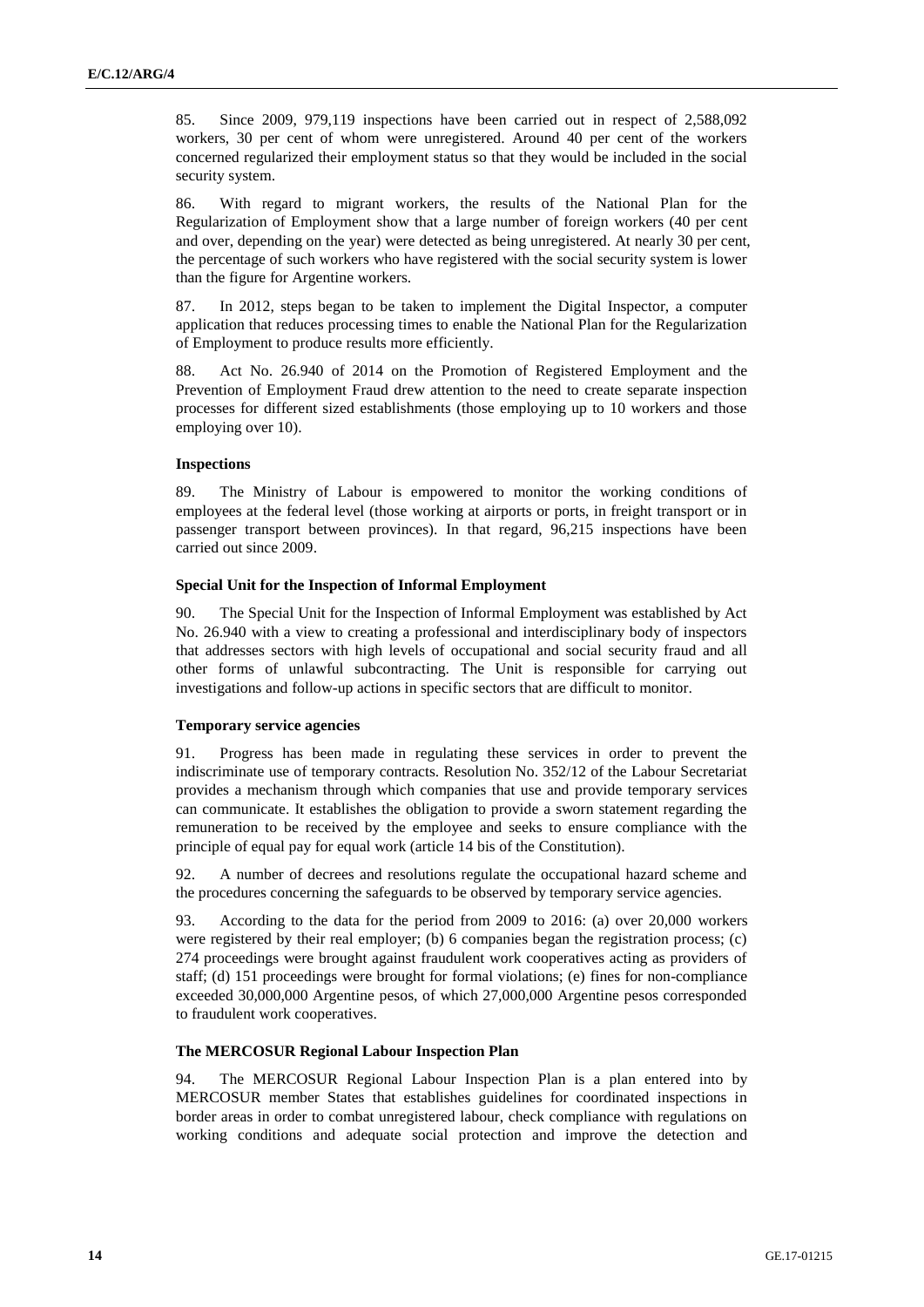85. Since 2009, 979,119 inspections have been carried out in respect of 2,588,092 workers, 30 per cent of whom were unregistered. Around 40 per cent of the workers concerned regularized their employment status so that they would be included in the social security system.

86. With regard to migrant workers, the results of the National Plan for the Regularization of Employment show that a large number of foreign workers (40 per cent and over, depending on the year) were detected as being unregistered. At nearly 30 per cent, the percentage of such workers who have registered with the social security system is lower than the figure for Argentine workers.

87. In 2012, steps began to be taken to implement the Digital Inspector, a computer application that reduces processing times to enable the National Plan for the Regularization of Employment to produce results more efficiently.

88. Act No. 26.940 of 2014 on the Promotion of Registered Employment and the Prevention of Employment Fraud drew attention to the need to create separate inspection processes for different sized establishments (those employing up to 10 workers and those employing over 10).

#### Inspections

89. The Ministry of Labour is empowered to monitor the working conditions of employees at the federal level (those working at airports or ports, in freight transport or in passenger transport between provinces). In that regard, 96,215 inspections have been carried out since 2009.

#### Special Unit for the Inspection of Informal Employment

90. The Special Unit for the Inspection of Informal Employment was established by Act No. 26.940 with a view to creating a professional and interdisciplinary body of inspectors that addresses sectors with high levels of occupational and social security fraud and all other forms of unlawful subcontracting. The Unit is responsible for carrying out investigations and follow-up actions in specific sectors that are difficult to monitor.

#### Temporary service agencies

91. Progress has been made in regulating these services in order to prevent the indiscriminate use of temporary contracts. Resolution No. 352/12 of the Labour Secretariat provides a mechanism through which companies that use and provide temporary services can communicate. It establishes the obligation to provide a sworn statement regarding the remuneration to be received by the employee and seeks to ensure compliance with the principle of equal pay for equal work (article 14 bis of the Constitution).

92. A number of decrees and resolutions regulate the occupational hazard scheme and the procedures concerning the safeguards to be observed by temporary service agencies.

93. According to the data for the period from 2009 to 2016: (a) over 20,000 workers were registered by their real employer; (b) 6 companies began the registration process; (c) 274 proceedings were brought against fraudulent work cooperatives acting as providers of staff; (d) 151 proceedings were brought for formal violations; (e) fines for non-compliance exceeded 30,000,000 Argentine pesos, of which 27,000,000 Argentine pesos corresponded to fraudulent work cooperatives.

#### The MERCOSUR Regional Labour Inspection Plan

94. The MERCOSUR Regional Labour Inspection Plan is a plan entered into by MERCOSUR member States that establishes guidelines for coordinated inspections in border areas in order to combat unregistered labour, check compliance with regulations on working conditions and adequate social protection and improve the detection and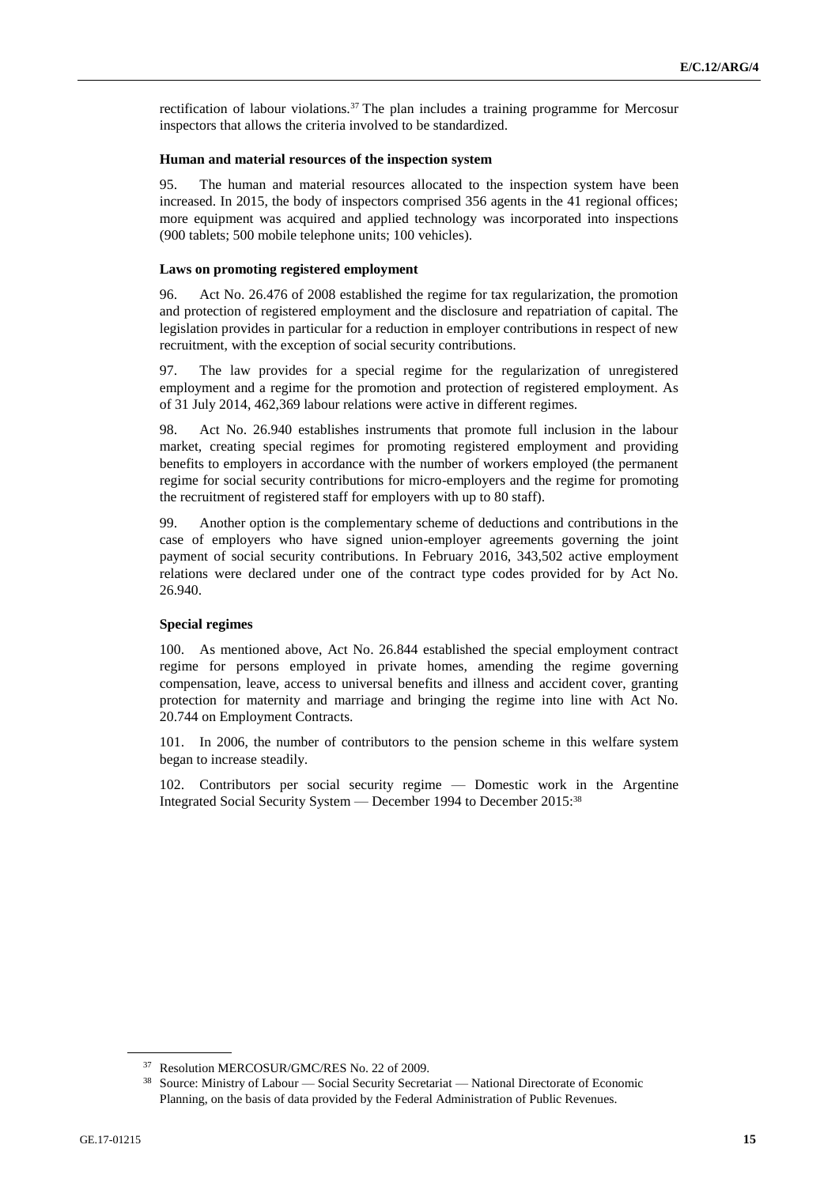rectification of labour violations.[37] The plan includes a training programme for Mercosur inspectors that allows the criteria involved to be standardized.

**Human and material resources of the inspection system**

95. The human and material resources allocated to the inspection system have been increased. In 2015, the body of inspectors comprised 356 agents in the 41 regional offices; more equipment was acquired and applied technology was incorporated into inspections (900 tablets; 500 mobile telephone units; 100 vehicles).

**Laws on promoting registered employment**

96. Act No. 26.476 of 2008 established the regime for tax regularization, the promotion and protection of registered employment and the disclosure and repatriation of capital. The legislation provides in particular for a reduction in employer contributions in respect of new recruitment, with the exception of social security contributions.

97. The law provides for a special regime for the regularization of unregistered employment and a regime for the promotion and protection of registered employment. As of 31 July 2014, 462,369 labour relations were active in different regimes.

98. Act No. 26.940 establishes instruments that promote full inclusion in the labour market, creating special regimes for promoting registered employment and providing benefits to employers in accordance with the number of workers employed (the permanent regime for social security contributions for micro-employers and the regime for promoting the recruitment of registered staff for employers with up to 80 staff).

99. Another option is the complementary scheme of deductions and contributions in the case of employers who have signed union-employer agreements governing the joint payment of social security contributions. In February 2016, 343,502 active employment relations were declared under one of the contract type codes provided for by Act No. 26.940.

**Special regimes**

100. As mentioned above, Act No. 26.844 established the special employment contract regime for persons employed in private homes, amending the regime governing compensation, leave, access to universal benefits and illness and accident cover, granting protection for maternity and marriage and bringing the regime into line with Act No. 20.744 on Employment Contracts.

101. In 2006, the number of contributors to the pension scheme in this welfare system began to increase steadily.

102. Contributors per social security regime — Domestic work in the Argentine Integrated Social Security System — December 1994 to December 2015:[38]

---

[37] Resolution MERCOSUR/GMC/RES No. 22 of 2009.

[38] Source: Ministry of Labour — Social Security Secretariat — National Directorate of Economic Planning, on the basis of data provided by the Federal Administration of Public Revenues.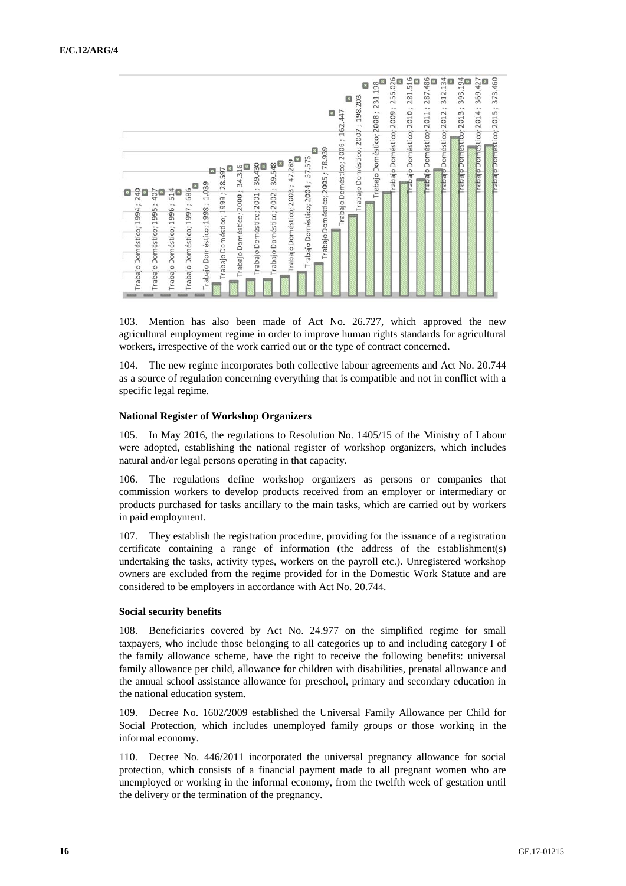| Trabajo Doméstico | Value |
| --- | --- |
| 1994 | 240 |
| 1995 | 407 |
| 1996 | 514 |
| 1997 | 686 |
| 1998 | 1.039 |
| 1999 | 28.597 |
| 2000 | 34.316 |
| 2001 | 39.430 |
| 2002 | 39.548 |
| 2003 | 47.289 |
| 2004 | 57.573 |
| 2005 | 78.939 |
| 2006 | 162.447 |
| 2007 | 198.203 |
| 2008 | 231.198 |
| 2009 | 256.026 |
| 2010 | 281.516 |
| 2011 | 287.486 |
| 2012 | 312.134 |
| 2013 | 393.194 |
| 2014 | 369.427 |
| 2015 | 373.460 |

103. Mention has also been made of Act No. 26.727, which approved the new agricultural employment regime in order to improve human rights standards for agricultural workers, irrespective of the work carried out or the type of contract concerned.

104. The new regime incorporates both collective labour agreements and Act No. 20.744 as a source of regulation concerning everything that is compatible and not in conflict with a specific legal regime.

**National Register of Workshop Organizers**

105. In May 2016, the regulations to Resolution No. 1405/15 of the Ministry of Labour were adopted, establishing the national register of workshop organizers, which includes natural and/or legal persons operating in that capacity.

106. The regulations define workshop organizers as persons or companies that commission workers to develop products received from an employer or intermediary or products purchased for tasks ancillary to the main tasks, which are carried out by workers in paid employment.

107. They establish the registration procedure, providing for the issuance of a registration certificate containing a range of information (the address of the establishment(s) undertaking the tasks, activity types, workers on the payroll etc.). Unregistered workshop owners are excluded from the regime provided for in the Domestic Work Statute and are considered to be employers in accordance with Act No. 20.744.

**Social security benefits**

108. Beneficiaries covered by Act No. 24.977 on the simplified regime for small taxpayers, who include those belonging to all categories up to and including category I of the family allowance scheme, have the right to receive the following benefits: universal family allowance per child, allowance for children with disabilities, prenatal allowance and the annual school assistance allowance for preschool, primary and secondary education in the national education system.

109. Decree No. 1602/2009 established the Universal Family Allowance per Child for Social Protection, which includes unemployed family groups or those working in the informal economy.

110. Decree No. 446/2011 incorporated the universal pregnancy allowance for social protection, which consists of a financial payment made to all pregnant women who are unemployed or working in the informal economy, from the twelfth week of gestation until the delivery or the termination of the pregnancy.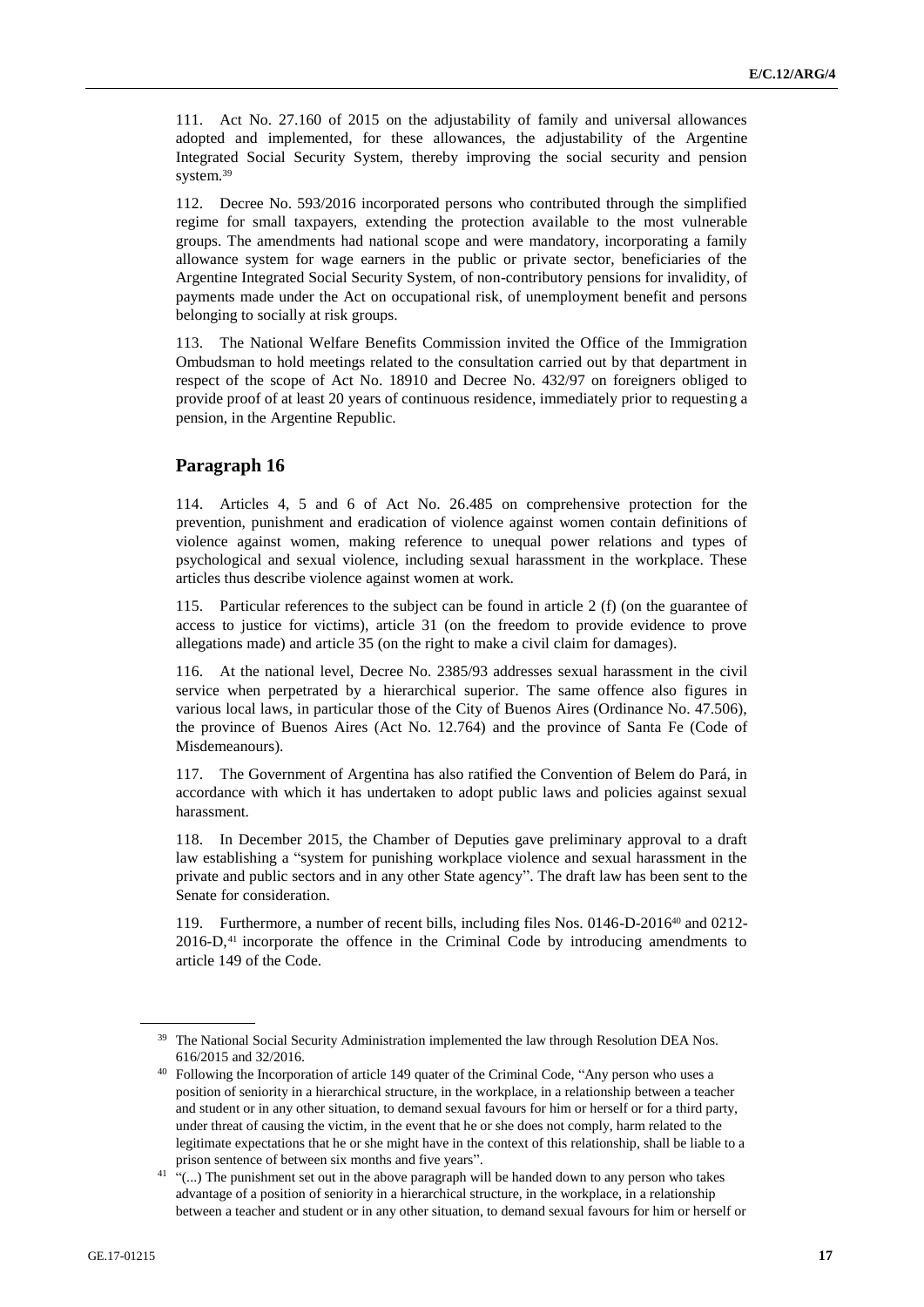111. Act No. 27.160 of 2015 on the adjustability of family and universal allowances adopted and implemented, for these allowances, the adjustability of the Argentine Integrated Social Security System, thereby improving the social security and pension system.[39]

112. Decree No. 593/2016 incorporated persons who contributed through the simplified regime for small taxpayers, extending the protection available to the most vulnerable groups. The amendments had national scope and were mandatory, incorporating a family allowance system for wage earners in the public or private sector, beneficiaries of the Argentine Integrated Social Security System, of non-contributory pensions for invalidity, of payments made under the Act on occupational risk, of unemployment benefit and persons belonging to socially at risk groups.

113. The National Welfare Benefits Commission invited the Office of the Immigration Ombudsman to hold meetings related to the consultation carried out by that department in respect of the scope of Act No. 18910 and Decree No. 432/97 on foreigners obliged to provide proof of at least 20 years of continuous residence, immediately prior to requesting a pension, in the Argentine Republic.

## Paragraph 16

114. Articles 4, 5 and 6 of Act No. 26.485 on comprehensive protection for the prevention, punishment and eradication of violence against women contain definitions of violence against women, making reference to unequal power relations and types of psychological and sexual violence, including sexual harassment in the workplace. These articles thus describe violence against women at work.

115. Particular references to the subject can be found in article 2 (f) (on the guarantee of access to justice for victims), article 31 (on the freedom to provide evidence to prove allegations made) and article 35 (on the right to make a civil claim for damages).

116. At the national level, Decree No. 2385/93 addresses sexual harassment in the civil service when perpetrated by a hierarchical superior. The same offence also figures in various local laws, in particular those of the City of Buenos Aires (Ordinance No. 47.506), the province of Buenos Aires (Act No. 12.764) and the province of Santa Fe (Code of Misdemeanours).

117. The Government of Argentina has also ratified the Convention of Belem do Pará, in accordance with which it has undertaken to adopt public laws and policies against sexual harassment.

118. In December 2015, the Chamber of Deputies gave preliminary approval to a draft law establishing a "system for punishing workplace violence and sexual harassment in the private and public sectors and in any other State agency". The draft law has been sent to the Senate for consideration.

119. Furthermore, a number of recent bills, including files Nos. 0146-D-2016[40] and 0212-2016-D,[41] incorporate the offence in the Criminal Code by introducing amendments to article 149 of the Code.

---

[39] The National Social Security Administration implemented the law through Resolution DEA Nos. 616/2015 and 32/2016.

[40] Following the Incorporation of article 149 quater of the Criminal Code, "Any person who uses a position of seniority in a hierarchical structure, in the workplace, in a relationship between a teacher and student or in any other situation, to demand sexual favours for him or herself or for a third party, under threat of causing the victim, in the event that he or she does not comply, harm related to the legitimate expectations that he or she might have in the context of this relationship, shall be liable to a prison sentence of between six months and five years".

[41] "(...) The punishment set out in the above paragraph will be handed down to any person who takes advantage of a position of seniority in a hierarchical structure, in the workplace, in a relationship between a teacher and student or in any other situation, to demand sexual favours for him or herself or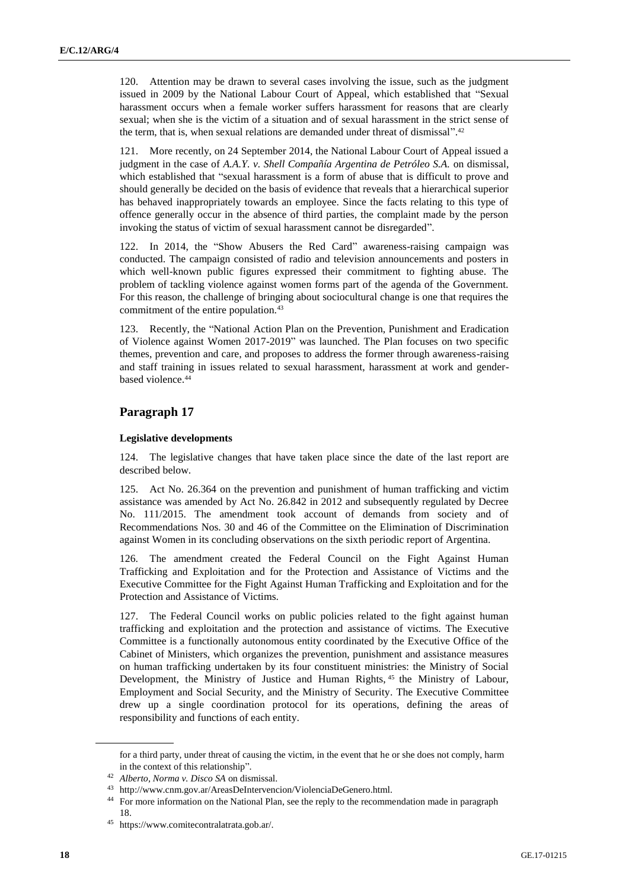120. Attention may be drawn to several cases involving the issue, such as the judgment issued in 2009 by the National Labour Court of Appeal, which established that "Sexual harassment occurs when a female worker suffers harassment for reasons that are clearly sexual; when she is the victim of a situation and of sexual harassment in the strict sense of the term, that is, when sexual relations are demanded under threat of dismissal".[42]

121. More recently, on 24 September 2014, the National Labour Court of Appeal issued a judgment in the case of *A.A.Y. v. Shell Compañía Argentina de Petróleo S.A.* on dismissal, which established that "sexual harassment is a form of abuse that is difficult to prove and should generally be decided on the basis of evidence that reveals that a hierarchical superior has behaved inappropriately towards an employee. Since the facts relating to this type of offence generally occur in the absence of third parties, the complaint made by the person invoking the status of victim of sexual harassment cannot be disregarded".

122. In 2014, the "Show Abusers the Red Card" awareness-raising campaign was conducted. The campaign consisted of radio and television announcements and posters in which well-known public figures expressed their commitment to fighting abuse. The problem of tackling violence against women forms part of the agenda of the Government. For this reason, the challenge of bringing about sociocultural change is one that requires the commitment of the entire population.[43]

123. Recently, the "National Action Plan on the Prevention, Punishment and Eradication of Violence against Women 2017-2019" was launched. The Plan focuses on two specific themes, prevention and care, and proposes to address the former through awareness-raising and staff training in issues related to sexual harassment, harassment at work and gender-based violence.[44]

## Paragraph 17

### Legislative developments

124. The legislative changes that have taken place since the date of the last report are described below.

125. Act No. 26.364 on the prevention and punishment of human trafficking and victim assistance was amended by Act No. 26.842 in 2012 and subsequently regulated by Decree No. 111/2015. The amendment took account of demands from society and of Recommendations Nos. 30 and 46 of the Committee on the Elimination of Discrimination against Women in its concluding observations on the sixth periodic report of Argentina.

126. The amendment created the Federal Council on the Fight Against Human Trafficking and Exploitation and for the Protection and Assistance of Victims and the Executive Committee for the Fight Against Human Trafficking and Exploitation and for the Protection and Assistance of Victims.

127. The Federal Council works on public policies related to the fight against human trafficking and exploitation and the protection and assistance of victims. The Executive Committee is a functionally autonomous entity coordinated by the Executive Office of the Cabinet of Ministers, which organizes the prevention, punishment and assistance measures on human trafficking undertaken by its four constituent ministries: the Ministry of Social Development, the Ministry of Justice and Human Rights,[45] the Ministry of Labour, Employment and Social Security, and the Ministry of Security. The Executive Committee drew up a single coordination protocol for its operations, defining the areas of responsibility and functions of each entity.

---

for a third party, under threat of causing the victim, in the event that he or she does not comply, harm in the context of this relationship".

[42] *Alberto, Norma v. Disco SA* on dismissal.

[43] http://www.cnm.gov.ar/AreasDeIntervencion/ViolenciaDeGenero.html.

[44] For more information on the National Plan, see the reply to the recommendation made in paragraph 18.

[45] https://www.comitecontralatrata.gob.ar/.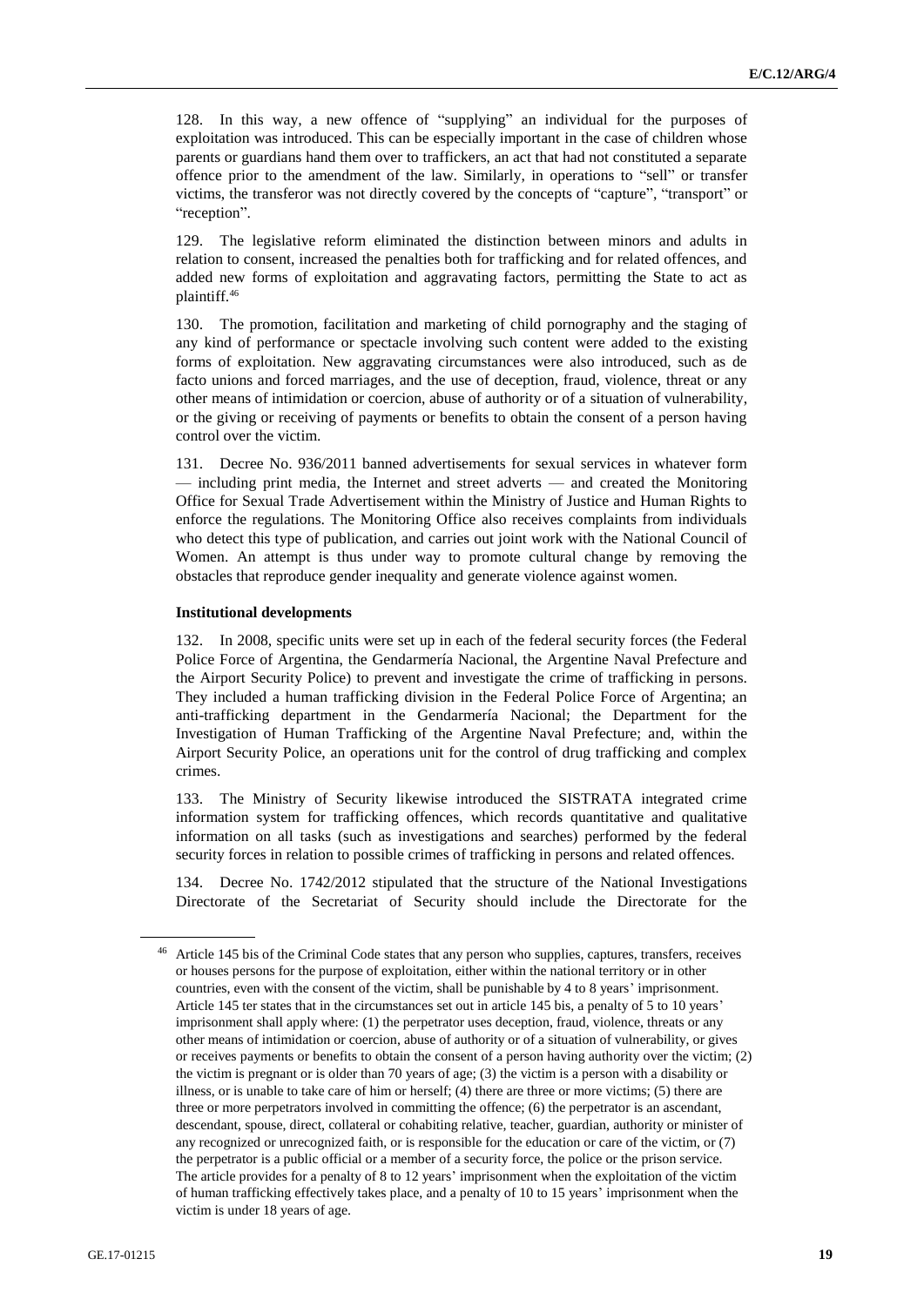128. In this way, a new offence of "supplying" an individual for the purposes of exploitation was introduced. This can be especially important in the case of children whose parents or guardians hand them over to traffickers, an act that had not constituted a separate offence prior to the amendment of the law. Similarly, in operations to "sell" or transfer victims, the transferor was not directly covered by the concepts of "capture", "transport" or "reception".

129. The legislative reform eliminated the distinction between minors and adults in relation to consent, increased the penalties both for trafficking and for related offences, and added new forms of exploitation and aggravating factors, permitting the State to act as plaintiff.[46]

130. The promotion, facilitation and marketing of child pornography and the staging of any kind of performance or spectacle involving such content were added to the existing forms of exploitation. New aggravating circumstances were also introduced, such as de facto unions and forced marriages, and the use of deception, fraud, violence, threat or any other means of intimidation or coercion, abuse of authority or of a situation of vulnerability, or the giving or receiving of payments or benefits to obtain the consent of a person having control over the victim.

131. Decree No. 936/2011 banned advertisements for sexual services in whatever form — including print media, the Internet and street adverts — and created the Monitoring Office for Sexual Trade Advertisement within the Ministry of Justice and Human Rights to enforce the regulations. The Monitoring Office also receives complaints from individuals who detect this type of publication, and carries out joint work with the National Council of Women. An attempt is thus under way to promote cultural change by removing the obstacles that reproduce gender inequality and generate violence against women.

**Institutional developments**

132. In 2008, specific units were set up in each of the federal security forces (the Federal Police Force of Argentina, the Gendarmería Nacional, the Argentine Naval Prefecture and the Airport Security Police) to prevent and investigate the crime of trafficking in persons. They included a human trafficking division in the Federal Police Force of Argentina; an anti-trafficking department in the Gendarmería Nacional; the Department for the Investigation of Human Trafficking of the Argentine Naval Prefecture; and, within the Airport Security Police, an operations unit for the control of drug trafficking and complex crimes.

133. The Ministry of Security likewise introduced the SISTRATA integrated crime information system for trafficking offences, which records quantitative and qualitative information on all tasks (such as investigations and searches) performed by the federal security forces in relation to possible crimes of trafficking in persons and related offences.

134. Decree No. 1742/2012 stipulated that the structure of the National Investigations Directorate of the Secretariat of Security should include the Directorate for the

---

[46] Article 145 bis of the Criminal Code states that any person who supplies, captures, transfers, receives or houses persons for the purpose of exploitation, either within the national territory or in other countries, even with the consent of the victim, shall be punishable by 4 to 8 years' imprisonment. Article 145 ter states that in the circumstances set out in article 145 bis, a penalty of 5 to 10 years' imprisonment shall apply where: (1) the perpetrator uses deception, fraud, violence, threats or any other means of intimidation or coercion, abuse of authority or of a situation of vulnerability, or gives or receives payments or benefits to obtain the consent of a person having authority over the victim; (2) the victim is pregnant or is older than 70 years of age; (3) the victim is a person with a disability or illness, or is unable to take care of him or herself; (4) there are three or more victims; (5) there are three or more perpetrators involved in committing the offence; (6) the perpetrator is an ascendant, descendant, spouse, direct, collateral or cohabiting relative, teacher, guardian, authority or minister of any recognized or unrecognized faith, or is responsible for the education or care of the victim, or (7) the perpetrator is a public official or a member of a security force, the police or the prison service. The article provides for a penalty of 8 to 12 years' imprisonment when the exploitation of the victim of human trafficking effectively takes place, and a penalty of 10 to 15 years' imprisonment when the victim is under 18 years of age.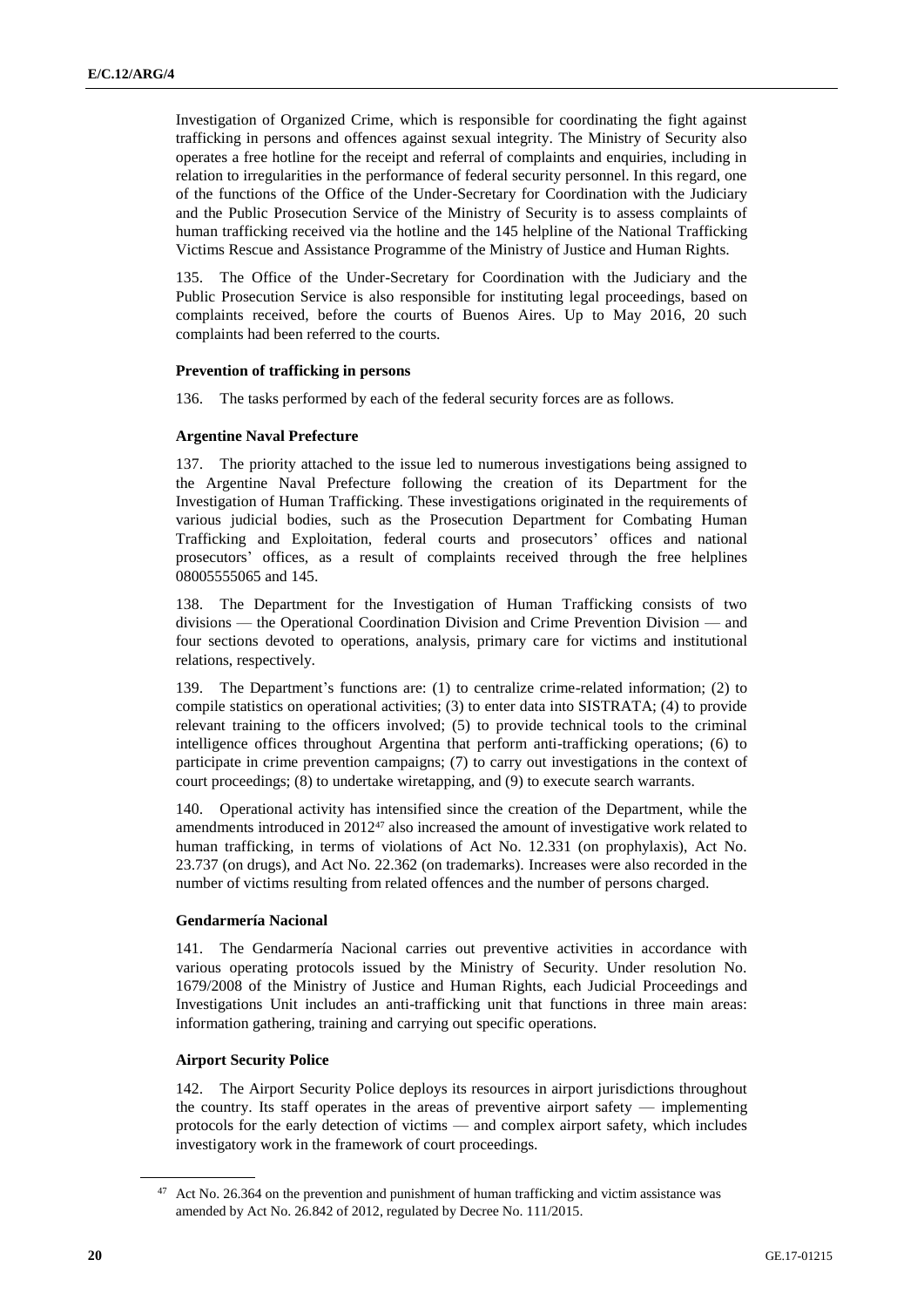Investigation of Organized Crime, which is responsible for coordinating the fight against trafficking in persons and offences against sexual integrity. The Ministry of Security also operates a free hotline for the receipt and referral of complaints and enquiries, including in relation to irregularities in the performance of federal security personnel. In this regard, one of the functions of the Office of the Under-Secretary for Coordination with the Judiciary and the Public Prosecution Service of the Ministry of Security is to assess complaints of human trafficking received via the hotline and the 145 helpline of the National Trafficking Victims Rescue and Assistance Programme of the Ministry of Justice and Human Rights.

135. The Office of the Under-Secretary for Coordination with the Judiciary and the Public Prosecution Service is also responsible for instituting legal proceedings, based on complaints received, before the courts of Buenos Aires. Up to May 2016, 20 such complaints had been referred to the courts.

**Prevention of trafficking in persons**

136. The tasks performed by each of the federal security forces are as follows.

**Argentine Naval Prefecture**

137. The priority attached to the issue led to numerous investigations being assigned to the Argentine Naval Prefecture following the creation of its Department for the Investigation of Human Trafficking. These investigations originated in the requirements of various judicial bodies, such as the Prosecution Department for Combating Human Trafficking and Exploitation, federal courts and prosecutors' offices and national prosecutors' offices, as a result of complaints received through the free helplines 08005555065 and 145.

138. The Department for the Investigation of Human Trafficking consists of two divisions — the Operational Coordination Division and Crime Prevention Division — and four sections devoted to operations, analysis, primary care for victims and institutional relations, respectively.

139. The Department's functions are: (1) to centralize crime-related information; (2) to compile statistics on operational activities; (3) to enter data into SISTRATA; (4) to provide relevant training to the officers involved; (5) to provide technical tools to the criminal intelligence offices throughout Argentina that perform anti-trafficking operations; (6) to participate in crime prevention campaigns; (7) to carry out investigations in the context of court proceedings; (8) to undertake wiretapping, and (9) to execute search warrants.

140. Operational activity has intensified since the creation of the Department, while the amendments introduced in 2012[47] also increased the amount of investigative work related to human trafficking, in terms of violations of Act No. 12.331 (on prophylaxis), Act No. 23.737 (on drugs), and Act No. 22.362 (on trademarks). Increases were also recorded in the number of victims resulting from related offences and the number of persons charged.

**Gendarmería Nacional**

141. The Gendarmería Nacional carries out preventive activities in accordance with various operating protocols issued by the Ministry of Security. Under resolution No. 1679/2008 of the Ministry of Justice and Human Rights, each Judicial Proceedings and Investigations Unit includes an anti-trafficking unit that functions in three main areas: information gathering, training and carrying out specific operations.

**Airport Security Police**

142. The Airport Security Police deploys its resources in airport jurisdictions throughout the country. Its staff operates in the areas of preventive airport safety — implementing protocols for the early detection of victims — and complex airport safety, which includes investigatory work in the framework of court proceedings.

[47] Act No. 26.364 on the prevention and punishment of human trafficking and victim assistance was amended by Act No. 26.842 of 2012, regulated by Decree No. 111/2015.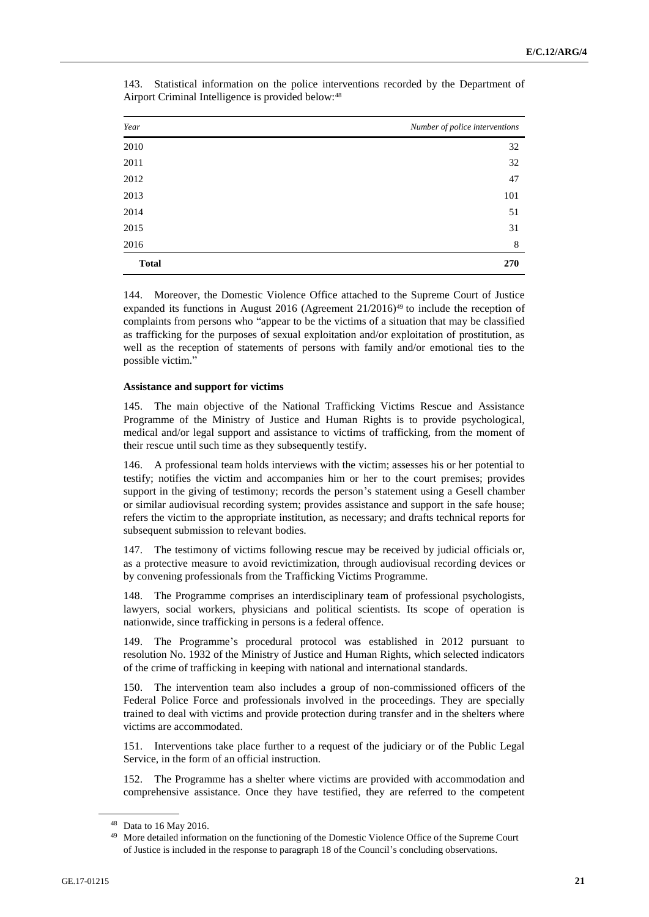143. Statistical information on the police interventions recorded by the Department of Airport Criminal Intelligence is provided below:[48]

| *Year* | *Number of police interventions* |
|---|---:|
| 2010 | 32 |
| 2011 | 32 |
| 2012 | 47 |
| 2013 | 101 |
| 2014 | 51 |
| 2015 | 31 |
| 2016 | 8 |
| **Total** | **270** |

144. Moreover, the Domestic Violence Office attached to the Supreme Court of Justice expanded its functions in August 2016 (Agreement 21/2016)[49] to include the reception of complaints from persons who "appear to be the victims of a situation that may be classified as trafficking for the purposes of sexual exploitation and/or exploitation of prostitution, as well as the reception of statements of persons with family and/or emotional ties to the possible victim."

**Assistance and support for victims**

145. The main objective of the National Trafficking Victims Rescue and Assistance Programme of the Ministry of Justice and Human Rights is to provide psychological, medical and/or legal support and assistance to victims of trafficking, from the moment of their rescue until such time as they subsequently testify.

146. A professional team holds interviews with the victim; assesses his or her potential to testify; notifies the victim and accompanies him or her to the court premises; provides support in the giving of testimony; records the person's statement using a Gesell chamber or similar audiovisual recording system; provides assistance and support in the safe house; refers the victim to the appropriate institution, as necessary; and drafts technical reports for subsequent submission to relevant bodies.

147. The testimony of victims following rescue may be received by judicial officials or, as a protective measure to avoid revictimization, through audiovisual recording devices or by convening professionals from the Trafficking Victims Programme.

148. The Programme comprises an interdisciplinary team of professional psychologists, lawyers, social workers, physicians and political scientists. Its scope of operation is nationwide, since trafficking in persons is a federal offence.

149. The Programme's procedural protocol was established in 2012 pursuant to resolution No. 1932 of the Ministry of Justice and Human Rights, which selected indicators of the crime of trafficking in keeping with national and international standards.

150. The intervention team also includes a group of non-commissioned officers of the Federal Police Force and professionals involved in the proceedings. They are specially trained to deal with victims and provide protection during transfer and in the shelters where victims are accommodated.

151. Interventions take place further to a request of the judiciary or of the Public Legal Service, in the form of an official instruction.

152. The Programme has a shelter where victims are provided with accommodation and comprehensive assistance. Once they have testified, they are referred to the competent

[48] Data to 16 May 2016.

[49] More detailed information on the functioning of the Domestic Violence Office of the Supreme Court of Justice is included in the response to paragraph 18 of the Council's concluding observations.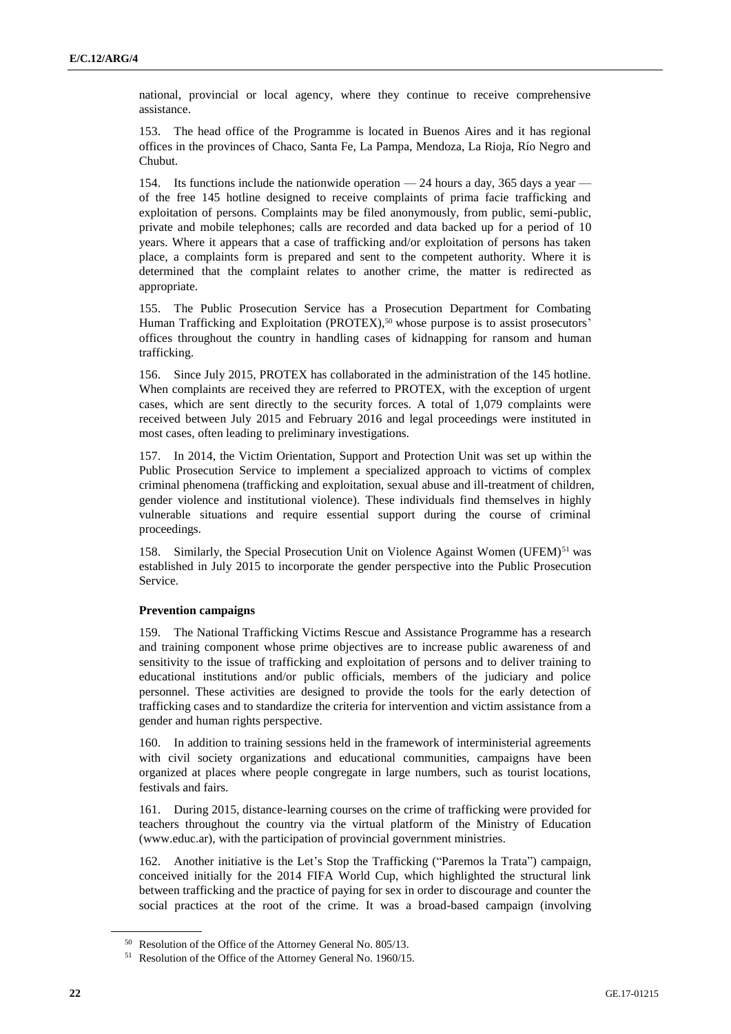national, provincial or local agency, where they continue to receive comprehensive assistance.

153. The head office of the Programme is located in Buenos Aires and it has regional offices in the provinces of Chaco, Santa Fe, La Pampa, Mendoza, La Rioja, Río Negro and Chubut.

154. Its functions include the nationwide operation — 24 hours a day, 365 days a year — of the free 145 hotline designed to receive complaints of prima facie trafficking and exploitation of persons. Complaints may be filed anonymously, from public, semi-public, private and mobile telephones; calls are recorded and data backed up for a period of 10 years. Where it appears that a case of trafficking and/or exploitation of persons has taken place, a complaints form is prepared and sent to the competent authority. Where it is determined that the complaint relates to another crime, the matter is redirected as appropriate.

155. The Public Prosecution Service has a Prosecution Department for Combating Human Trafficking and Exploitation (PROTEX),[50] whose purpose is to assist prosecutors' offices throughout the country in handling cases of kidnapping for ransom and human trafficking.

156. Since July 2015, PROTEX has collaborated in the administration of the 145 hotline. When complaints are received they are referred to PROTEX, with the exception of urgent cases, which are sent directly to the security forces. A total of 1,079 complaints were received between July 2015 and February 2016 and legal proceedings were instituted in most cases, often leading to preliminary investigations.

157. In 2014, the Victim Orientation, Support and Protection Unit was set up within the Public Prosecution Service to implement a specialized approach to victims of complex criminal phenomena (trafficking and exploitation, sexual abuse and ill-treatment of children, gender violence and institutional violence). These individuals find themselves in highly vulnerable situations and require essential support during the course of criminal proceedings.

158. Similarly, the Special Prosecution Unit on Violence Against Women (UFEM)[51] was established in July 2015 to incorporate the gender perspective into the Public Prosecution Service.

**Prevention campaigns**

159. The National Trafficking Victims Rescue and Assistance Programme has a research and training component whose prime objectives are to increase public awareness of and sensitivity to the issue of trafficking and exploitation of persons and to deliver training to educational institutions and/or public officials, members of the judiciary and police personnel. These activities are designed to provide the tools for the early detection of trafficking cases and to standardize the criteria for intervention and victim assistance from a gender and human rights perspective.

160. In addition to training sessions held in the framework of interministerial agreements with civil society organizations and educational communities, campaigns have been organized at places where people congregate in large numbers, such as tourist locations, festivals and fairs.

161. During 2015, distance-learning courses on the crime of trafficking were provided for teachers throughout the country via the virtual platform of the Ministry of Education (www.educ.ar), with the participation of provincial government ministries.

162. Another initiative is the Let's Stop the Trafficking ("Paremos la Trata") campaign, conceived initially for the 2014 FIFA World Cup, which highlighted the structural link between trafficking and the practice of paying for sex in order to discourage and counter the social practices at the root of the crime. It was a broad-based campaign (involving

[50] Resolution of the Office of the Attorney General No. 805/13.

[51] Resolution of the Office of the Attorney General No. 1960/15.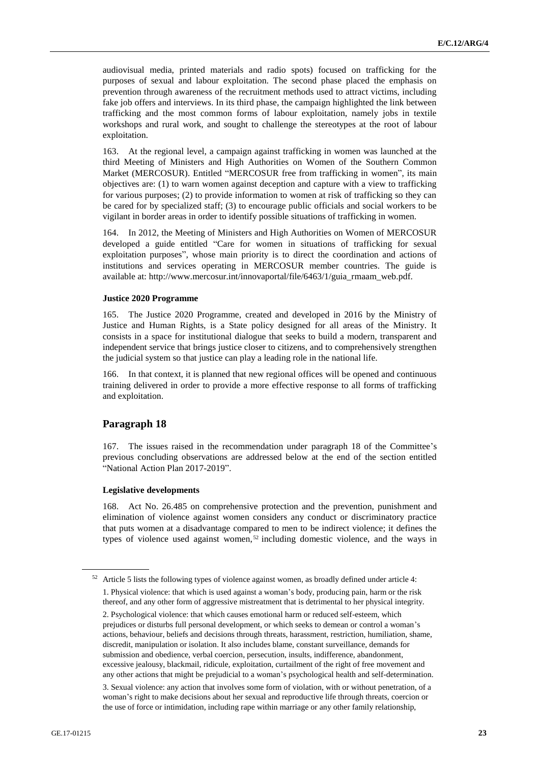audiovisual media, printed materials and radio spots) focused on trafficking for the purposes of sexual and labour exploitation. The second phase placed the emphasis on prevention through awareness of the recruitment methods used to attract victims, including fake job offers and interviews. In its third phase, the campaign highlighted the link between trafficking and the most common forms of labour exploitation, namely jobs in textile workshops and rural work, and sought to challenge the stereotypes at the root of labour exploitation.

163. At the regional level, a campaign against trafficking in women was launched at the third Meeting of Ministers and High Authorities on Women of the Southern Common Market (MERCOSUR). Entitled "MERCOSUR free from trafficking in women", its main objectives are: (1) to warn women against deception and capture with a view to trafficking for various purposes; (2) to provide information to women at risk of trafficking so they can be cared for by specialized staff; (3) to encourage public officials and social workers to be vigilant in border areas in order to identify possible situations of trafficking in women.

164. In 2012, the Meeting of Ministers and High Authorities on Women of MERCOSUR developed a guide entitled "Care for women in situations of trafficking for sexual exploitation purposes", whose main priority is to direct the coordination and actions of institutions and services operating in MERCOSUR member countries. The guide is available at: http://www.mercosur.int/innovaportal/file/6463/1/guia_rmaam_web.pdf.

#### Justice 2020 Programme

165. The Justice 2020 Programme, created and developed in 2016 by the Ministry of Justice and Human Rights, is a State policy designed for all areas of the Ministry. It consists in a space for institutional dialogue that seeks to build a modern, transparent and independent service that brings justice closer to citizens, and to comprehensively strengthen the judicial system so that justice can play a leading role in the national life.

166. In that context, it is planned that new regional offices will be opened and continuous training delivered in order to provide a more effective response to all forms of trafficking and exploitation.

## Paragraph 18

167. The issues raised in the recommendation under paragraph 18 of the Committee's previous concluding observations are addressed below at the end of the section entitled "National Action Plan 2017-2019".

#### Legislative developments

168. Act No. 26.485 on comprehensive protection and the prevention, punishment and elimination of violence against women considers any conduct or discriminatory practice that puts women at a disadvantage compared to men to be indirect violence; it defines the types of violence used against women,[52] including domestic violence, and the ways in

---

[52] Article 5 lists the following types of violence against women, as broadly defined under article 4:

1. Physical violence: that which is used against a woman's body, producing pain, harm or the risk thereof, and any other form of aggressive mistreatment that is detrimental to her physical integrity.

2. Psychological violence: that which causes emotional harm or reduced self-esteem, which prejudices or disturbs full personal development, or which seeks to demean or control a woman's actions, behaviour, beliefs and decisions through threats, harassment, restriction, humiliation, shame, discredit, manipulation or isolation. It also includes blame, constant surveillance, demands for submission and obedience, verbal coercion, persecution, insults, indifference, abandonment, excessive jealousy, blackmail, ridicule, exploitation, curtailment of the right of free movement and any other actions that might be prejudicial to a woman's psychological health and self-determination.

3. Sexual violence: any action that involves some form of violation, with or without penetration, of a woman's right to make decisions about her sexual and reproductive life through threats, coercion or the use of force or intimidation, including rape within marriage or any other family relationship,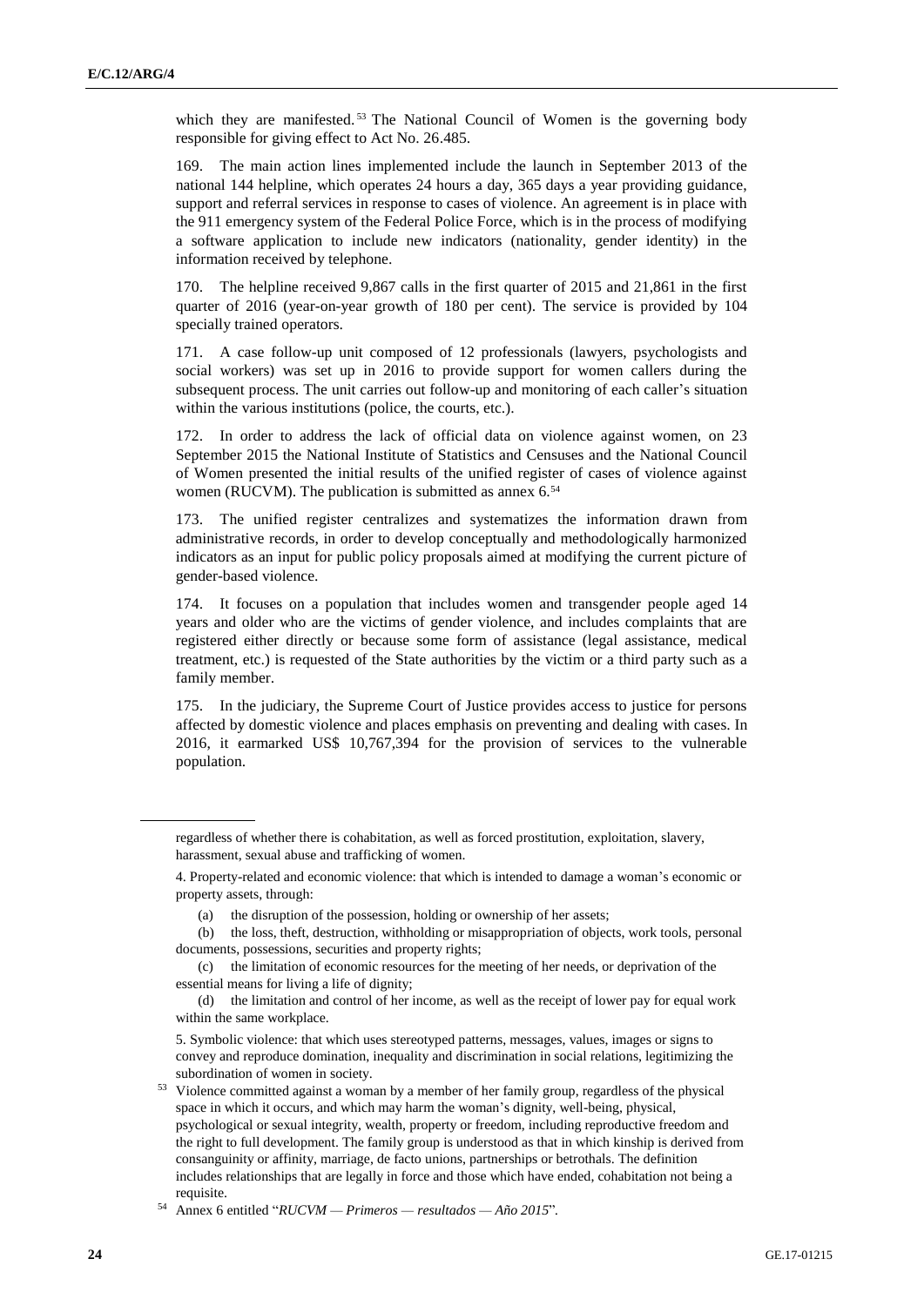which they are manifested.[53] The National Council of Women is the governing body responsible for giving effect to Act No. 26.485.

169. The main action lines implemented include the launch in September 2013 of the national 144 helpline, which operates 24 hours a day, 365 days a year providing guidance, support and referral services in response to cases of violence. An agreement is in place with the 911 emergency system of the Federal Police Force, which is in the process of modifying a software application to include new indicators (nationality, gender identity) in the information received by telephone.

170. The helpline received 9,867 calls in the first quarter of 2015 and 21,861 in the first quarter of 2016 (year-on-year growth of 180 per cent). The service is provided by 104 specially trained operators.

171. A case follow-up unit composed of 12 professionals (lawyers, psychologists and social workers) was set up in 2016 to provide support for women callers during the subsequent process. The unit carries out follow-up and monitoring of each caller's situation within the various institutions (police, the courts, etc.).

172. In order to address the lack of official data on violence against women, on 23 September 2015 the National Institute of Statistics and Censuses and the National Council of Women presented the initial results of the unified register of cases of violence against women (RUCVM). The publication is submitted as annex 6.[54]

173. The unified register centralizes and systematizes the information drawn from administrative records, in order to develop conceptually and methodologically harmonized indicators as an input for public policy proposals aimed at modifying the current picture of gender-based violence.

174. It focuses on a population that includes women and transgender people aged 14 years and older who are the victims of gender violence, and includes complaints that are registered either directly or because some form of assistance (legal assistance, medical treatment, etc.) is requested of the State authorities by the victim or a third party such as a family member.

175. In the judiciary, the Supreme Court of Justice provides access to justice for persons affected by domestic violence and places emphasis on preventing and dealing with cases. In 2016, it earmarked US$ 10,767,394 for the provision of services to the vulnerable population.

---

regardless of whether there is cohabitation, as well as forced prostitution, exploitation, slavery, harassment, sexual abuse and trafficking of women.

4. Property-related and economic violence: that which is intended to damage a woman's economic or property assets, through:

(a) the disruption of the possession, holding or ownership of her assets;

(b) the loss, theft, destruction, withholding or misappropriation of objects, work tools, personal documents, possessions, securities and property rights;

(c) the limitation of economic resources for the meeting of her needs, or deprivation of the essential means for living a life of dignity;

(d) the limitation and control of her income, as well as the receipt of lower pay for equal work within the same workplace.

5. Symbolic violence: that which uses stereotyped patterns, messages, values, images or signs to convey and reproduce domination, inequality and discrimination in social relations, legitimizing the subordination of women in society.

[53] Violence committed against a woman by a member of her family group, regardless of the physical space in which it occurs, and which may harm the woman's dignity, well-being, physical, psychological or sexual integrity, wealth, property or freedom, including reproductive freedom and the right to full development. The family group is understood as that in which kinship is derived from consanguinity or affinity, marriage, de facto unions, partnerships or betrothals. The definition includes relationships that are legally in force and those which have ended, cohabitation not being a requisite.

[54] Annex 6 entitled "*RUCVM — Primeros — resultados — Año 2015*".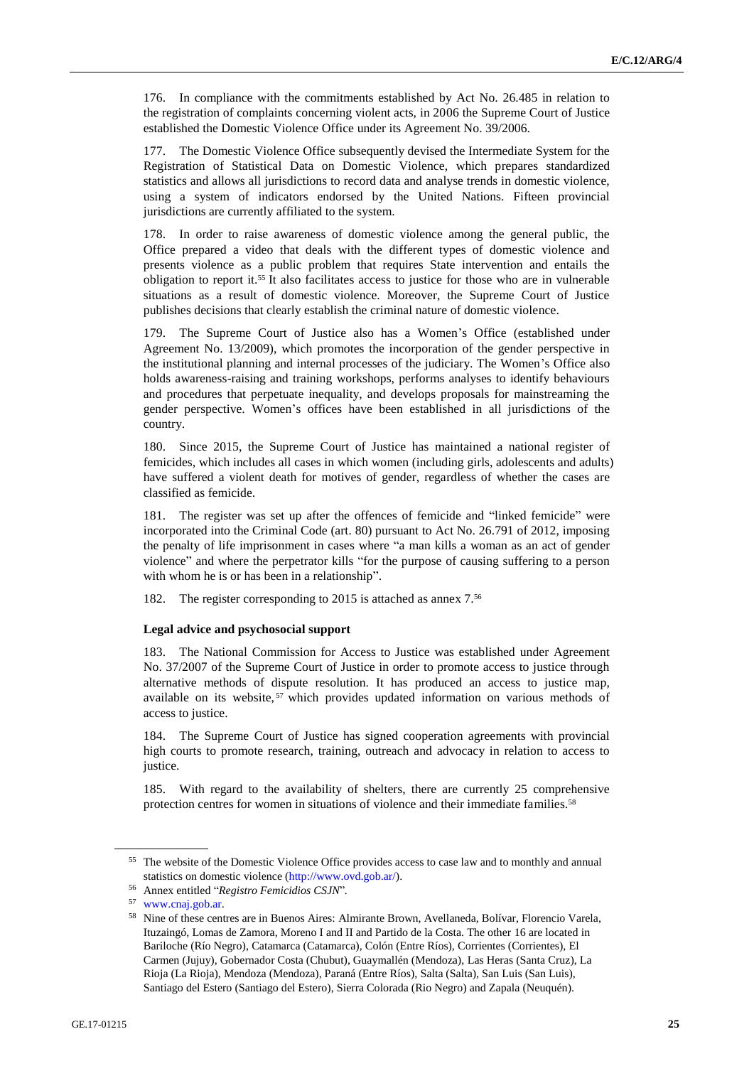176. In compliance with the commitments established by Act No. 26.485 in relation to the registration of complaints concerning violent acts, in 2006 the Supreme Court of Justice established the Domestic Violence Office under its Agreement No. 39/2006.

177. The Domestic Violence Office subsequently devised the Intermediate System for the Registration of Statistical Data on Domestic Violence, which prepares standardized statistics and allows all jurisdictions to record data and analyse trends in domestic violence, using a system of indicators endorsed by the United Nations. Fifteen provincial jurisdictions are currently affiliated to the system.

178. In order to raise awareness of domestic violence among the general public, the Office prepared a video that deals with the different types of domestic violence and presents violence as a public problem that requires State intervention and entails the obligation to report it.[55] It also facilitates access to justice for those who are in vulnerable situations as a result of domestic violence. Moreover, the Supreme Court of Justice publishes decisions that clearly establish the criminal nature of domestic violence.

179. The Supreme Court of Justice also has a Women's Office (established under Agreement No. 13/2009), which promotes the incorporation of the gender perspective in the institutional planning and internal processes of the judiciary. The Women's Office also holds awareness-raising and training workshops, performs analyses to identify behaviours and procedures that perpetuate inequality, and develops proposals for mainstreaming the gender perspective. Women's offices have been established in all jurisdictions of the country.

180. Since 2015, the Supreme Court of Justice has maintained a national register of femicides, which includes all cases in which women (including girls, adolescents and adults) have suffered a violent death for motives of gender, regardless of whether the cases are classified as femicide.

181. The register was set up after the offences of femicide and "linked femicide" were incorporated into the Criminal Code (art. 80) pursuant to Act No. 26.791 of 2012, imposing the penalty of life imprisonment in cases where "a man kills a woman as an act of gender violence" and where the perpetrator kills "for the purpose of causing suffering to a person with whom he is or has been in a relationship".

182. The register corresponding to 2015 is attached as annex 7.[56]

**Legal advice and psychosocial support**

183. The National Commission for Access to Justice was established under Agreement No. 37/2007 of the Supreme Court of Justice in order to promote access to justice through alternative methods of dispute resolution. It has produced an access to justice map, available on its website,[57] which provides updated information on various methods of access to justice.

184. The Supreme Court of Justice has signed cooperation agreements with provincial high courts to promote research, training, outreach and advocacy in relation to access to justice.

185. With regard to the availability of shelters, there are currently 25 comprehensive protection centres for women in situations of violence and their immediate families.[58]

---

[55] The website of the Domestic Violence Office provides access to case law and to monthly and annual statistics on domestic violence (http://www.ovd.gob.ar/).

[56] Annex entitled "*Registro Femicidios CSJN*".

[57] www.cnaj.gob.ar.

[58] Nine of these centres are in Buenos Aires: Almirante Brown, Avellaneda, Bolívar, Florencio Varela, Ituzaingó, Lomas de Zamora, Moreno I and II and Partido de la Costa. The other 16 are located in Bariloche (Río Negro), Catamarca (Catamarca), Colón (Entre Ríos), Corrientes (Corrientes), El Carmen (Jujuy), Gobernador Costa (Chubut), Guaymallén (Mendoza), Las Heras (Santa Cruz), La Rioja (La Rioja), Mendoza (Mendoza), Paraná (Entre Ríos), Salta (Salta), San Luis (San Luis), Santiago del Estero (Santiago del Estero), Sierra Colorada (Rio Negro) and Zapala (Neuquén).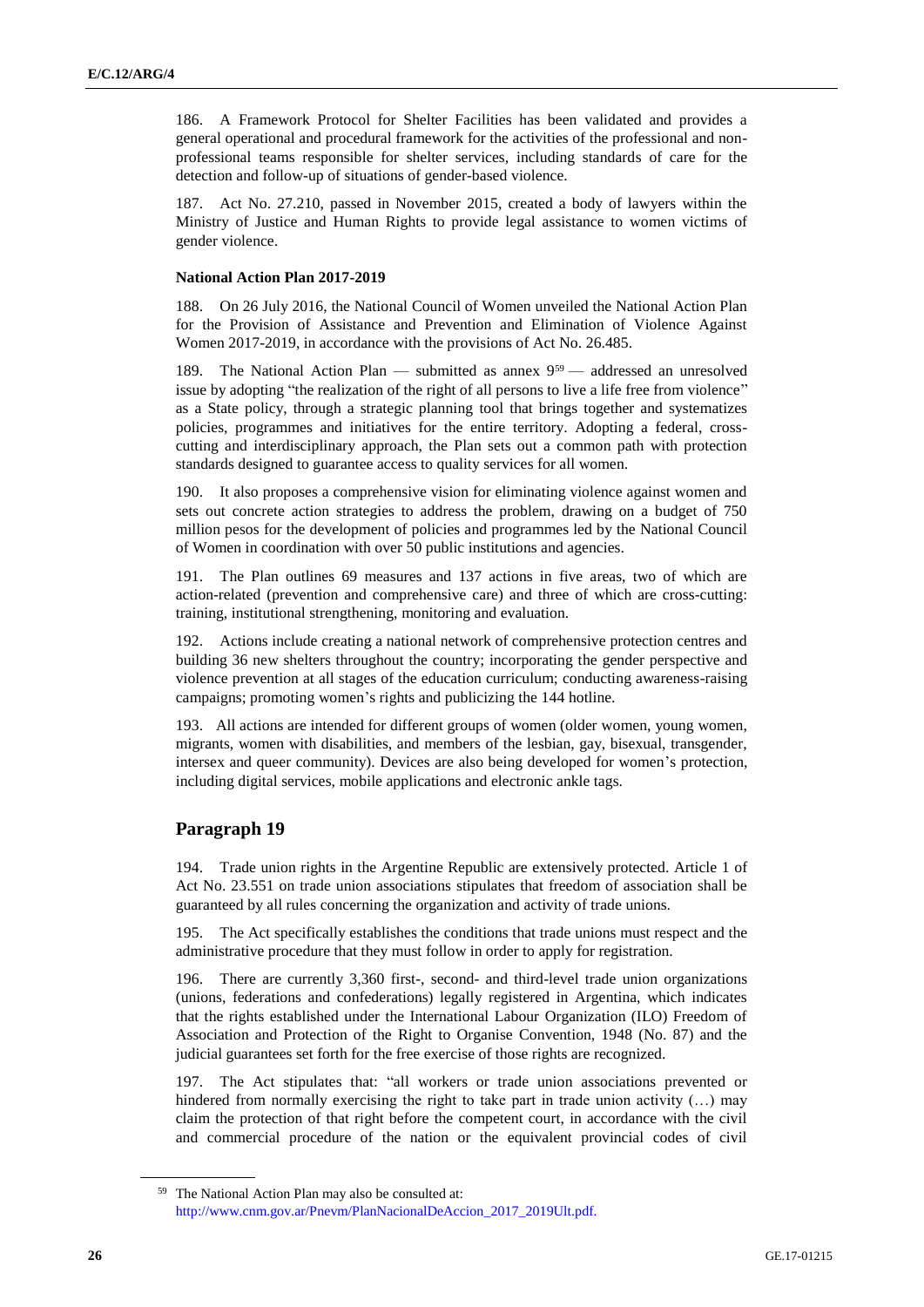186. A Framework Protocol for Shelter Facilities has been validated and provides a general operational and procedural framework for the activities of the professional and non-professional teams responsible for shelter services, including standards of care for the detection and follow-up of situations of gender-based violence.

187. Act No. 27.210, passed in November 2015, created a body of lawyers within the Ministry of Justice and Human Rights to provide legal assistance to women victims of gender violence.

### National Action Plan 2017-2019

188. On 26 July 2016, the National Council of Women unveiled the National Action Plan for the Provision of Assistance and Prevention and Elimination of Violence Against Women 2017-2019, in accordance with the provisions of Act No. 26.485.

189. The National Action Plan — submitted as annex 9[59] — addressed an unresolved issue by adopting "the realization of the right of all persons to live a life free from violence" as a State policy, through a strategic planning tool that brings together and systematizes policies, programmes and initiatives for the entire territory. Adopting a federal, cross-cutting and interdisciplinary approach, the Plan sets out a common path with protection standards designed to guarantee access to quality services for all women.

190. It also proposes a comprehensive vision for eliminating violence against women and sets out concrete action strategies to address the problem, drawing on a budget of 750 million pesos for the development of policies and programmes led by the National Council of Women in coordination with over 50 public institutions and agencies.

191. The Plan outlines 69 measures and 137 actions in five areas, two of which are action-related (prevention and comprehensive care) and three of which are cross-cutting: training, institutional strengthening, monitoring and evaluation.

192. Actions include creating a national network of comprehensive protection centres and building 36 new shelters throughout the country; incorporating the gender perspective and violence prevention at all stages of the education curriculum; conducting awareness-raising campaigns; promoting women's rights and publicizing the 144 hotline.

193. All actions are intended for different groups of women (older women, young women, migrants, women with disabilities, and members of the lesbian, gay, bisexual, transgender, intersex and queer community). Devices are also being developed for women's protection, including digital services, mobile applications and electronic ankle tags.

## Paragraph 19

194. Trade union rights in the Argentine Republic are extensively protected. Article 1 of Act No. 23.551 on trade union associations stipulates that freedom of association shall be guaranteed by all rules concerning the organization and activity of trade unions.

195. The Act specifically establishes the conditions that trade unions must respect and the administrative procedure that they must follow in order to apply for registration.

196. There are currently 3,360 first-, second- and third-level trade union organizations (unions, federations and confederations) legally registered in Argentina, which indicates that the rights established under the International Labour Organization (ILO) Freedom of Association and Protection of the Right to Organise Convention, 1948 (No. 87) and the judicial guarantees set forth for the free exercise of those rights are recognized.

197. The Act stipulates that: "all workers or trade union associations prevented or hindered from normally exercising the right to take part in trade union activity (…) may claim the protection of that right before the competent court, in accordance with the civil and commercial procedure of the nation or the equivalent provincial codes of civil

---

[59] The National Action Plan may also be consulted at: http://www.cnm.gov.ar/Pnevm/PlanNacionalDeAccion_2017_2019Ult.pdf.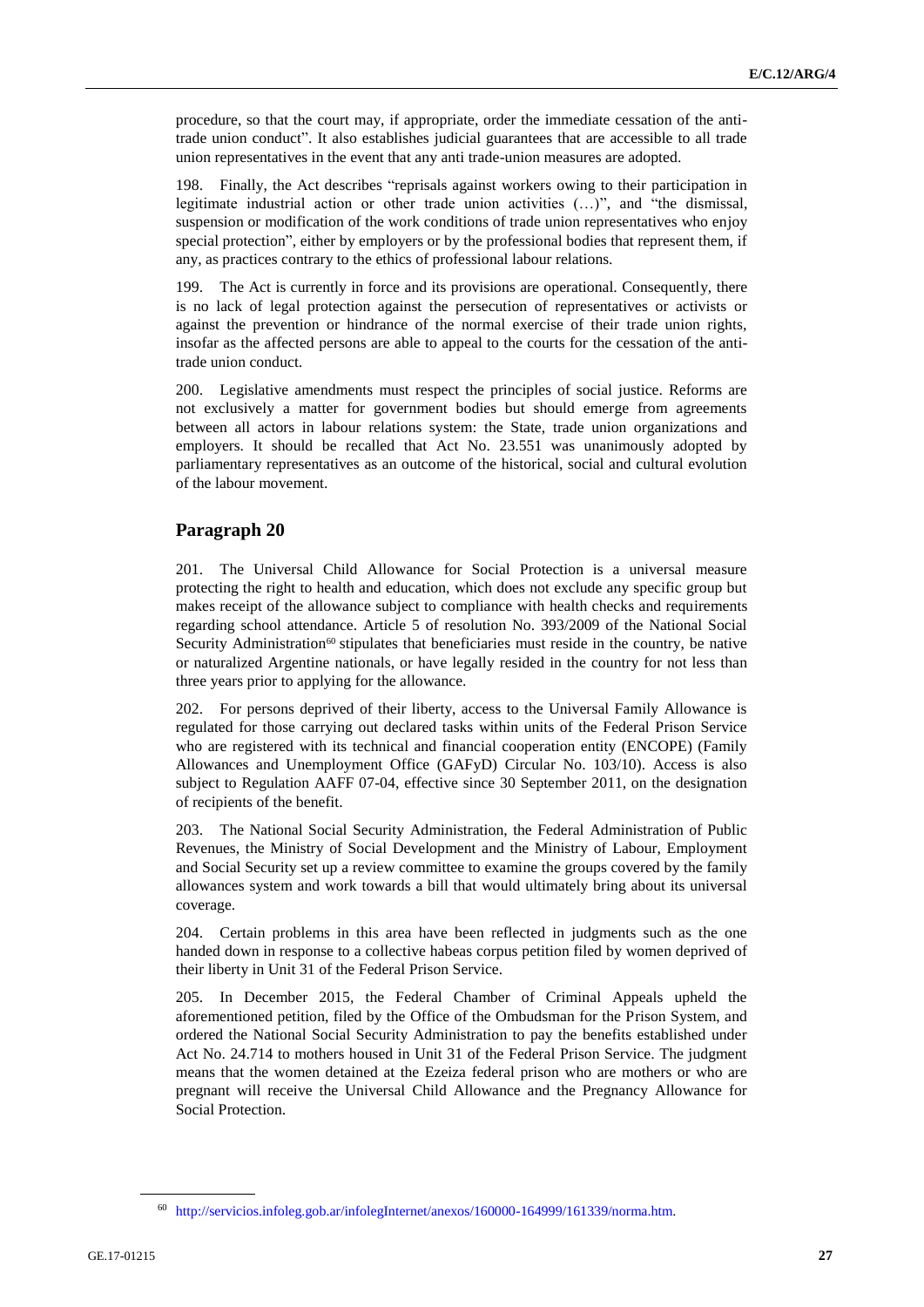procedure, so that the court may, if appropriate, order the immediate cessation of the anti-trade union conduct". It also establishes judicial guarantees that are accessible to all trade union representatives in the event that any anti trade-union measures are adopted.

198. Finally, the Act describes "reprisals against workers owing to their participation in legitimate industrial action or other trade union activities (…)", and "the dismissal, suspension or modification of the work conditions of trade union representatives who enjoy special protection", either by employers or by the professional bodies that represent them, if any, as practices contrary to the ethics of professional labour relations.

199. The Act is currently in force and its provisions are operational. Consequently, there is no lack of legal protection against the persecution of representatives or activists or against the prevention or hindrance of the normal exercise of their trade union rights, insofar as the affected persons are able to appeal to the courts for the cessation of the anti-trade union conduct.

200. Legislative amendments must respect the principles of social justice. Reforms are not exclusively a matter for government bodies but should emerge from agreements between all actors in labour relations system: the State, trade union organizations and employers. It should be recalled that Act No. 23.551 was unanimously adopted by parliamentary representatives as an outcome of the historical, social and cultural evolution of the labour movement.

## Paragraph 20

201. The Universal Child Allowance for Social Protection is a universal measure protecting the right to health and education, which does not exclude any specific group but makes receipt of the allowance subject to compliance with health checks and requirements regarding school attendance. Article 5 of resolution No. 393/2009 of the National Social Security Administration[60] stipulates that beneficiaries must reside in the country, be native or naturalized Argentine nationals, or have legally resided in the country for not less than three years prior to applying for the allowance.

202. For persons deprived of their liberty, access to the Universal Family Allowance is regulated for those carrying out declared tasks within units of the Federal Prison Service who are registered with its technical and financial cooperation entity (ENCOPE) (Family Allowances and Unemployment Office (GAFyD) Circular No. 103/10). Access is also subject to Regulation AAFF 07-04, effective since 30 September 2011, on the designation of recipients of the benefit.

203. The National Social Security Administration, the Federal Administration of Public Revenues, the Ministry of Social Development and the Ministry of Labour, Employment and Social Security set up a review committee to examine the groups covered by the family allowances system and work towards a bill that would ultimately bring about its universal coverage.

204. Certain problems in this area have been reflected in judgments such as the one handed down in response to a collective habeas corpus petition filed by women deprived of their liberty in Unit 31 of the Federal Prison Service.

205. In December 2015, the Federal Chamber of Criminal Appeals upheld the aforementioned petition, filed by the Office of the Ombudsman for the Prison System, and ordered the National Social Security Administration to pay the benefits established under Act No. 24.714 to mothers housed in Unit 31 of the Federal Prison Service. The judgment means that the women detained at the Ezeiza federal prison who are mothers or who are pregnant will receive the Universal Child Allowance and the Pregnancy Allowance for Social Protection.

[60] http://servicios.infoleg.gob.ar/infolegInternet/anexos/160000-164999/161339/norma.htm.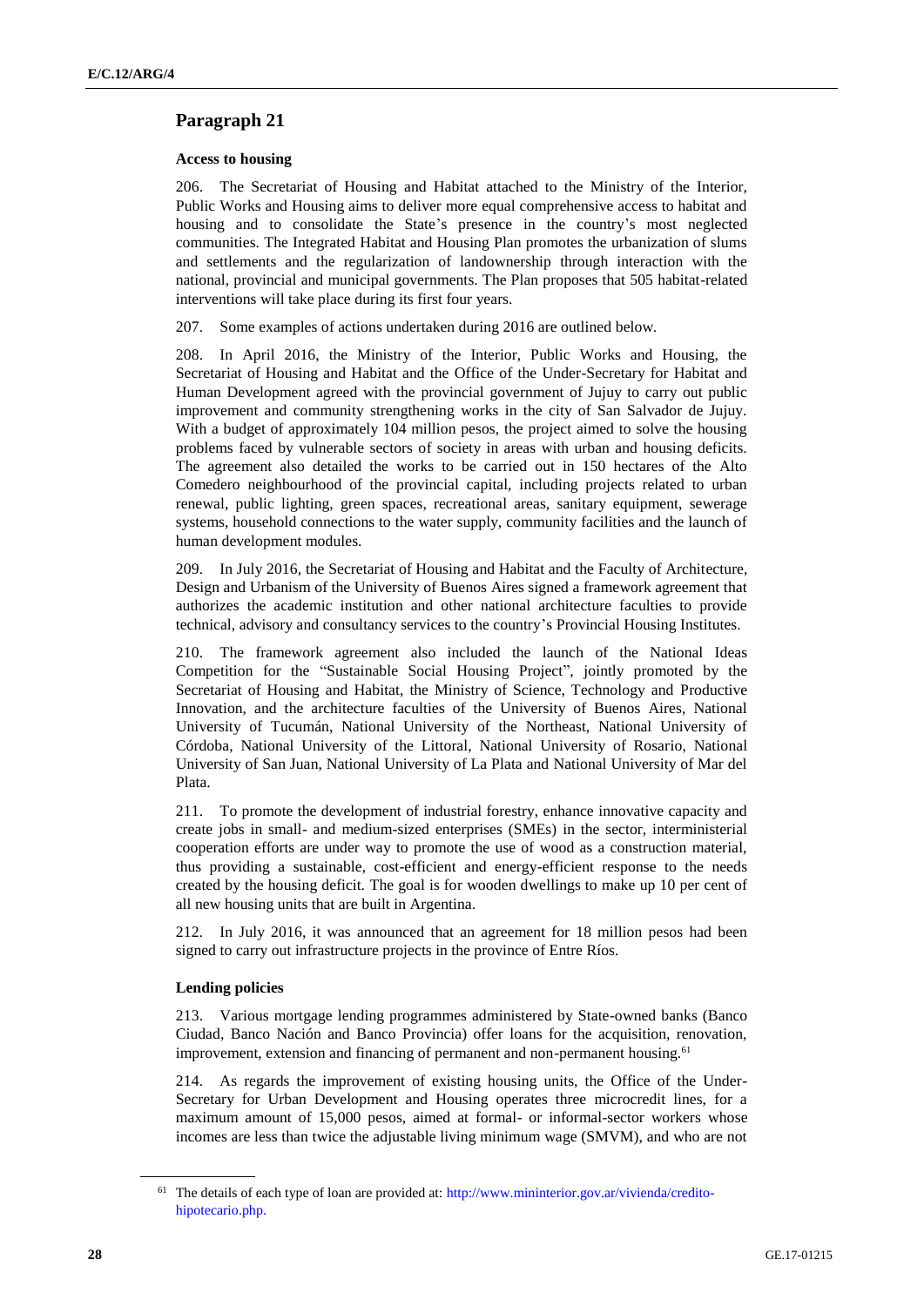## Paragraph 21

**Access to housing**

206. The Secretariat of Housing and Habitat attached to the Ministry of the Interior, Public Works and Housing aims to deliver more equal comprehensive access to habitat and housing and to consolidate the State's presence in the country's most neglected communities. The Integrated Habitat and Housing Plan promotes the urbanization of slums and settlements and the regularization of landownership through interaction with the national, provincial and municipal governments. The Plan proposes that 505 habitat-related interventions will take place during its first four years.

207. Some examples of actions undertaken during 2016 are outlined below.

208. In April 2016, the Ministry of the Interior, Public Works and Housing, the Secretariat of Housing and Habitat and the Office of the Under-Secretary for Habitat and Human Development agreed with the provincial government of Jujuy to carry out public improvement and community strengthening works in the city of San Salvador de Jujuy. With a budget of approximately 104 million pesos, the project aimed to solve the housing problems faced by vulnerable sectors of society in areas with urban and housing deficits. The agreement also detailed the works to be carried out in 150 hectares of the Alto Comedero neighbourhood of the provincial capital, including projects related to urban renewal, public lighting, green spaces, recreational areas, sanitary equipment, sewerage systems, household connections to the water supply, community facilities and the launch of human development modules.

209. In July 2016, the Secretariat of Housing and Habitat and the Faculty of Architecture, Design and Urbanism of the University of Buenos Aires signed a framework agreement that authorizes the academic institution and other national architecture faculties to provide technical, advisory and consultancy services to the country's Provincial Housing Institutes.

210. The framework agreement also included the launch of the National Ideas Competition for the "Sustainable Social Housing Project", jointly promoted by the Secretariat of Housing and Habitat, the Ministry of Science, Technology and Productive Innovation, and the architecture faculties of the University of Buenos Aires, National University of Tucumán, National University of the Northeast, National University of Córdoba, National University of the Littoral, National University of Rosario, National University of San Juan, National University of La Plata and National University of Mar del Plata.

211. To promote the development of industrial forestry, enhance innovative capacity and create jobs in small- and medium-sized enterprises (SMEs) in the sector, interministerial cooperation efforts are under way to promote the use of wood as a construction material, thus providing a sustainable, cost-efficient and energy-efficient response to the needs created by the housing deficit. The goal is for wooden dwellings to make up 10 per cent of all new housing units that are built in Argentina.

212. In July 2016, it was announced that an agreement for 18 million pesos had been signed to carry out infrastructure projects in the province of Entre Ríos.

**Lending policies**

213. Various mortgage lending programmes administered by State-owned banks (Banco Ciudad, Banco Nación and Banco Provincia) offer loans for the acquisition, renovation, improvement, extension and financing of permanent and non-permanent housing.[61]

214. As regards the improvement of existing housing units, the Office of the Under-Secretary for Urban Development and Housing operates three microcredit lines, for a maximum amount of 15,000 pesos, aimed at formal- or informal-sector workers whose incomes are less than twice the adjustable living minimum wage (SMVM), and who are not

[61] The details of each type of loan are provided at: http://www.mininterior.gov.ar/vivienda/credito-hipotecario.php.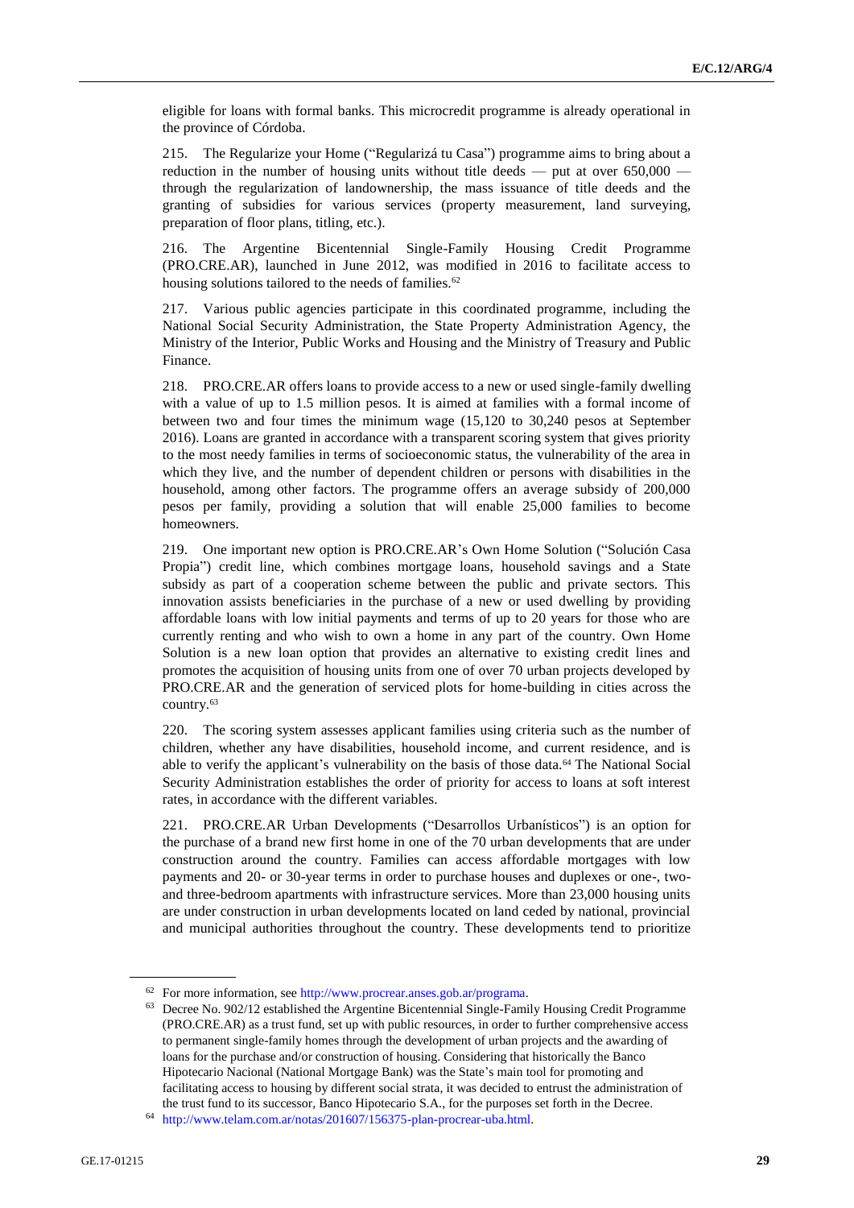eligible for loans with formal banks. This microcredit programme is already operational in the province of Córdoba.

215. The Regularize your Home ("Regularizá tu Casa") programme aims to bring about a reduction in the number of housing units without title deeds — put at over 650,000 — through the regularization of landownership, the mass issuance of title deeds and the granting of subsidies for various services (property measurement, land surveying, preparation of floor plans, titling, etc.).

216. The Argentine Bicentennial Single-Family Housing Credit Programme (PRO.CRE.AR), launched in June 2012, was modified in 2016 to facilitate access to housing solutions tailored to the needs of families.[62]

217. Various public agencies participate in this coordinated programme, including the National Social Security Administration, the State Property Administration Agency, the Ministry of the Interior, Public Works and Housing and the Ministry of Treasury and Public Finance.

218. PRO.CRE.AR offers loans to provide access to a new or used single-family dwelling with a value of up to 1.5 million pesos. It is aimed at families with a formal income of between two and four times the minimum wage (15,120 to 30,240 pesos at September 2016). Loans are granted in accordance with a transparent scoring system that gives priority to the most needy families in terms of socioeconomic status, the vulnerability of the area in which they live, and the number of dependent children or persons with disabilities in the household, among other factors. The programme offers an average subsidy of 200,000 pesos per family, providing a solution that will enable 25,000 families to become homeowners.

219. One important new option is PRO.CRE.AR's Own Home Solution ("Solución Casa Propia") credit line, which combines mortgage loans, household savings and a State subsidy as part of a cooperation scheme between the public and private sectors. This innovation assists beneficiaries in the purchase of a new or used dwelling by providing affordable loans with low initial payments and terms of up to 20 years for those who are currently renting and who wish to own a home in any part of the country. Own Home Solution is a new loan option that provides an alternative to existing credit lines and promotes the acquisition of housing units from one of over 70 urban projects developed by PRO.CRE.AR and the generation of serviced plots for home-building in cities across the country.[63]

220. The scoring system assesses applicant families using criteria such as the number of children, whether any have disabilities, household income, and current residence, and is able to verify the applicant's vulnerability on the basis of those data.[64] The National Social Security Administration establishes the order of priority for access to loans at soft interest rates, in accordance with the different variables.

221. PRO.CRE.AR Urban Developments ("Desarrollos Urbanísticos") is an option for the purchase of a brand new first home in one of the 70 urban developments that are under construction around the country. Families can access affordable mortgages with low payments and 20- or 30-year terms in order to purchase houses and duplexes or one-, two- and three-bedroom apartments with infrastructure services. More than 23,000 housing units are under construction in urban developments located on land ceded by national, provincial and municipal authorities throughout the country. These developments tend to prioritize

---

[62] For more information, see http://www.procrear.anses.gob.ar/programa.

[63] Decree No. 902/12 established the Argentine Bicentennial Single-Family Housing Credit Programme (PRO.CRE.AR) as a trust fund, set up with public resources, in order to further comprehensive access to permanent single-family homes through the development of urban projects and the awarding of loans for the purchase and/or construction of housing. Considering that historically the Banco Hipotecario Nacional (National Mortgage Bank) was the State's main tool for promoting and facilitating access to housing by different social strata, it was decided to entrust the administration of the trust fund to its successor, Banco Hipotecario S.A., for the purposes set forth in the Decree.

[64] http://www.telam.com.ar/notas/201607/156375-plan-procrear-uba.html.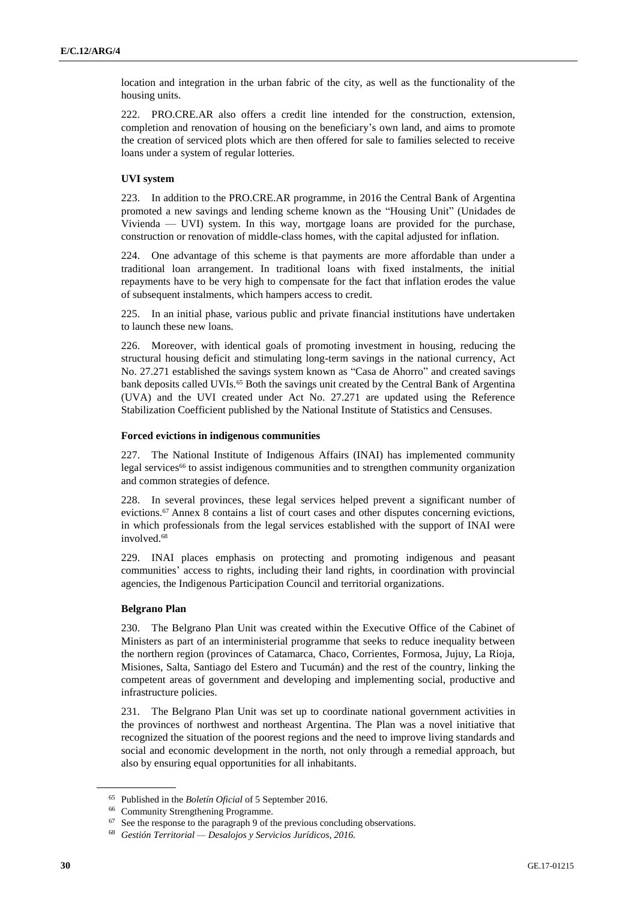location and integration in the urban fabric of the city, as well as the functionality of the housing units.

222. PRO.CRE.AR also offers a credit line intended for the construction, extension, completion and renovation of housing on the beneficiary's own land, and aims to promote the creation of serviced plots which are then offered for sale to families selected to receive loans under a system of regular lotteries.

### UVI system

223. In addition to the PRO.CRE.AR programme, in 2016 the Central Bank of Argentina promoted a new savings and lending scheme known as the "Housing Unit" (Unidades de Vivienda — UVI) system. In this way, mortgage loans are provided for the purchase, construction or renovation of middle-class homes, with the capital adjusted for inflation.

224. One advantage of this scheme is that payments are more affordable than under a traditional loan arrangement. In traditional loans with fixed instalments, the initial repayments have to be very high to compensate for the fact that inflation erodes the value of subsequent instalments, which hampers access to credit.

225. In an initial phase, various public and private financial institutions have undertaken to launch these new loans.

226. Moreover, with identical goals of promoting investment in housing, reducing the structural housing deficit and stimulating long-term savings in the national currency, Act No. 27.271 established the savings system known as "Casa de Ahorro" and created savings bank deposits called UVIs.[65] Both the savings unit created by the Central Bank of Argentina (UVA) and the UVI created under Act No. 27.271 are updated using the Reference Stabilization Coefficient published by the National Institute of Statistics and Censuses.

### Forced evictions in indigenous communities

227. The National Institute of Indigenous Affairs (INAI) has implemented community legal services[66] to assist indigenous communities and to strengthen community organization and common strategies of defence.

228. In several provinces, these legal services helped prevent a significant number of evictions.[67] Annex 8 contains a list of court cases and other disputes concerning evictions, in which professionals from the legal services established with the support of INAI were involved.[68]

229. INAI places emphasis on protecting and promoting indigenous and peasant communities' access to rights, including their land rights, in coordination with provincial agencies, the Indigenous Participation Council and territorial organizations.

### Belgrano Plan

230. The Belgrano Plan Unit was created within the Executive Office of the Cabinet of Ministers as part of an interministerial programme that seeks to reduce inequality between the northern region (provinces of Catamarca, Chaco, Corrientes, Formosa, Jujuy, La Rioja, Misiones, Salta, Santiago del Estero and Tucumán) and the rest of the country, linking the competent areas of government and developing and implementing social, productive and infrastructure policies.

231. The Belgrano Plan Unit was set up to coordinate national government activities in the provinces of northwest and northeast Argentina. The Plan was a novel initiative that recognized the situation of the poorest regions and the need to improve living standards and social and economic development in the north, not only through a remedial approach, but also by ensuring equal opportunities for all inhabitants.

---

[65] Published in the *Boletín Oficial* of 5 September 2016.

[66] Community Strengthening Programme.

[67] See the response to the paragraph 9 of the previous concluding observations.

[68] *Gestión Territorial — Desalojos y Servicios Jurídicos, 2016.*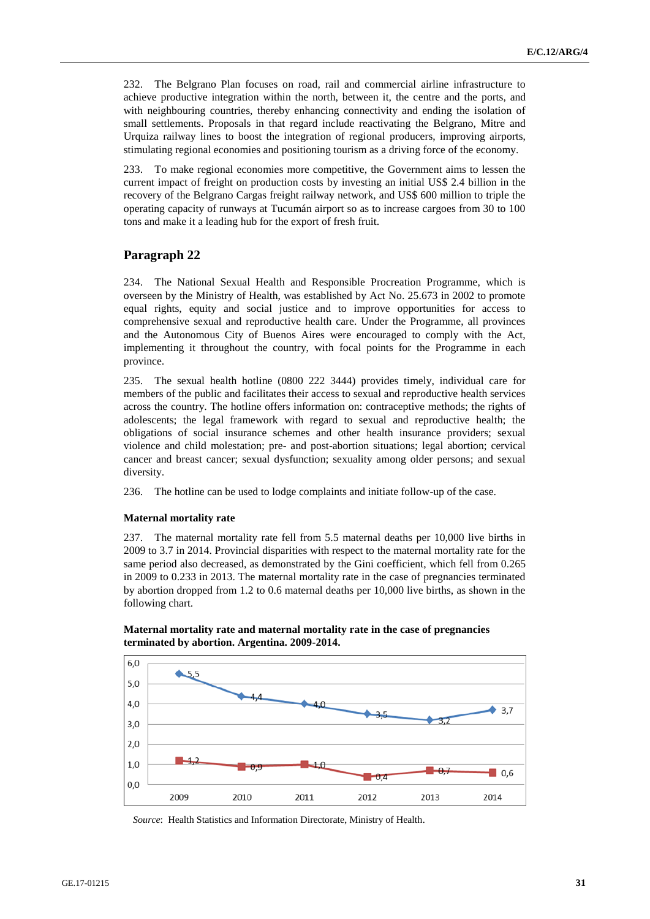232. The Belgrano Plan focuses on road, rail and commercial airline infrastructure to achieve productive integration within the north, between it, the centre and the ports, and with neighbouring countries, thereby enhancing connectivity and ending the isolation of small settlements. Proposals in that regard include reactivating the Belgrano, Mitre and Urquiza railway lines to boost the integration of regional producers, improving airports, stimulating regional economies and positioning tourism as a driving force of the economy.

233. To make regional economies more competitive, the Government aims to lessen the current impact of freight on production costs by investing an initial US$ 2.4 billion in the recovery of the Belgrano Cargas freight railway network, and US$ 600 million to triple the operating capacity of runways at Tucumán airport so as to increase cargoes from 30 to 100 tons and make it a leading hub for the export of fresh fruit.

## Paragraph 22

234. The National Sexual Health and Responsible Procreation Programme, which is overseen by the Ministry of Health, was established by Act No. 25.673 in 2002 to promote equal rights, equity and social justice and to improve opportunities for access to comprehensive sexual and reproductive health care. Under the Programme, all provinces and the Autonomous City of Buenos Aires were encouraged to comply with the Act, implementing it throughout the country, with focal points for the Programme in each province.

235. The sexual health hotline (0800 222 3444) provides timely, individual care for members of the public and facilitates their access to sexual and reproductive health services across the country. The hotline offers information on: contraceptive methods; the rights of adolescents; the legal framework with regard to sexual and reproductive health; the obligations of social insurance schemes and other health insurance providers; sexual violence and child molestation; pre- and post-abortion situations; legal abortion; cervical cancer and breast cancer; sexual dysfunction; sexuality among older persons; and sexual diversity.

236. The hotline can be used to lodge complaints and initiate follow-up of the case.

### Maternal mortality rate

237. The maternal mortality rate fell from 5.5 maternal deaths per 10,000 live births in 2009 to 3.7 in 2014. Provincial disparities with respect to the maternal mortality rate for the same period also decreased, as demonstrated by the Gini coefficient, which fell from 0.265 in 2009 to 0.233 in 2013. The maternal mortality rate in the case of pregnancies terminated by abortion dropped from 1.2 to 0.6 maternal deaths per 10,000 live births, as shown in the following chart.

**Maternal mortality rate and maternal mortality rate in the case of pregnancies terminated by abortion. Argentina. 2009-2014.**

| | 2009 | 2010 | 2011 | 2012 | 2013 | 2014 |
|---|---|---|---|---|---|---|
| Maternal mortality rate | 5,5 | 4,4 | 4,0 | 3,5 | 3,2 | 3,7 |
| Maternal mortality rate (abortion) | 1,2 | 0,9 | 1,0 | 0,4 | 0,7 | 0,6 |

*Source*: Health Statistics and Information Directorate, Ministry of Health.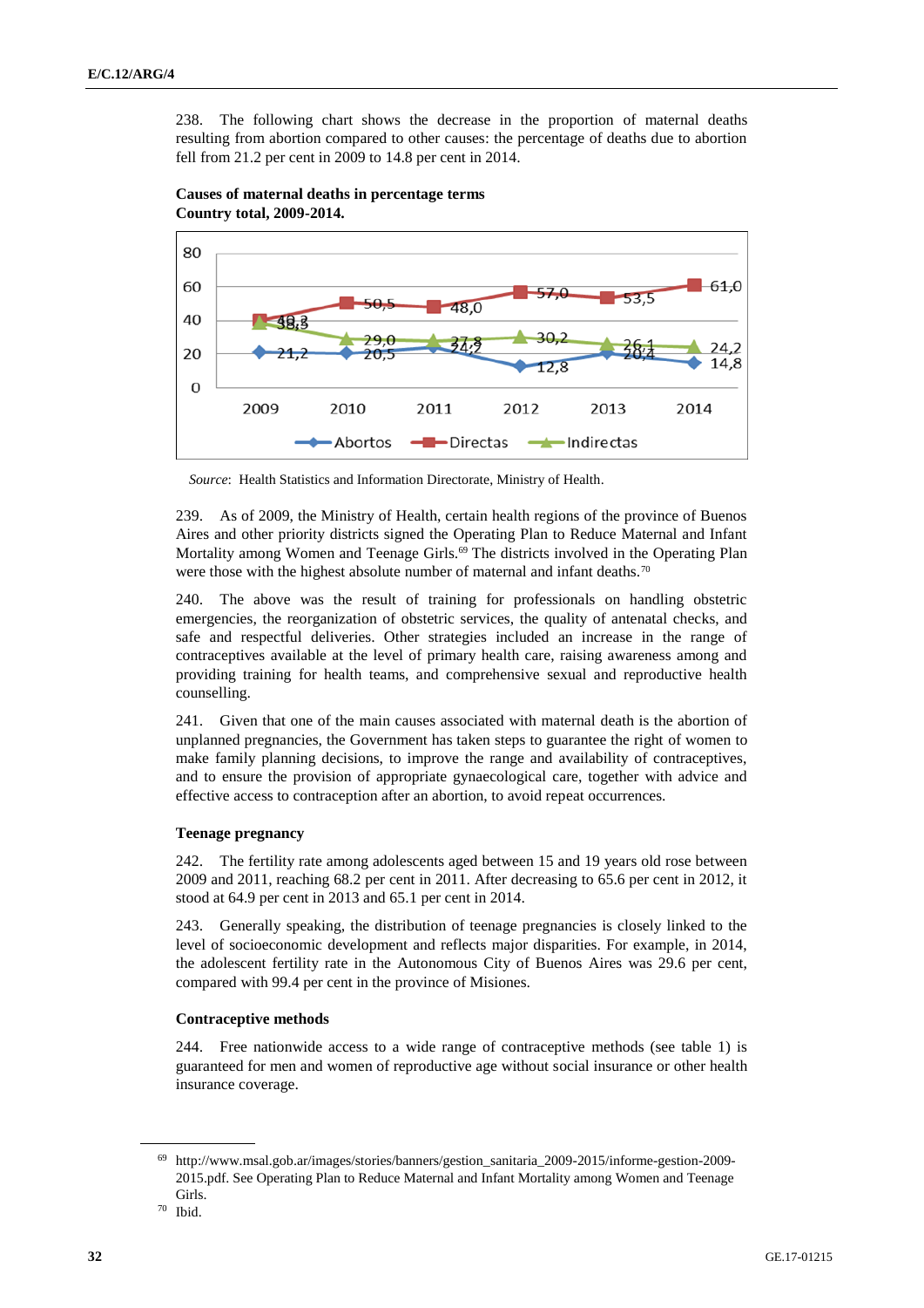238. The following chart shows the decrease in the proportion of maternal deaths resulting from abortion compared to other causes: the percentage of deaths due to abortion fell from 21.2 per cent in 2009 to 14.8 per cent in 2014.

**Causes of maternal deaths in percentage terms**
**Country total, 2009-2014.**

| | 2009 | 2010 | 2011 | 2012 | 2013 | 2014 |
|---|---|---|---|---|---|---|
| Abortos | 21,2 | 20,5 | 24,2 | 12,8 | 20,4 | 14,8 |
| Directas | 40,3 | 50,5 | 48,0 | 57,0 | 53,5 | 61,0 |
| Indirectas | 38,5 | 29,0 | 27,8 | 30,2 | 26,1 | 24,2 |

*Source*: Health Statistics and Information Directorate, Ministry of Health.

239. As of 2009, the Ministry of Health, certain health regions of the province of Buenos Aires and other priority districts signed the Operating Plan to Reduce Maternal and Infant Mortality among Women and Teenage Girls.[69] The districts involved in the Operating Plan were those with the highest absolute number of maternal and infant deaths.[70]

240. The above was the result of training for professionals on handling obstetric emergencies, the reorganization of obstetric services, the quality of antenatal checks, and safe and respectful deliveries. Other strategies included an increase in the range of contraceptives available at the level of primary health care, raising awareness among and providing training for health teams, and comprehensive sexual and reproductive health counselling.

241. Given that one of the main causes associated with maternal death is the abortion of unplanned pregnancies, the Government has taken steps to guarantee the right of women to make family planning decisions, to improve the range and availability of contraceptives, and to ensure the provision of appropriate gynaecological care, together with advice and effective access to contraception after an abortion, to avoid repeat occurrences.

### Teenage pregnancy

242. The fertility rate among adolescents aged between 15 and 19 years old rose between 2009 and 2011, reaching 68.2 per cent in 2011. After decreasing to 65.6 per cent in 2012, it stood at 64.9 per cent in 2013 and 65.1 per cent in 2014.

243. Generally speaking, the distribution of teenage pregnancies is closely linked to the level of socioeconomic development and reflects major disparities. For example, in 2014, the adolescent fertility rate in the Autonomous City of Buenos Aires was 29.6 per cent, compared with 99.4 per cent in the province of Misiones.

### Contraceptive methods

244. Free nationwide access to a wide range of contraceptive methods (see table 1) is guaranteed for men and women of reproductive age without social insurance or other health insurance coverage.

---

[69] http://www.msal.gob.ar/images/stories/banners/gestion_sanitaria_2009-2015/informe-gestion-2009-2015.pdf. See Operating Plan to Reduce Maternal and Infant Mortality among Women and Teenage Girls.

[70] Ibid.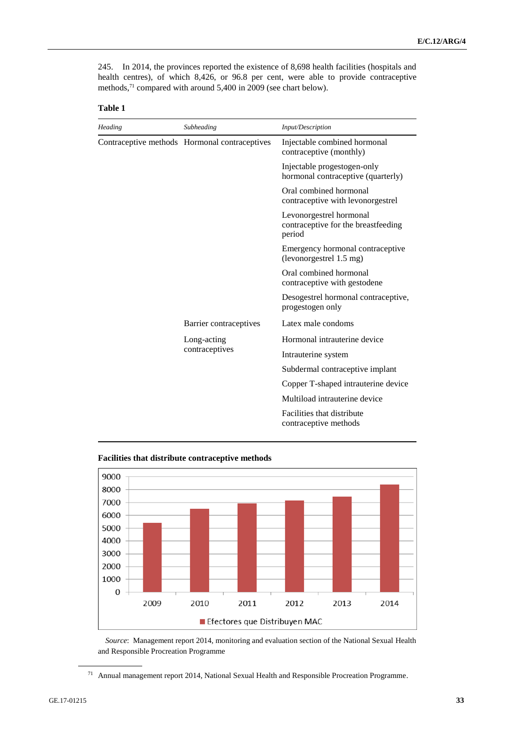245. In 2014, the provinces reported the existence of 8,698 health facilities (hospitals and health centres), of which 8,426, or 96.8 per cent, were able to provide contraceptive methods,[71] compared with around 5,400 in 2009 (see chart below).

**Table 1**

| *Heading* | *Subheading* | *Input/Description* |
|---|---|---|
| Contraceptive methods | Hormonal contraceptives | Injectable combined hormonal contraceptive (monthly) |
| | | Injectable progestogen-only hormonal contraceptive (quarterly) |
| | | Oral combined hormonal contraceptive with levonorgestrel |
| | | Levonorgestrel hormonal contraceptive for the breastfeeding period |
| | | Emergency hormonal contraceptive (levonorgestrel 1.5 mg) |
| | | Oral combined hormonal contraceptive with gestodene |
| | | Desogestrel hormonal contraceptive, progestogen only |
| | Barrier contraceptives | Latex male condoms |
| | Long-acting contraceptives | Hormonal intrauterine device |
| | | Intrauterine system |
| | | Subdermal contraceptive implant |
| | | Copper T-shaped intrauterine device |
| | | Multiload intrauterine device |
| | | Facilities that distribute contraceptive methods |

**Facilities that distribute contraceptive methods**

*Source*: Management report 2014, monitoring and evaluation section of the National Sexual Health and Responsible Procreation Programme

[71] Annual management report 2014, National Sexual Health and Responsible Procreation Programme.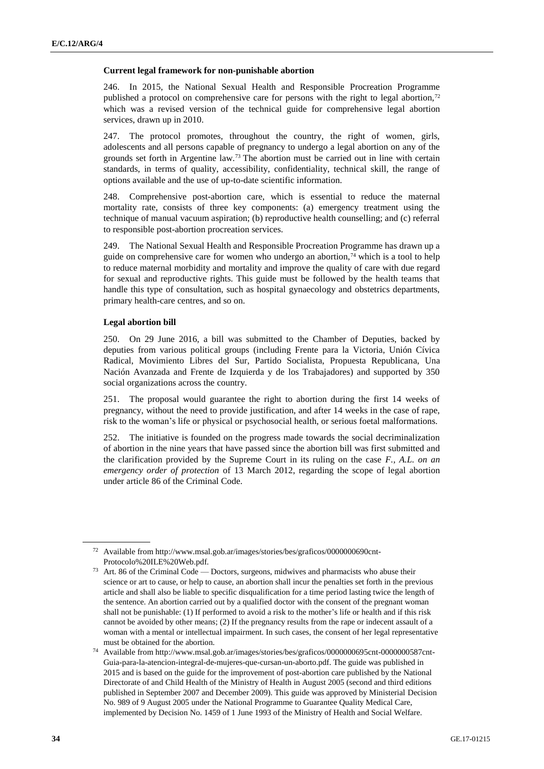### Current legal framework for non-punishable abortion

246. In 2015, the National Sexual Health and Responsible Procreation Programme published a protocol on comprehensive care for persons with the right to legal abortion,[72] which was a revised version of the technical guide for comprehensive legal abortion services, drawn up in 2010.

247. The protocol promotes, throughout the country, the right of women, girls, adolescents and all persons capable of pregnancy to undergo a legal abortion on any of the grounds set forth in Argentine law.[73] The abortion must be carried out in line with certain standards, in terms of quality, accessibility, confidentiality, technical skill, the range of options available and the use of up-to-date scientific information.

248. Comprehensive post-abortion care, which is essential to reduce the maternal mortality rate, consists of three key components: (a) emergency treatment using the technique of manual vacuum aspiration; (b) reproductive health counselling; and (c) referral to responsible post-abortion procreation services.

249. The National Sexual Health and Responsible Procreation Programme has drawn up a guide on comprehensive care for women who undergo an abortion,[74] which is a tool to help to reduce maternal morbidity and mortality and improve the quality of care with due regard for sexual and reproductive rights. This guide must be followed by the health teams that handle this type of consultation, such as hospital gynaecology and obstetrics departments, primary health-care centres, and so on.

### Legal abortion bill

250. On 29 June 2016, a bill was submitted to the Chamber of Deputies, backed by deputies from various political groups (including Frente para la Victoria, Unión Cívica Radical, Movimiento Libres del Sur, Partido Socialista, Propuesta Republicana, Una Nación Avanzada and Frente de Izquierda y de los Trabajadores) and supported by 350 social organizations across the country.

251. The proposal would guarantee the right to abortion during the first 14 weeks of pregnancy, without the need to provide justification, and after 14 weeks in the case of rape, risk to the woman's life or physical or psychosocial health, or serious foetal malformations.

252. The initiative is founded on the progress made towards the social decriminalization of abortion in the nine years that have passed since the abortion bill was first submitted and the clarification provided by the Supreme Court in its ruling on the case *F., A.L. on an emergency order of protection* of 13 March 2012, regarding the scope of legal abortion under article 86 of the Criminal Code.

---

[72] Available from http://www.msal.gob.ar/images/stories/bes/graficos/0000000690cnt-Protocolo%20ILE%20Web.pdf.

[73] Art. 86 of the Criminal Code — Doctors, surgeons, midwives and pharmacists who abuse their science or art to cause, or help to cause, an abortion shall incur the penalties set forth in the previous article and shall also be liable to specific disqualification for a time period lasting twice the length of the sentence. An abortion carried out by a qualified doctor with the consent of the pregnant woman shall not be punishable: (1) If performed to avoid a risk to the mother's life or health and if this risk cannot be avoided by other means; (2) If the pregnancy results from the rape or indecent assault of a woman with a mental or intellectual impairment. In such cases, the consent of her legal representative must be obtained for the abortion.

[74] Available from http://www.msal.gob.ar/images/stories/bes/graficos/0000000695cnt-0000000587cnt-Guia-para-la-atencion-integral-de-mujeres-que-cursan-un-aborto.pdf. The guide was published in 2015 and is based on the guide for the improvement of post-abortion care published by the National Directorate of and Child Health of the Ministry of Health in August 2005 (second and third editions published in September 2007 and December 2009). This guide was approved by Ministerial Decision No. 989 of 9 August 2005 under the National Programme to Guarantee Quality Medical Care, implemented by Decision No. 1459 of 1 June 1993 of the Ministry of Health and Social Welfare.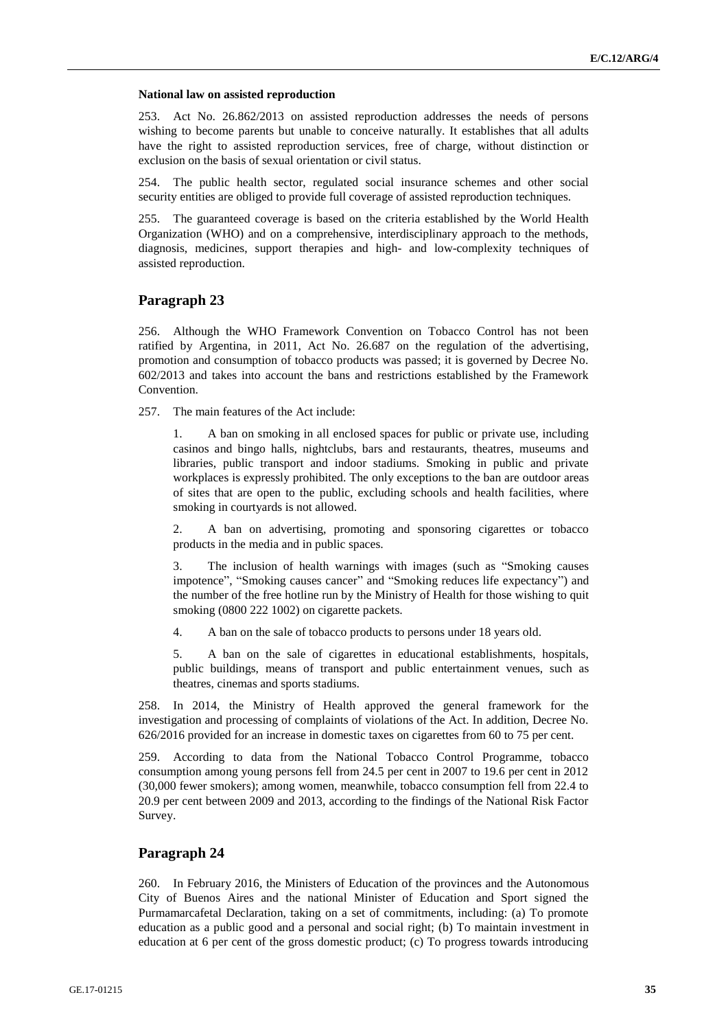**National law on assisted reproduction**

253. Act No. 26.862/2013 on assisted reproduction addresses the needs of persons wishing to become parents but unable to conceive naturally. It establishes that all adults have the right to assisted reproduction services, free of charge, without distinction or exclusion on the basis of sexual orientation or civil status.

254. The public health sector, regulated social insurance schemes and other social security entities are obliged to provide full coverage of assisted reproduction techniques.

255. The guaranteed coverage is based on the criteria established by the World Health Organization (WHO) and on a comprehensive, interdisciplinary approach to the methods, diagnosis, medicines, support therapies and high- and low-complexity techniques of assisted reproduction.

## Paragraph 23

256. Although the WHO Framework Convention on Tobacco Control has not been ratified by Argentina, in 2011, Act No. 26.687 on the regulation of the advertising, promotion and consumption of tobacco products was passed; it is governed by Decree No. 602/2013 and takes into account the bans and restrictions established by the Framework Convention.

257. The main features of the Act include:

1. A ban on smoking in all enclosed spaces for public or private use, including casinos and bingo halls, nightclubs, bars and restaurants, theatres, museums and libraries, public transport and indoor stadiums. Smoking in public and private workplaces is expressly prohibited. The only exceptions to the ban are outdoor areas of sites that are open to the public, excluding schools and health facilities, where smoking in courtyards is not allowed.

2. A ban on advertising, promoting and sponsoring cigarettes or tobacco products in the media and in public spaces.

3. The inclusion of health warnings with images (such as "Smoking causes impotence", "Smoking causes cancer" and "Smoking reduces life expectancy") and the number of the free hotline run by the Ministry of Health for those wishing to quit smoking (0800 222 1002) on cigarette packets.

4. A ban on the sale of tobacco products to persons under 18 years old.

5. A ban on the sale of cigarettes in educational establishments, hospitals, public buildings, means of transport and public entertainment venues, such as theatres, cinemas and sports stadiums.

258. In 2014, the Ministry of Health approved the general framework for the investigation and processing of complaints of violations of the Act. In addition, Decree No. 626/2016 provided for an increase in domestic taxes on cigarettes from 60 to 75 per cent.

259. According to data from the National Tobacco Control Programme, tobacco consumption among young persons fell from 24.5 per cent in 2007 to 19.6 per cent in 2012 (30,000 fewer smokers); among women, meanwhile, tobacco consumption fell from 22.4 to 20.9 per cent between 2009 and 2013, according to the findings of the National Risk Factor Survey.

## Paragraph 24

260. In February 2016, the Ministers of Education of the provinces and the Autonomous City of Buenos Aires and the national Minister of Education and Sport signed the Purmamarcafetal Declaration, taking on a set of commitments, including: (a) To promote education as a public good and a personal and social right; (b) To maintain investment in education at 6 per cent of the gross domestic product; (c) To progress towards introducing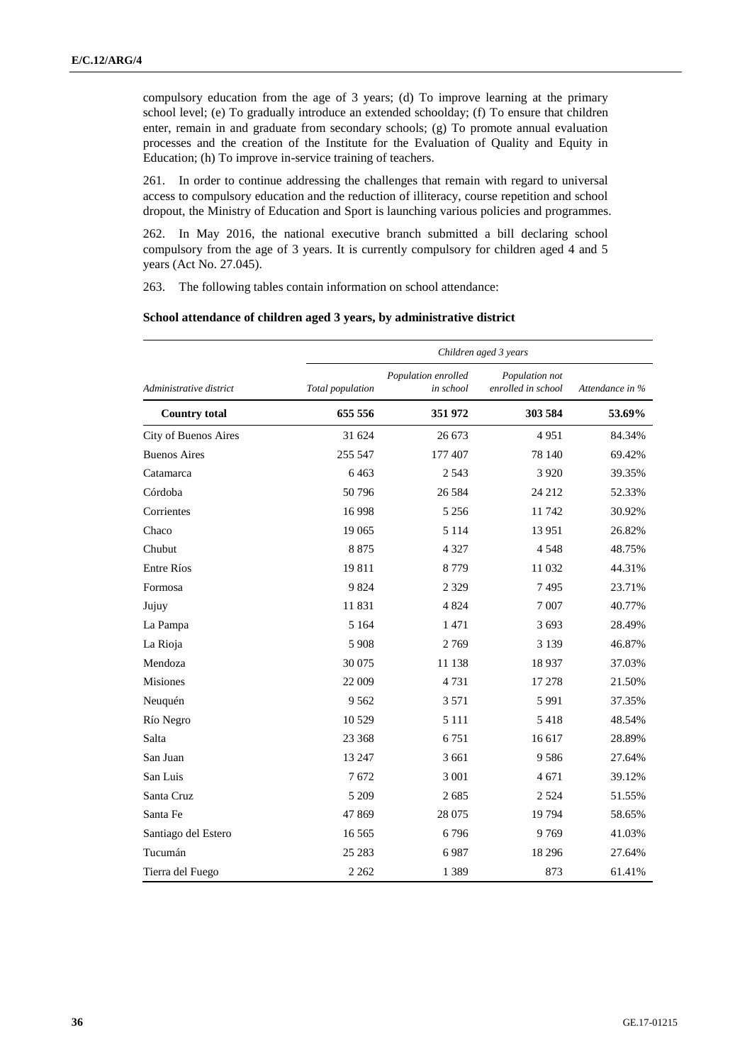compulsory education from the age of 3 years; (d) To improve learning at the primary school level; (e) To gradually introduce an extended schoolday; (f) To ensure that children enter, remain in and graduate from secondary schools; (g) To promote annual evaluation processes and the creation of the Institute for the Evaluation of Quality and Equity in Education; (h) To improve in-service training of teachers.

261. In order to continue addressing the challenges that remain with regard to universal access to compulsory education and the reduction of illiteracy, course repetition and school dropout, the Ministry of Education and Sport is launching various policies and programmes.

262. In May 2016, the national executive branch submitted a bill declaring school compulsory from the age of 3 years. It is currently compulsory for children aged 4 and 5 years (Act No. 27.045).

263. The following tables contain information on school attendance:

**School attendance of children aged 3 years, by administrative district**

| | *Children aged 3 years* | | | |
|---|---|---|---|---|
| *Administrative district* | *Total population* | *Population enrolled in school* | *Population not enrolled in school* | *Attendance in %* |
| **Country total** | **655 556** | **351 972** | **303 584** | **53.69%** |
| City of Buenos Aires | 31 624 | 26 673 | 4 951 | 84.34% |
| Buenos Aires | 255 547 | 177 407 | 78 140 | 69.42% |
| Catamarca | 6 463 | 2 543 | 3 920 | 39.35% |
| Córdoba | 50 796 | 26 584 | 24 212 | 52.33% |
| Corrientes | 16 998 | 5 256 | 11 742 | 30.92% |
| Chaco | 19 065 | 5 114 | 13 951 | 26.82% |
| Chubut | 8 875 | 4 327 | 4 548 | 48.75% |
| Entre Ríos | 19 811 | 8 779 | 11 032 | 44.31% |
| Formosa | 9 824 | 2 329 | 7 495 | 23.71% |
| Jujuy | 11 831 | 4 824 | 7 007 | 40.77% |
| La Pampa | 5 164 | 1 471 | 3 693 | 28.49% |
| La Rioja | 5 908 | 2 769 | 3 139 | 46.87% |
| Mendoza | 30 075 | 11 138 | 18 937 | 37.03% |
| Misiones | 22 009 | 4 731 | 17 278 | 21.50% |
| Neuquén | 9 562 | 3 571 | 5 991 | 37.35% |
| Río Negro | 10 529 | 5 111 | 5 418 | 48.54% |
| Salta | 23 368 | 6 751 | 16 617 | 28.89% |
| San Juan | 13 247 | 3 661 | 9 586 | 27.64% |
| San Luis | 7 672 | 3 001 | 4 671 | 39.12% |
| Santa Cruz | 5 209 | 2 685 | 2 524 | 51.55% |
| Santa Fe | 47 869 | 28 075 | 19 794 | 58.65% |
| Santiago del Estero | 16 565 | 6 796 | 9 769 | 41.03% |
| Tucumán | 25 283 | 6 987 | 18 296 | 27.64% |
| Tierra del Fuego | 2 262 | 1 389 | 873 | 61.41% |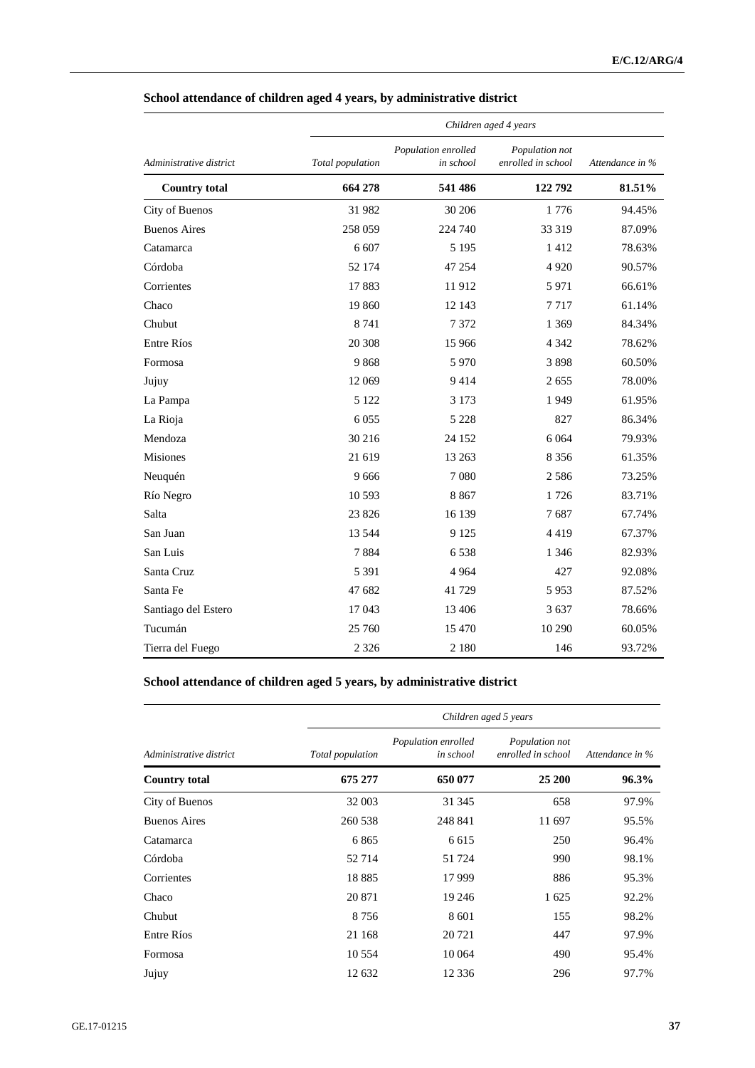### School attendance of children aged 4 years, by administrative district

| Administrative district | Children aged 4 years | | | |
|---|---|---|---|---|
| | *Total population* | *Population enrolled in school* | *Population not enrolled in school* | *Attendance in %* |
| **Country total** | **664 278** | **541 486** | **122 792** | **81.51%** |
| City of Buenos | 31 982 | 30 206 | 1 776 | 94.45% |
| Buenos Aires | 258 059 | 224 740 | 33 319 | 87.09% |
| Catamarca | 6 607 | 5 195 | 1 412 | 78.63% |
| Córdoba | 52 174 | 47 254 | 4 920 | 90.57% |
| Corrientes | 17 883 | 11 912 | 5 971 | 66.61% |
| Chaco | 19 860 | 12 143 | 7 717 | 61.14% |
| Chubut | 8 741 | 7 372 | 1 369 | 84.34% |
| Entre Ríos | 20 308 | 15 966 | 4 342 | 78.62% |
| Formosa | 9 868 | 5 970 | 3 898 | 60.50% |
| Jujuy | 12 069 | 9 414 | 2 655 | 78.00% |
| La Pampa | 5 122 | 3 173 | 1 949 | 61.95% |
| La Rioja | 6 055 | 5 228 | 827 | 86.34% |
| Mendoza | 30 216 | 24 152 | 6 064 | 79.93% |
| Misiones | 21 619 | 13 263 | 8 356 | 61.35% |
| Neuquén | 9 666 | 7 080 | 2 586 | 73.25% |
| Río Negro | 10 593 | 8 867 | 1 726 | 83.71% |
| Salta | 23 826 | 16 139 | 7 687 | 67.74% |
| San Juan | 13 544 | 9 125 | 4 419 | 67.37% |
| San Luis | 7 884 | 6 538 | 1 346 | 82.93% |
| Santa Cruz | 5 391 | 4 964 | 427 | 92.08% |
| Santa Fe | 47 682 | 41 729 | 5 953 | 87.52% |
| Santiago del Estero | 17 043 | 13 406 | 3 637 | 78.66% |
| Tucumán | 25 760 | 15 470 | 10 290 | 60.05% |
| Tierra del Fuego | 2 326 | 2 180 | 146 | 93.72% |

### School attendance of children aged 5 years, by administrative district

| Administrative district | Children aged 5 years | | | |
|---|---|---|---|---|
| | *Total population* | *Population enrolled in school* | *Population not enrolled in school* | *Attendance in %* |
| **Country total** | **675 277** | **650 077** | **25 200** | **96.3%** |
| City of Buenos | 32 003 | 31 345 | 658 | 97.9% |
| Buenos Aires | 260 538 | 248 841 | 11 697 | 95.5% |
| Catamarca | 6 865 | 6 615 | 250 | 96.4% |
| Córdoba | 52 714 | 51 724 | 990 | 98.1% |
| Corrientes | 18 885 | 17 999 | 886 | 95.3% |
| Chaco | 20 871 | 19 246 | 1 625 | 92.2% |
| Chubut | 8 756 | 8 601 | 155 | 98.2% |
| Entre Ríos | 21 168 | 20 721 | 447 | 97.9% |
| Formosa | 10 554 | 10 064 | 490 | 95.4% |
| Jujuy | 12 632 | 12 336 | 296 | 97.7% |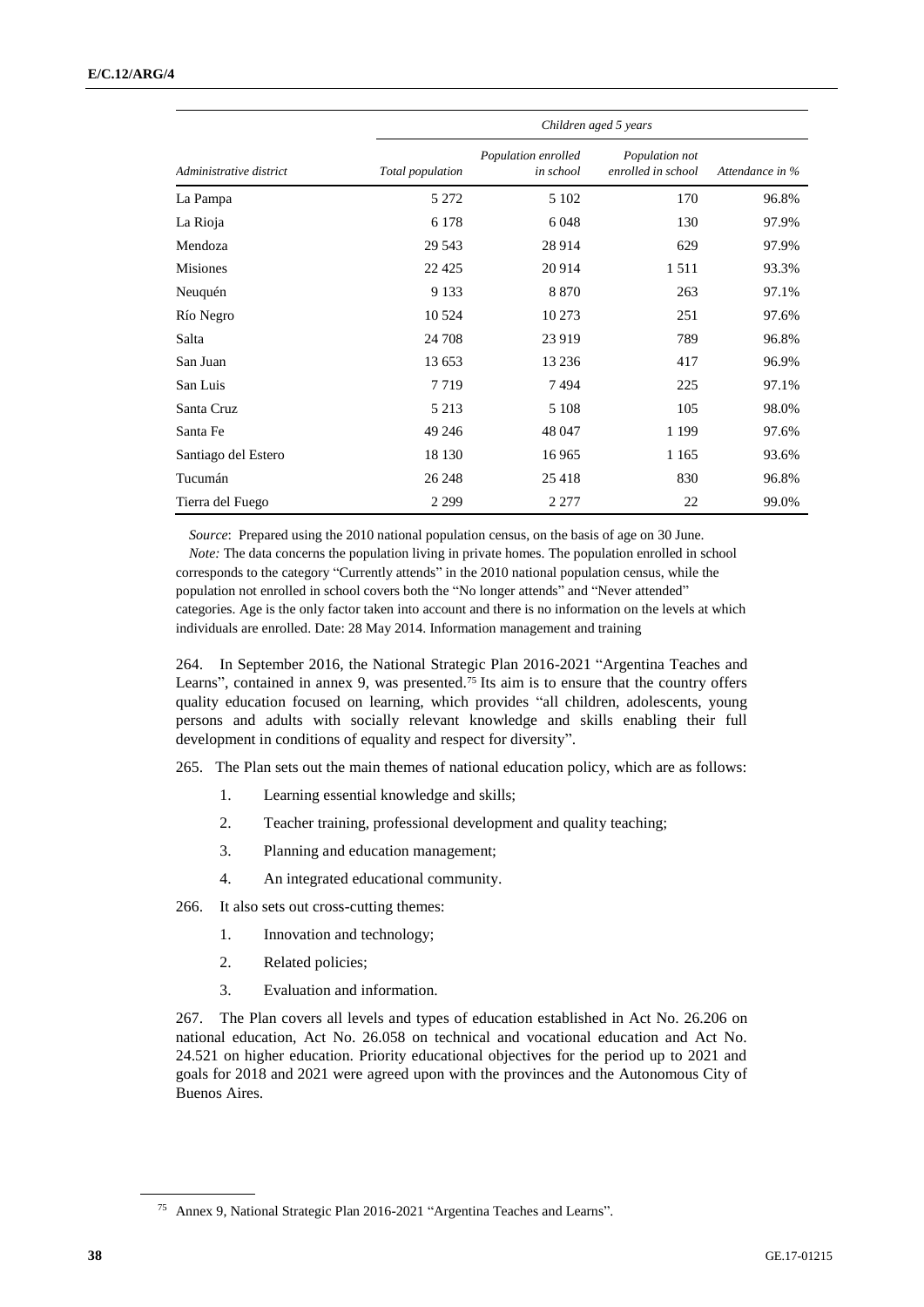| Administrative district | Children aged 5 years | | | |
|---|---|---|---|---|
| | *Total population* | *Population enrolled in school* | *Population not enrolled in school* | *Attendance in %* |
| La Pampa | 5 272 | 5 102 | 170 | 96.8% |
| La Rioja | 6 178 | 6 048 | 130 | 97.9% |
| Mendoza | 29 543 | 28 914 | 629 | 97.9% |
| Misiones | 22 425 | 20 914 | 1 511 | 93.3% |
| Neuquén | 9 133 | 8 870 | 263 | 97.1% |
| Río Negro | 10 524 | 10 273 | 251 | 97.6% |
| Salta | 24 708 | 23 919 | 789 | 96.8% |
| San Juan | 13 653 | 13 236 | 417 | 96.9% |
| San Luis | 7 719 | 7 494 | 225 | 97.1% |
| Santa Cruz | 5 213 | 5 108 | 105 | 98.0% |
| Santa Fe | 49 246 | 48 047 | 1 199 | 97.6% |
| Santiago del Estero | 18 130 | 16 965 | 1 165 | 93.6% |
| Tucumán | 26 248 | 25 418 | 830 | 96.8% |
| Tierra del Fuego | 2 299 | 2 277 | 22 | 99.0% |

*Source*: Prepared using the 2010 national population census, on the basis of age on 30 June.

*Note:* The data concerns the population living in private homes. The population enrolled in school corresponds to the category "Currently attends" in the 2010 national population census, while the population not enrolled in school covers both the "No longer attends" and "Never attended" categories. Age is the only factor taken into account and there is no information on the levels at which individuals are enrolled. Date: 28 May 2014. Information management and training

264. In September 2016, the National Strategic Plan 2016-2021 "Argentina Teaches and Learns", contained in annex 9, was presented.[75] Its aim is to ensure that the country offers quality education focused on learning, which provides "all children, adolescents, young persons and adults with socially relevant knowledge and skills enabling their full development in conditions of equality and respect for diversity".

265. The Plan sets out the main themes of national education policy, which are as follows:

1. Learning essential knowledge and skills;
2. Teacher training, professional development and quality teaching;
3. Planning and education management;
4. An integrated educational community.

266. It also sets out cross-cutting themes:

1. Innovation and technology;
2. Related policies;
3. Evaluation and information.

267. The Plan covers all levels and types of education established in Act No. 26.206 on national education, Act No. 26.058 on technical and vocational education and Act No. 24.521 on higher education. Priority educational objectives for the period up to 2021 and goals for 2018 and 2021 were agreed upon with the provinces and the Autonomous City of Buenos Aires.

[75] Annex 9, National Strategic Plan 2016-2021 "Argentina Teaches and Learns".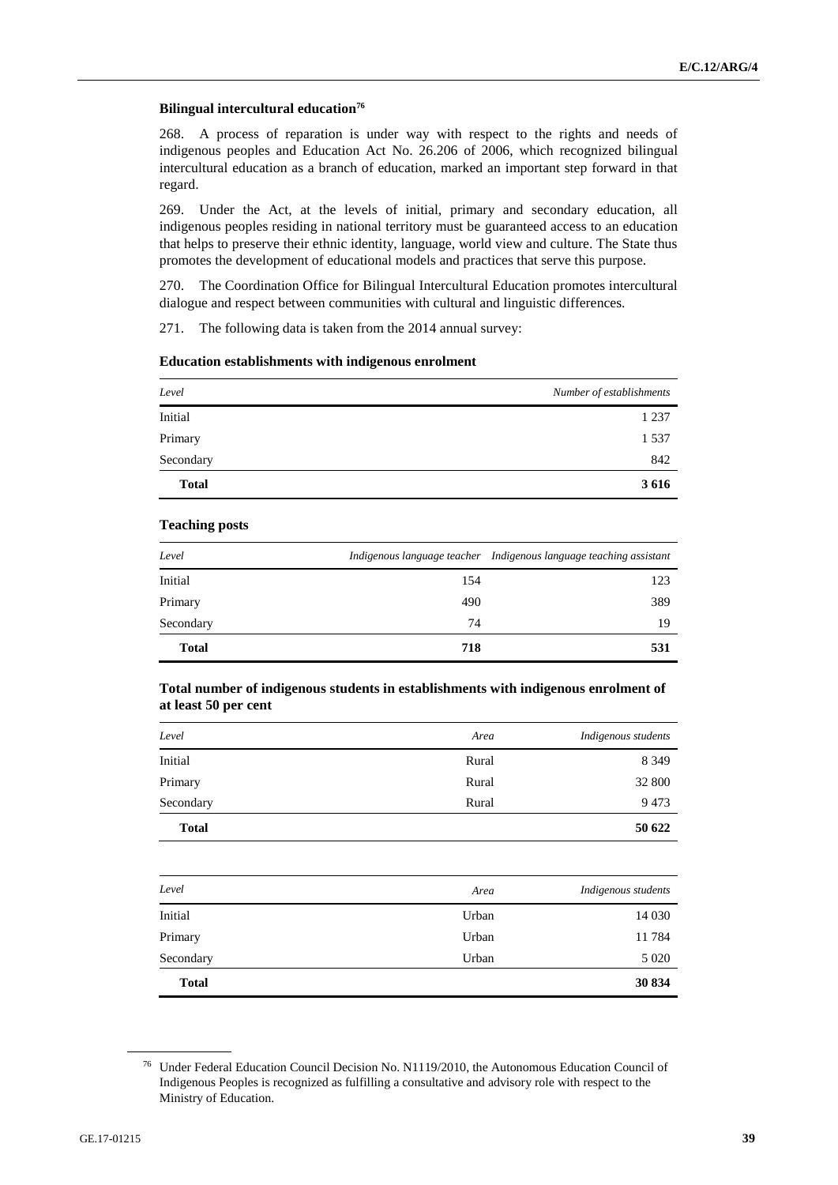### Bilingual intercultural education[76]

268. A process of reparation is under way with respect to the rights and needs of indigenous peoples and Education Act No. 26.206 of 2006, which recognized bilingual intercultural education as a branch of education, marked an important step forward in that regard.

269. Under the Act, at the levels of initial, primary and secondary education, all indigenous peoples residing in national territory must be guaranteed access to an education that helps to preserve their ethnic identity, language, world view and culture. The State thus promotes the development of educational models and practices that serve this purpose.

270. The Coordination Office for Bilingual Intercultural Education promotes intercultural dialogue and respect between communities with cultural and linguistic differences.

271. The following data is taken from the 2014 annual survey:

**Education establishments with indigenous enrolment**

| *Level* | *Number of establishments* |
|---|---|
| Initial | 1 237 |
| Primary | 1 537 |
| Secondary | 842 |
| **Total** | **3 616** |

**Teaching posts**

| *Level* | *Indigenous language teacher* | *Indigenous language teaching assistant* |
|---|---|---|
| Initial | 154 | 123 |
| Primary | 490 | 389 |
| Secondary | 74 | 19 |
| **Total** | **718** | **531** |

**Total number of indigenous students in establishments with indigenous enrolment of at least 50 per cent**

| *Level* | *Area* | *Indigenous students* |
|---|---|---|
| Initial | Rural | 8 349 |
| Primary | Rural | 32 800 |
| Secondary | Rural | 9 473 |
| **Total** | | **50 622** |

| *Level* | *Area* | *Indigenous students* |
|---|---|---|
| Initial | Urban | 14 030 |
| Primary | Urban | 11 784 |
| Secondary | Urban | 5 020 |
| **Total** | | **30 834** |

[76] Under Federal Education Council Decision No. N1119/2010, the Autonomous Education Council of Indigenous Peoples is recognized as fulfilling a consultative and advisory role with respect to the Ministry of Education.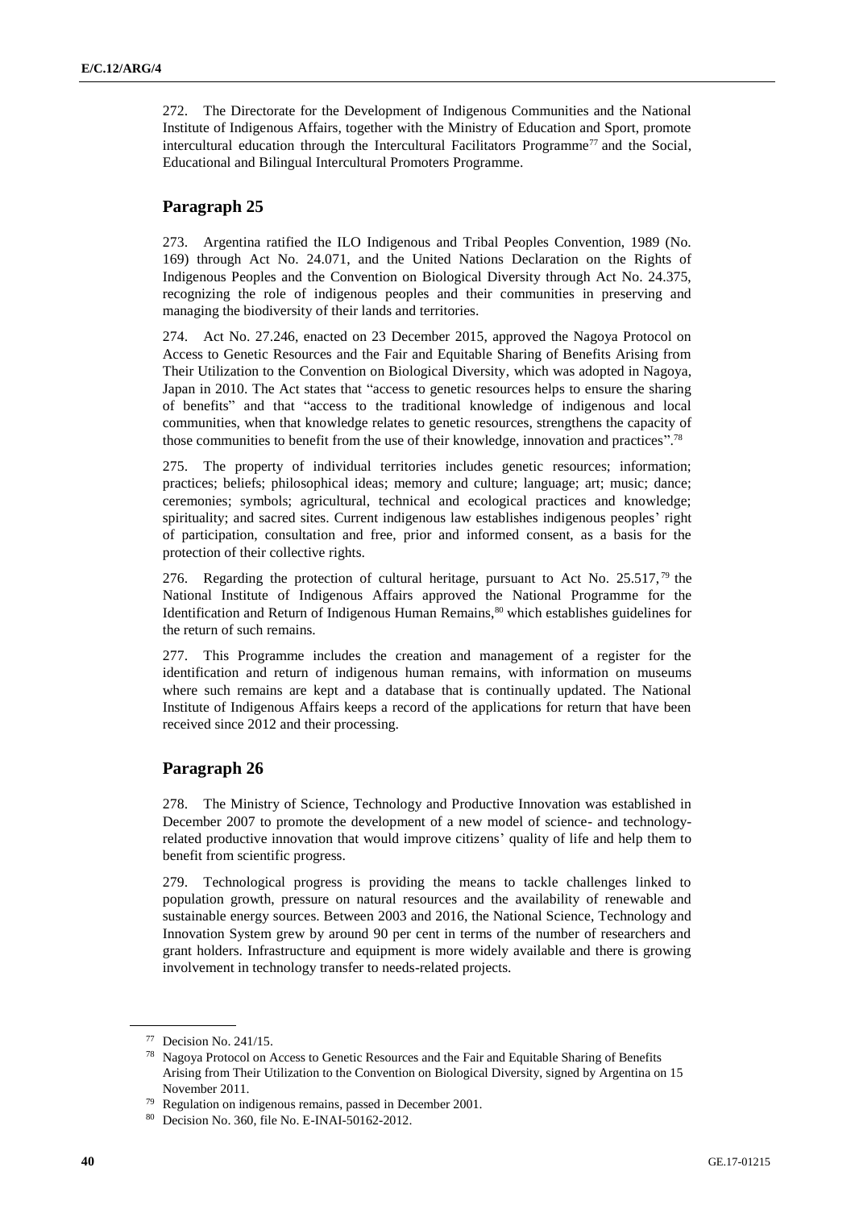272. The Directorate for the Development of Indigenous Communities and the National Institute of Indigenous Affairs, together with the Ministry of Education and Sport, promote intercultural education through the Intercultural Facilitators Programme[77] and the Social, Educational and Bilingual Intercultural Promoters Programme.

## Paragraph 25

273. Argentina ratified the ILO Indigenous and Tribal Peoples Convention, 1989 (No. 169) through Act No. 24.071, and the United Nations Declaration on the Rights of Indigenous Peoples and the Convention on Biological Diversity through Act No. 24.375, recognizing the role of indigenous peoples and their communities in preserving and managing the biodiversity of their lands and territories.

274. Act No. 27.246, enacted on 23 December 2015, approved the Nagoya Protocol on Access to Genetic Resources and the Fair and Equitable Sharing of Benefits Arising from Their Utilization to the Convention on Biological Diversity, which was adopted in Nagoya, Japan in 2010. The Act states that "access to genetic resources helps to ensure the sharing of benefits" and that "access to the traditional knowledge of indigenous and local communities, when that knowledge relates to genetic resources, strengthens the capacity of those communities to benefit from the use of their knowledge, innovation and practices".[78]

275. The property of individual territories includes genetic resources; information; practices; beliefs; philosophical ideas; memory and culture; language; art; music; dance; ceremonies; symbols; agricultural, technical and ecological practices and knowledge; spirituality; and sacred sites. Current indigenous law establishes indigenous peoples' right of participation, consultation and free, prior and informed consent, as a basis for the protection of their collective rights.

276. Regarding the protection of cultural heritage, pursuant to Act No. 25.517,[79] the National Institute of Indigenous Affairs approved the National Programme for the Identification and Return of Indigenous Human Remains,[80] which establishes guidelines for the return of such remains.

277. This Programme includes the creation and management of a register for the identification and return of indigenous human remains, with information on museums where such remains are kept and a database that is continually updated. The National Institute of Indigenous Affairs keeps a record of the applications for return that have been received since 2012 and their processing.

## Paragraph 26

278. The Ministry of Science, Technology and Productive Innovation was established in December 2007 to promote the development of a new model of science- and technology-related productive innovation that would improve citizens' quality of life and help them to benefit from scientific progress.

279. Technological progress is providing the means to tackle challenges linked to population growth, pressure on natural resources and the availability of renewable and sustainable energy sources. Between 2003 and 2016, the National Science, Technology and Innovation System grew by around 90 per cent in terms of the number of researchers and grant holders. Infrastructure and equipment is more widely available and there is growing involvement in technology transfer to needs-related projects.

---

[77] Decision No. 241/15.

[78] Nagoya Protocol on Access to Genetic Resources and the Fair and Equitable Sharing of Benefits Arising from Their Utilization to the Convention on Biological Diversity, signed by Argentina on 15 November 2011.

[79] Regulation on indigenous remains, passed in December 2001.

[80] Decision No. 360, file No. E-INAI-50162-2012.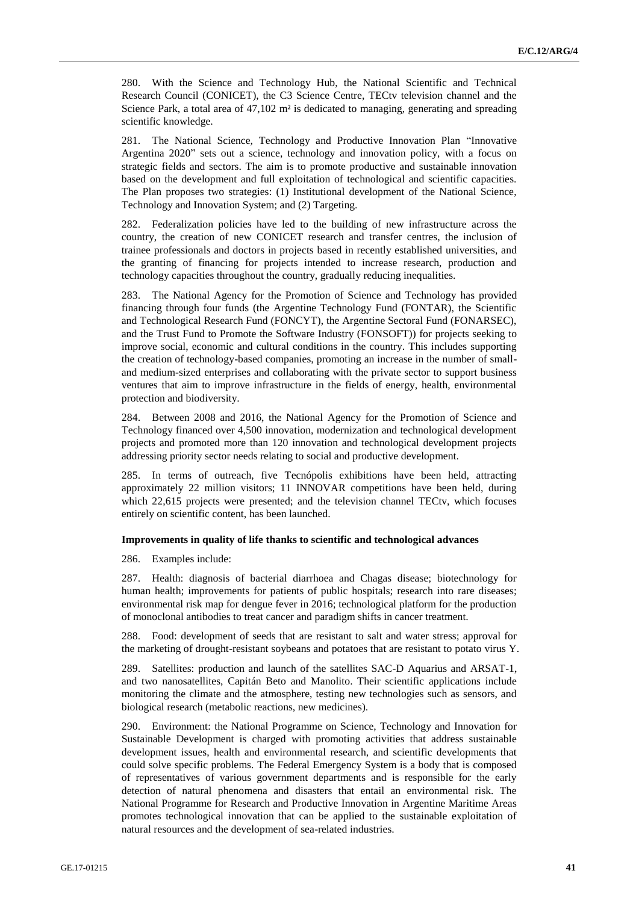280. With the Science and Technology Hub, the National Scientific and Technical Research Council (CONICET), the C3 Science Centre, TECtv television channel and the Science Park, a total area of 47,102 m² is dedicated to managing, generating and spreading scientific knowledge.

281. The National Science, Technology and Productive Innovation Plan "Innovative Argentina 2020" sets out a science, technology and innovation policy, with a focus on strategic fields and sectors. The aim is to promote productive and sustainable innovation based on the development and full exploitation of technological and scientific capacities. The Plan proposes two strategies: (1) Institutional development of the National Science, Technology and Innovation System; and (2) Targeting.

282. Federalization policies have led to the building of new infrastructure across the country, the creation of new CONICET research and transfer centres, the inclusion of trainee professionals and doctors in projects based in recently established universities, and the granting of financing for projects intended to increase research, production and technology capacities throughout the country, gradually reducing inequalities.

283. The National Agency for the Promotion of Science and Technology has provided financing through four funds (the Argentine Technology Fund (FONTAR), the Scientific and Technological Research Fund (FONCYT), the Argentine Sectoral Fund (FONARSEC), and the Trust Fund to Promote the Software Industry (FONSOFT)) for projects seeking to improve social, economic and cultural conditions in the country. This includes supporting the creation of technology-based companies, promoting an increase in the number of small- and medium-sized enterprises and collaborating with the private sector to support business ventures that aim to improve infrastructure in the fields of energy, health, environmental protection and biodiversity.

284. Between 2008 and 2016, the National Agency for the Promotion of Science and Technology financed over 4,500 innovation, modernization and technological development projects and promoted more than 120 innovation and technological development projects addressing priority sector needs relating to social and productive development.

285. In terms of outreach, five Tecnópolis exhibitions have been held, attracting approximately 22 million visitors; 11 INNOVAR competitions have been held, during which 22,615 projects were presented; and the television channel TECtv, which focuses entirely on scientific content, has been launched.

**Improvements in quality of life thanks to scientific and technological advances**

286. Examples include:

287. Health: diagnosis of bacterial diarrhoea and Chagas disease; biotechnology for human health; improvements for patients of public hospitals; research into rare diseases; environmental risk map for dengue fever in 2016; technological platform for the production of monoclonal antibodies to treat cancer and paradigm shifts in cancer treatment.

288. Food: development of seeds that are resistant to salt and water stress; approval for the marketing of drought-resistant soybeans and potatoes that are resistant to potato virus Y.

289. Satellites: production and launch of the satellites SAC-D Aquarius and ARSAT-1, and two nanosatellites, Capitán Beto and Manolito. Their scientific applications include monitoring the climate and the atmosphere, testing new technologies such as sensors, and biological research (metabolic reactions, new medicines).

290. Environment: the National Programme on Science, Technology and Innovation for Sustainable Development is charged with promoting activities that address sustainable development issues, health and environmental research, and scientific developments that could solve specific problems. The Federal Emergency System is a body that is composed of representatives of various government departments and is responsible for the early detection of natural phenomena and disasters that entail an environmental risk. The National Programme for Research and Productive Innovation in Argentine Maritime Areas promotes technological innovation that can be applied to the sustainable exploitation of natural resources and the development of sea-related industries.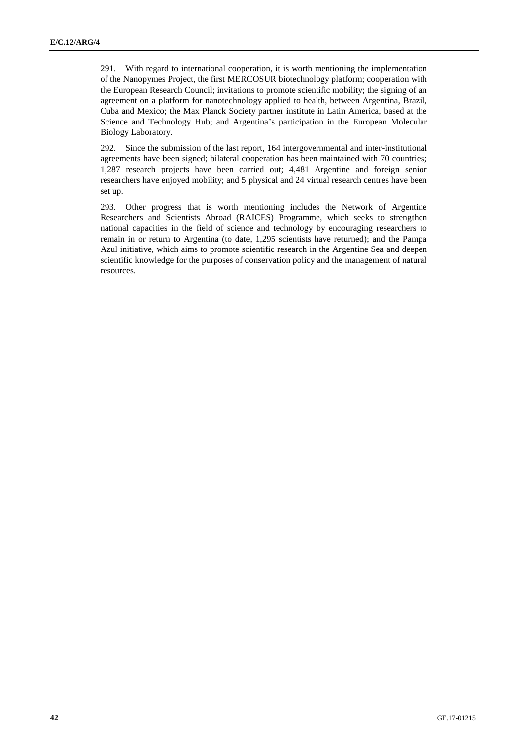291. With regard to international cooperation, it is worth mentioning the implementation of the Nanopymes Project, the first MERCOSUR biotechnology platform; cooperation with the European Research Council; invitations to promote scientific mobility; the signing of an agreement on a platform for nanotechnology applied to health, between Argentina, Brazil, Cuba and Mexico; the Max Planck Society partner institute in Latin America, based at the Science and Technology Hub; and Argentina's participation in the European Molecular Biology Laboratory.

292. Since the submission of the last report, 164 intergovernmental and inter-institutional agreements have been signed; bilateral cooperation has been maintained with 70 countries; 1,287 research projects have been carried out; 4,481 Argentine and foreign senior researchers have enjoyed mobility; and 5 physical and 24 virtual research centres have been set up.

293. Other progress that is worth mentioning includes the Network of Argentine Researchers and Scientists Abroad (RAICES) Programme, which seeks to strengthen national capacities in the field of science and technology by encouraging researchers to remain in or return to Argentina (to date, 1,295 scientists have returned); and the Pampa Azul initiative, which aims to promote scientific research in the Argentine Sea and deepen scientific knowledge for the purposes of conservation policy and the management of natural resources.